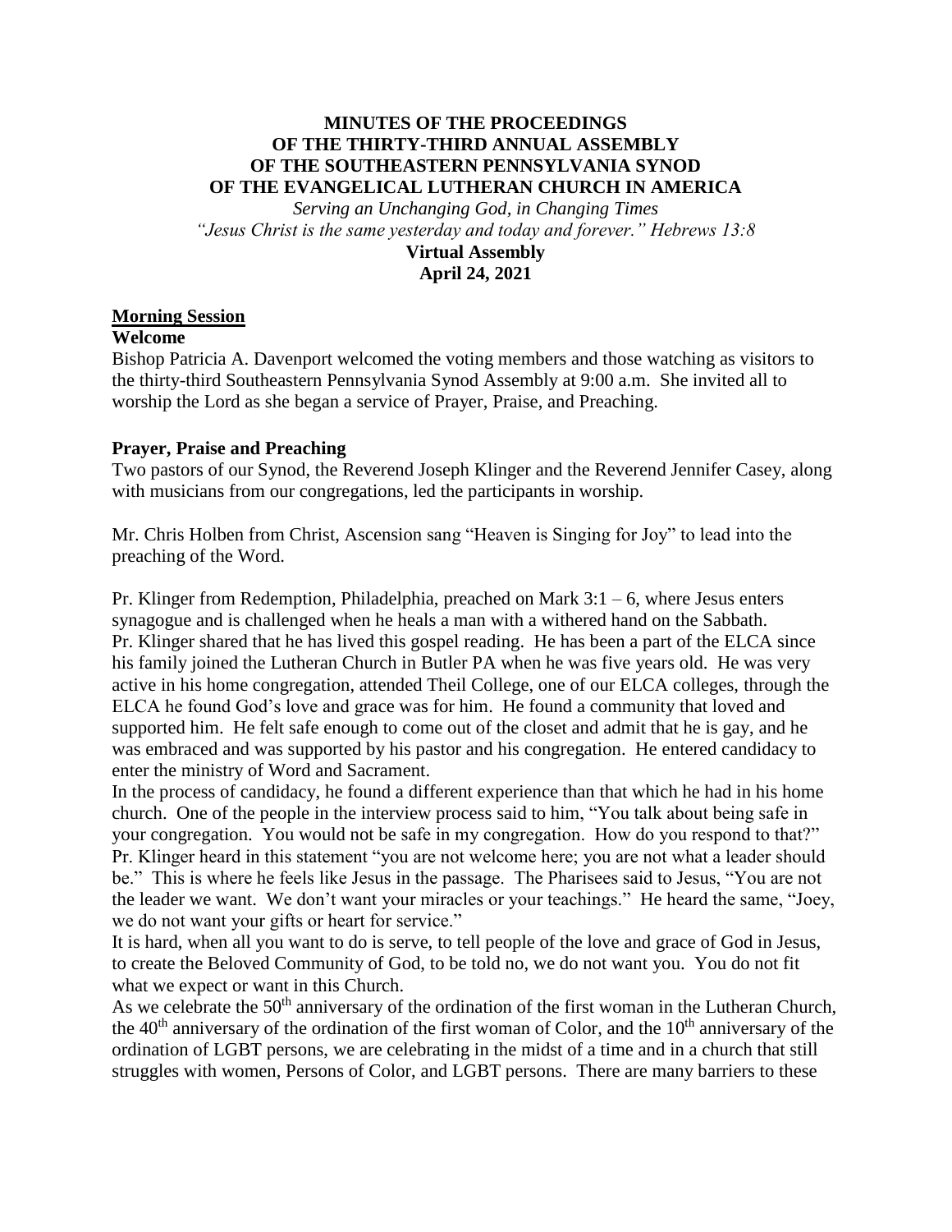# MINUTES OF THE PROCEEDINGS
# OF THE THIRTY-THIRD ANNUAL ASSEMBLY
# OF THE SOUTHEASTERN PENNSYLVANIA SYNOD
# OF THE EVANGELICAL LUTHERAN CHURCH IN AMERICA

*Serving an Unchanging God, in Changing Times*
*"Jesus Christ is the same yesterday and today and forever." Hebrews 13:8*

**Virtual Assembly**
**April 24, 2021**

## Morning Session

### Welcome

Bishop Patricia A. Davenport welcomed the voting members and those watching as visitors to the thirty-third Southeastern Pennsylvania Synod Assembly at 9:00 a.m. She invited all to worship the Lord as she began a service of Prayer, Praise, and Preaching.

### Prayer, Praise and Preaching

Two pastors of our Synod, the Reverend Joseph Klinger and the Reverend Jennifer Casey, along with musicians from our congregations, led the participants in worship.

Mr. Chris Holben from Christ, Ascension sang "Heaven is Singing for Joy" to lead into the preaching of the Word.

Pr. Klinger from Redemption, Philadelphia, preached on Mark 3:1 – 6, where Jesus enters synagogue and is challenged when he heals a man with a withered hand on the Sabbath.
Pr. Klinger shared that he has lived this gospel reading. He has been a part of the ELCA since his family joined the Lutheran Church in Butler PA when he was five years old. He was very active in his home congregation, attended Theil College, one of our ELCA colleges, through the ELCA he found God's love and grace was for him. He found a community that loved and supported him. He felt safe enough to come out of the closet and admit that he is gay, and he was embraced and was supported by his pastor and his congregation. He entered candidacy to enter the ministry of Word and Sacrament.
In the process of candidacy, he found a different experience than that which he had in his home church. One of the people in the interview process said to him, "You talk about being safe in your congregation. You would not be safe in my congregation. How do you respond to that?" Pr. Klinger heard in this statement "you are not welcome here; you are not what a leader should be." This is where he feels like Jesus in the passage. The Pharisees said to Jesus, "You are not the leader we want. We don't want your miracles or your teachings." He heard the same, "Joey, we do not want your gifts or heart for service."
It is hard, when all you want to do is serve, to tell people of the love and grace of God in Jesus, to create the Beloved Community of God, to be told no, we do not want you. You do not fit what we expect or want in this Church.
As we celebrate the 50th anniversary of the ordination of the first woman in the Lutheran Church, the 40th anniversary of the ordination of the first woman of Color, and the 10th anniversary of the ordination of LGBT persons, we are celebrating in the midst of a time and in a church that still struggles with women, Persons of Color, and LGBT persons. There are many barriers to these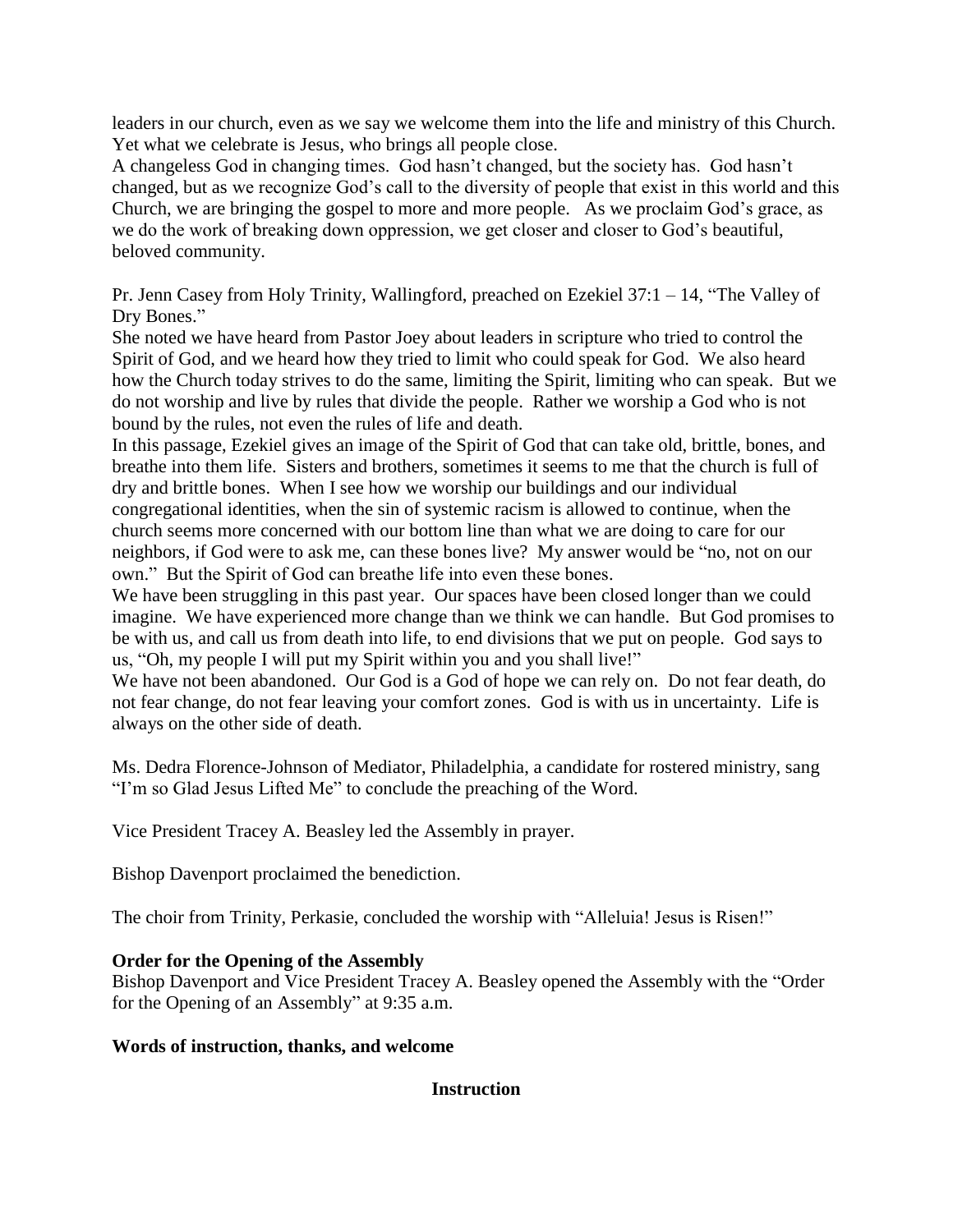leaders in our church, even as we say we welcome them into the life and ministry of this Church. Yet what we celebrate is Jesus, who brings all people close.

A changeless God in changing times. God hasn't changed, but the society has. God hasn't changed, but as we recognize God's call to the diversity of people that exist in this world and this Church, we are bringing the gospel to more and more people. As we proclaim God's grace, as we do the work of breaking down oppression, we get closer and closer to God's beautiful, beloved community.

Pr. Jenn Casey from Holy Trinity, Wallingford, preached on Ezekiel 37:1 – 14, "The Valley of Dry Bones."

She noted we have heard from Pastor Joey about leaders in scripture who tried to control the Spirit of God, and we heard how they tried to limit who could speak for God. We also heard how the Church today strives to do the same, limiting the Spirit, limiting who can speak. But we do not worship and live by rules that divide the people. Rather we worship a God who is not bound by the rules, not even the rules of life and death.

In this passage, Ezekiel gives an image of the Spirit of God that can take old, brittle, bones, and breathe into them life. Sisters and brothers, sometimes it seems to me that the church is full of dry and brittle bones. When I see how we worship our buildings and our individual congregational identities, when the sin of systemic racism is allowed to continue, when the church seems more concerned with our bottom line than what we are doing to care for our neighbors, if God were to ask me, can these bones live? My answer would be "no, not on our own." But the Spirit of God can breathe life into even these bones.

We have been struggling in this past year. Our spaces have been closed longer than we could imagine. We have experienced more change than we think we can handle. But God promises to be with us, and call us from death into life, to end divisions that we put on people. God says to us, "Oh, my people I will put my Spirit within you and you shall live!"

We have not been abandoned. Our God is a God of hope we can rely on. Do not fear death, do not fear change, do not fear leaving your comfort zones. God is with us in uncertainty. Life is always on the other side of death.

Ms. Dedra Florence-Johnson of Mediator, Philadelphia, a candidate for rostered ministry, sang "I'm so Glad Jesus Lifted Me" to conclude the preaching of the Word.

Vice President Tracey A. Beasley led the Assembly in prayer.

Bishop Davenport proclaimed the benediction.

The choir from Trinity, Perkasie, concluded the worship with "Alleluia! Jesus is Risen!"

**Order for the Opening of the Assembly**

Bishop Davenport and Vice President Tracey A. Beasley opened the Assembly with the "Order for the Opening of an Assembly" at 9:35 a.m.

**Words of instruction, thanks, and welcome**

**Instruction**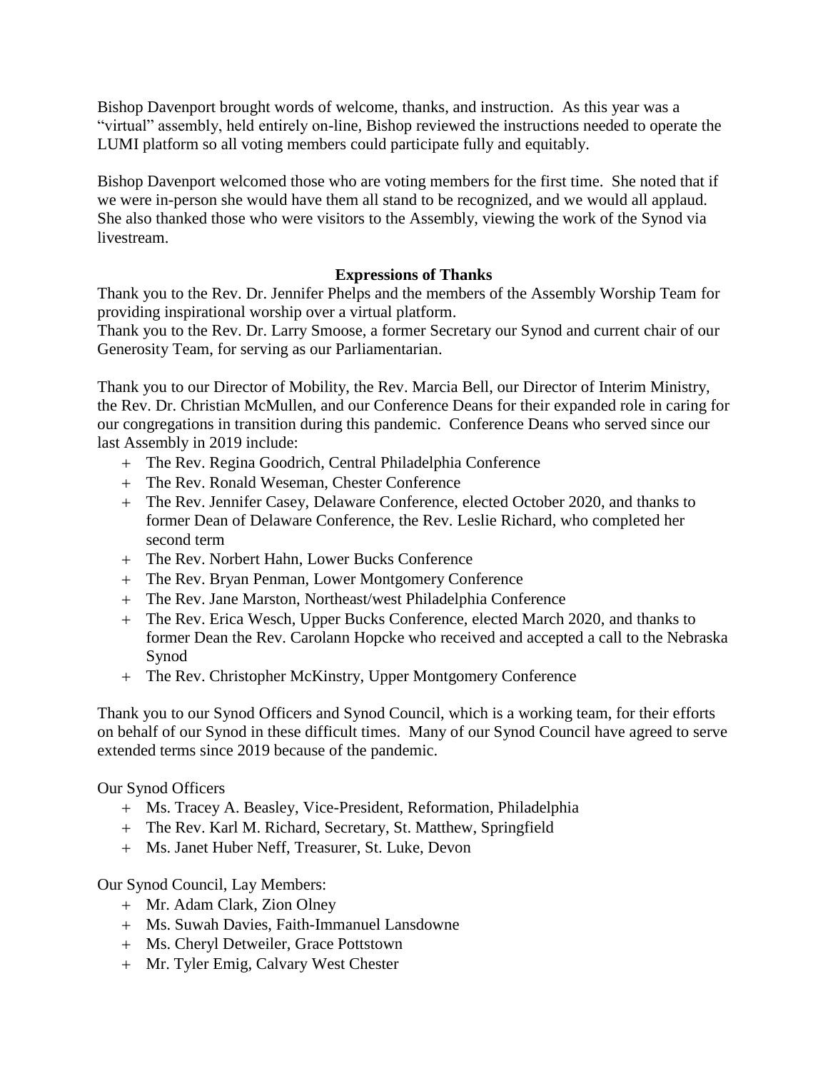Bishop Davenport brought words of welcome, thanks, and instruction. As this year was a "virtual" assembly, held entirely on-line, Bishop reviewed the instructions needed to operate the LUMI platform so all voting members could participate fully and equitably.

Bishop Davenport welcomed those who are voting members for the first time. She noted that if we were in-person she would have them all stand to be recognized, and we would all applaud. She also thanked those who were visitors to the Assembly, viewing the work of the Synod via livestream.

**Expressions of Thanks**

Thank you to the Rev. Dr. Jennifer Phelps and the members of the Assembly Worship Team for providing inspirational worship over a virtual platform.
Thank you to the Rev. Dr. Larry Smoose, a former Secretary our Synod and current chair of our Generosity Team, for serving as our Parliamentarian.

Thank you to our Director of Mobility, the Rev. Marcia Bell, our Director of Interim Ministry, the Rev. Dr. Christian McMullen, and our Conference Deans for their expanded role in caring for our congregations in transition during this pandemic. Conference Deans who served since our last Assembly in 2019 include:

+ The Rev. Regina Goodrich, Central Philadelphia Conference
+ The Rev. Ronald Weseman, Chester Conference
+ The Rev. Jennifer Casey, Delaware Conference, elected October 2020, and thanks to former Dean of Delaware Conference, the Rev. Leslie Richard, who completed her second term
+ The Rev. Norbert Hahn, Lower Bucks Conference
+ The Rev. Bryan Penman, Lower Montgomery Conference
+ The Rev. Jane Marston, Northeast/west Philadelphia Conference
+ The Rev. Erica Wesch, Upper Bucks Conference, elected March 2020, and thanks to former Dean the Rev. Carolann Hopcke who received and accepted a call to the Nebraska Synod
+ The Rev. Christopher McKinstry, Upper Montgomery Conference

Thank you to our Synod Officers and Synod Council, which is a working team, for their efforts on behalf of our Synod in these difficult times. Many of our Synod Council have agreed to serve extended terms since 2019 because of the pandemic.

Our Synod Officers

+ Ms. Tracey A. Beasley, Vice-President, Reformation, Philadelphia
+ The Rev. Karl M. Richard, Secretary, St. Matthew, Springfield
+ Ms. Janet Huber Neff, Treasurer, St. Luke, Devon

Our Synod Council, Lay Members:

+ Mr. Adam Clark, Zion Olney
+ Ms. Suwah Davies, Faith-Immanuel Lansdowne
+ Ms. Cheryl Detweiler, Grace Pottstown
+ Mr. Tyler Emig, Calvary West Chester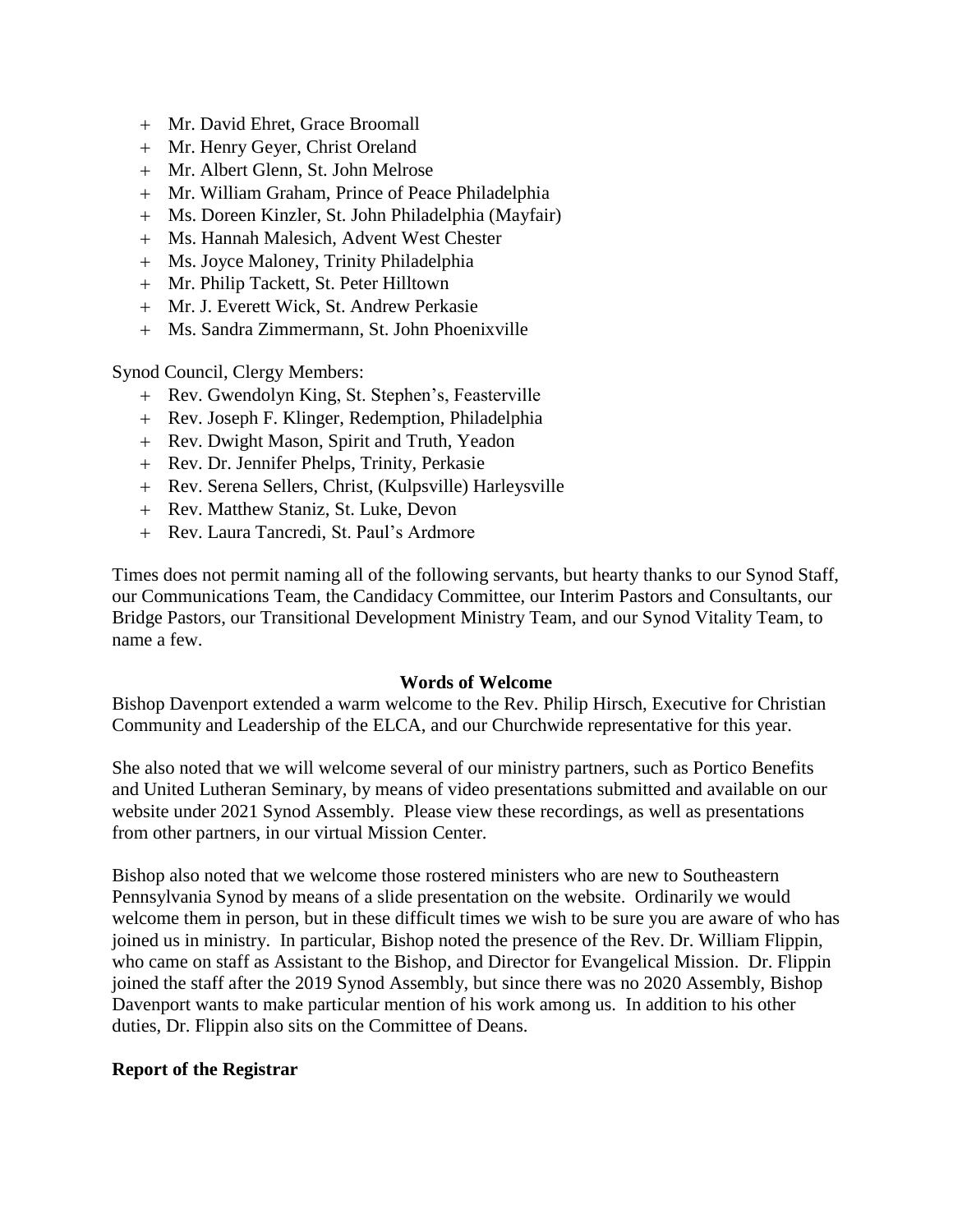- Mr. David Ehret, Grace Broomall
- Mr. Henry Geyer, Christ Oreland
- Mr. Albert Glenn, St. John Melrose
- Mr. William Graham, Prince of Peace Philadelphia
- Ms. Doreen Kinzler, St. John Philadelphia (Mayfair)
- Ms. Hannah Malesich, Advent West Chester
- Ms. Joyce Maloney, Trinity Philadelphia
- Mr. Philip Tackett, St. Peter Hilltown
- Mr. J. Everett Wick, St. Andrew Perkasie
- Ms. Sandra Zimmermann, St. John Phoenixville

Synod Council, Clergy Members:

- Rev. Gwendolyn King, St. Stephen's, Feasterville
- Rev. Joseph F. Klinger, Redemption, Philadelphia
- Rev. Dwight Mason, Spirit and Truth, Yeadon
- Rev. Dr. Jennifer Phelps, Trinity, Perkasie
- Rev. Serena Sellers, Christ, (Kulpsville) Harleysville
- Rev. Matthew Staniz, St. Luke, Devon
- Rev. Laura Tancredi, St. Paul's Ardmore

Times does not permit naming all of the following servants, but hearty thanks to our Synod Staff, our Communications Team, the Candidacy Committee, our Interim Pastors and Consultants, our Bridge Pastors, our Transitional Development Ministry Team, and our Synod Vitality Team, to name a few.

**Words of Welcome**

Bishop Davenport extended a warm welcome to the Rev. Philip Hirsch, Executive for Christian Community and Leadership of the ELCA, and our Churchwide representative for this year.

She also noted that we will welcome several of our ministry partners, such as Portico Benefits and United Lutheran Seminary, by means of video presentations submitted and available on our website under 2021 Synod Assembly. Please view these recordings, as well as presentations from other partners, in our virtual Mission Center.

Bishop also noted that we welcome those rostered ministers who are new to Southeastern Pennsylvania Synod by means of a slide presentation on the website. Ordinarily we would welcome them in person, but in these difficult times we wish to be sure you are aware of who has joined us in ministry. In particular, Bishop noted the presence of the Rev. Dr. William Flippin, who came on staff as Assistant to the Bishop, and Director for Evangelical Mission. Dr. Flippin joined the staff after the 2019 Synod Assembly, but since there was no 2020 Assembly, Bishop Davenport wants to make particular mention of his work among us. In addition to his other duties, Dr. Flippin also sits on the Committee of Deans.

**Report of the Registrar**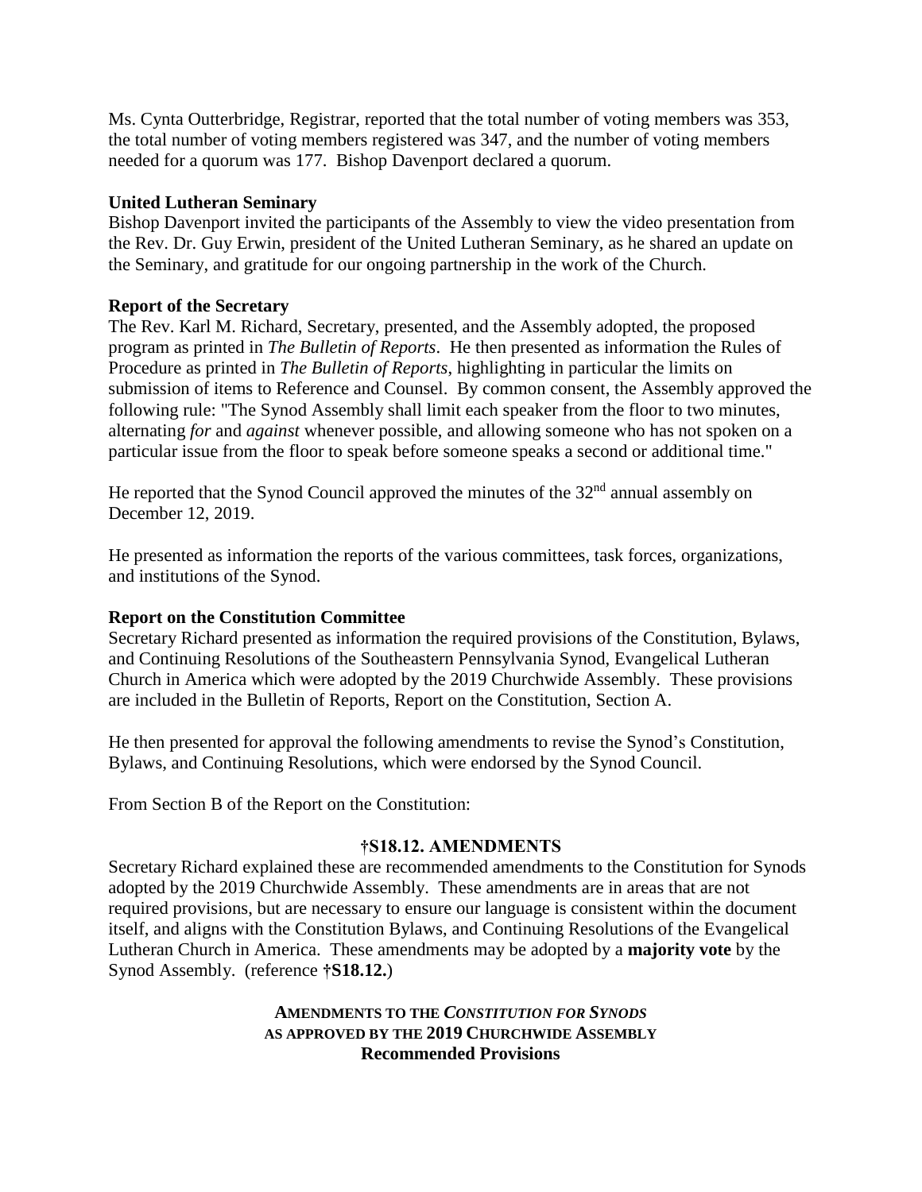Ms. Cynta Outterbridge, Registrar, reported that the total number of voting members was 353, the total number of voting members registered was 347, and the number of voting members needed for a quorum was 177. Bishop Davenport declared a quorum.

**United Lutheran Seminary**

Bishop Davenport invited the participants of the Assembly to view the video presentation from the Rev. Dr. Guy Erwin, president of the United Lutheran Seminary, as he shared an update on the Seminary, and gratitude for our ongoing partnership in the work of the Church.

**Report of the Secretary**

The Rev. Karl M. Richard, Secretary, presented, and the Assembly adopted, the proposed program as printed in *The Bulletin of Reports*. He then presented as information the Rules of Procedure as printed in *The Bulletin of Reports*, highlighting in particular the limits on submission of items to Reference and Counsel. By common consent, the Assembly approved the following rule: "The Synod Assembly shall limit each speaker from the floor to two minutes, alternating *for* and *against* whenever possible, and allowing someone who has not spoken on a particular issue from the floor to speak before someone speaks a second or additional time."

He reported that the Synod Council approved the minutes of the 32nd annual assembly on December 12, 2019.

He presented as information the reports of the various committees, task forces, organizations, and institutions of the Synod.

**Report on the Constitution Committee**

Secretary Richard presented as information the required provisions of the Constitution, Bylaws, and Continuing Resolutions of the Southeastern Pennsylvania Synod, Evangelical Lutheran Church in America which were adopted by the 2019 Churchwide Assembly. These provisions are included in the Bulletin of Reports, Report on the Constitution, Section A.

He then presented for approval the following amendments to revise the Synod's Constitution, Bylaws, and Continuing Resolutions, which were endorsed by the Synod Council.

From Section B of the Report on the Constitution:

**†S18.12. AMENDMENTS**

Secretary Richard explained these are recommended amendments to the Constitution for Synods adopted by the 2019 Churchwide Assembly. These amendments are in areas that are not required provisions, but are necessary to ensure our language is consistent within the document itself, and aligns with the Constitution Bylaws, and Continuing Resolutions of the Evangelical Lutheran Church in America. These amendments may be adopted by a **majority vote** by the Synod Assembly. (reference **†S18.12.**)

**AMENDMENTS TO THE *CONSTITUTION FOR SYNODS***
**AS APPROVED BY THE 2019 CHURCHWIDE ASSEMBLY**
**Recommended Provisions**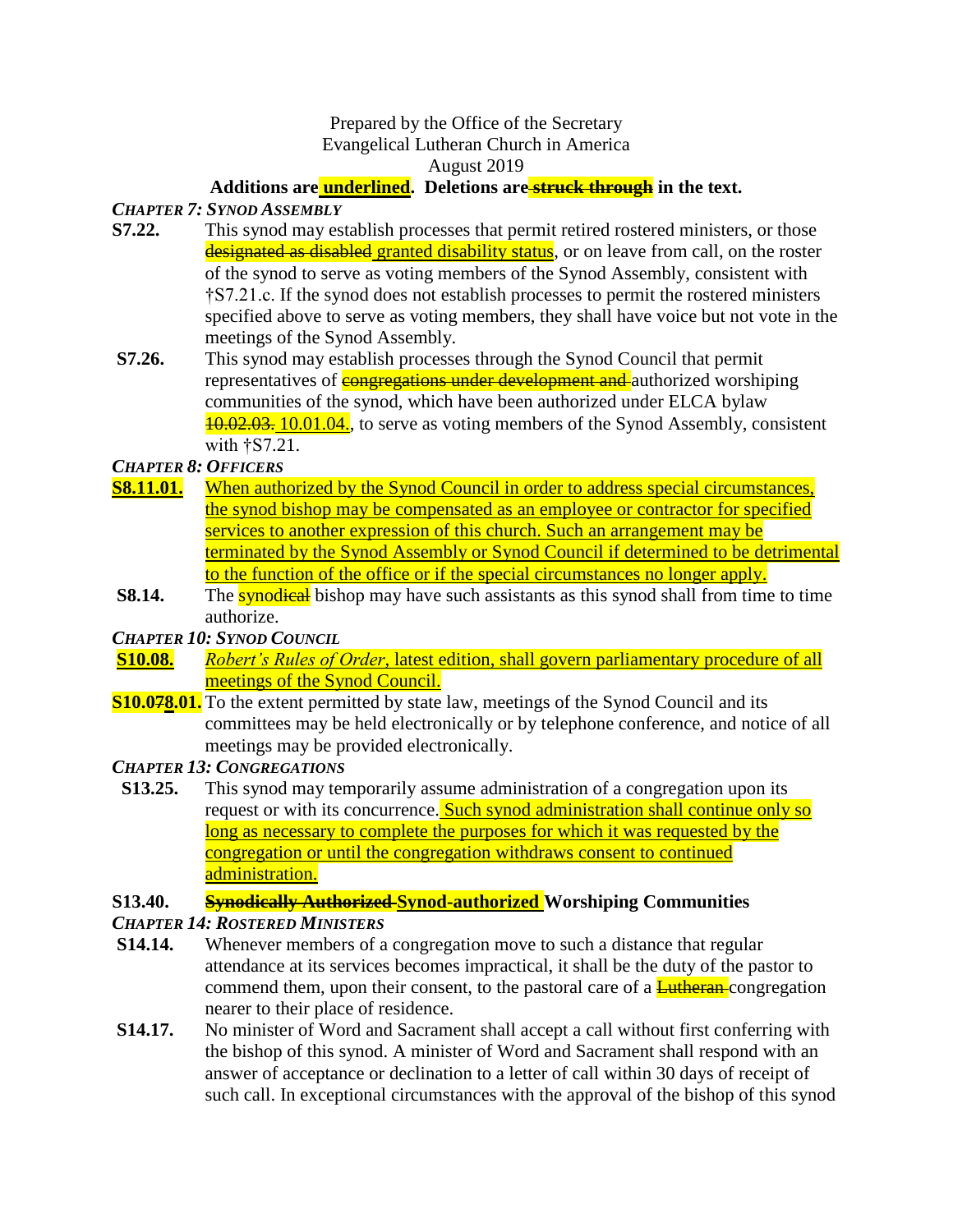Prepared by the Office of the Secretary
Evangelical Lutheran Church in America
August 2019

**Additions are <u>underlined</u>. Deletions are ~~struck through~~ in the text.**

***CHAPTER 7: SYNOD ASSEMBLY***

**S7.22.** This synod may establish processes that permit retired rostered ministers, or those ~~designated as disabled~~ <u>granted disability status</u>, or on leave from call, on the roster of the synod to serve as voting members of the Synod Assembly, consistent with †S7.21.c. If the synod does not establish processes to permit the rostered ministers specified above to serve as voting members, they shall have voice but not vote in the meetings of the Synod Assembly.

**S7.26.** This synod may establish processes through the Synod Council that permit representatives of ~~congregations under development and~~ authorized worshiping communities of the synod, which have been authorized under ELCA bylaw ~~10.02.03.~~ <u>10.01.04.</u>, to serve as voting members of the Synod Assembly, consistent with †S7.21.

***CHAPTER 8: OFFICERS***

<u>**S8.11.01.**</u> <u>When authorized by the Synod Council in order to address special circumstances, the synod bishop may be compensated as an employee or contractor for specified services to another expression of this church. Such an arrangement may be terminated by the Synod Assembly or Synod Council if determined to be detrimental to the function of the office or if the special circumstances no longer apply.</u>

**S8.14.** The synod~~ical~~ bishop may have such assistants as this synod shall from time to time authorize.

***CHAPTER 10: SYNOD COUNCIL***

<u>**S10.08.**</u> <u>*Robert's Rules of Order*, latest edition, shall govern parliamentary procedure of all meetings of the Synod Council.</u>

**S10.0~~7~~<u>8</u>.01.** To the extent permitted by state law, meetings of the Synod Council and its committees may be held electronically or by telephone conference, and notice of all meetings may be provided electronically.

***CHAPTER 13: CONGREGATIONS***

**S13.25.** This synod may temporarily assume administration of a congregation upon its request or with its concurrence. <u>Such synod administration shall continue only so long as necessary to complete the purposes for which it was requested by the congregation or until the congregation withdraws consent to continued administration.</u>

**S13.40. ~~Synodically Authorized~~ <u>Synod-authorized</u> Worshiping Communities**

***CHAPTER 14: ROSTERED MINISTERS***

**S14.14.** Whenever members of a congregation move to such a distance that regular attendance at its services becomes impractical, it shall be the duty of the pastor to commend them, upon their consent, to the pastoral care of a ~~Lutheran~~ congregation nearer to their place of residence.

**S14.17.** No minister of Word and Sacrament shall accept a call without first conferring with the bishop of this synod. A minister of Word and Sacrament shall respond with an answer of acceptance or declination to a letter of call within 30 days of receipt of such call. In exceptional circumstances with the approval of the bishop of this synod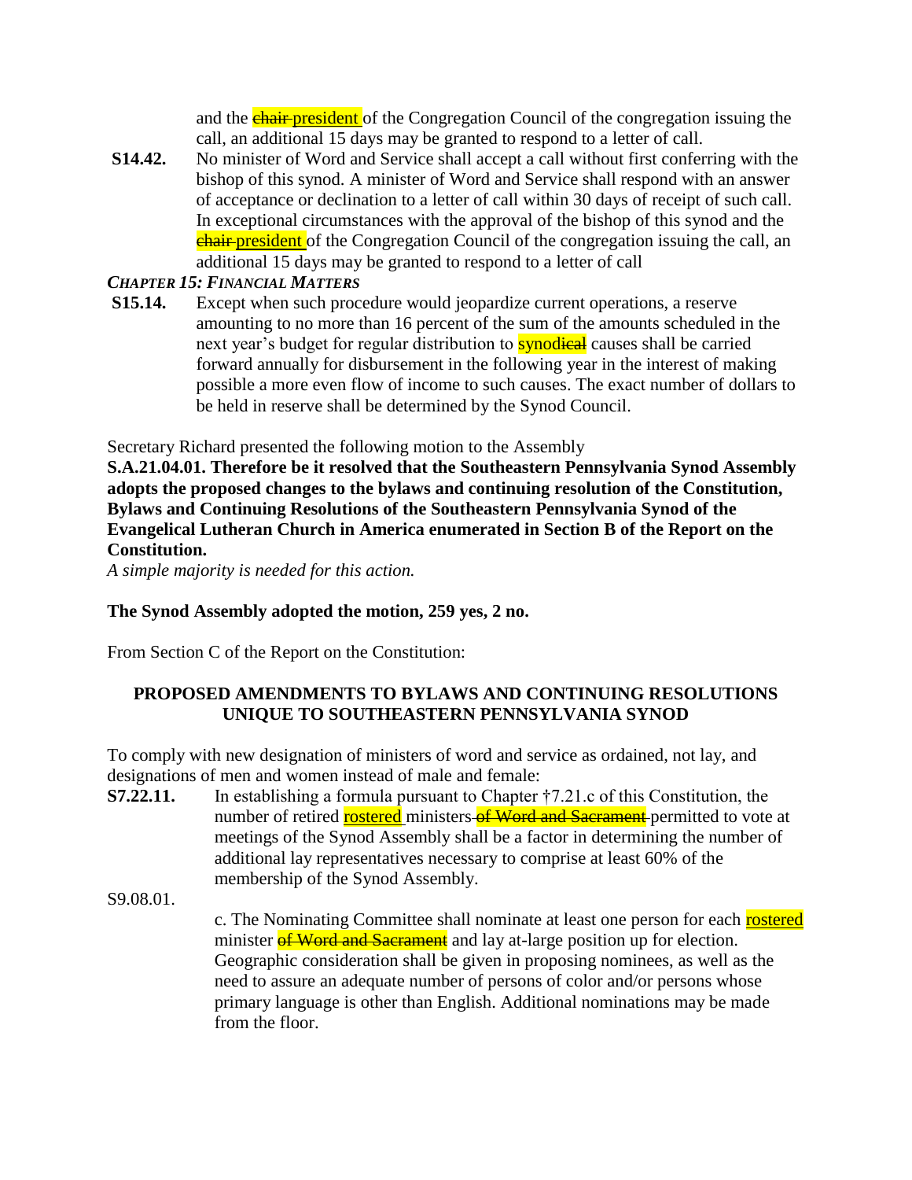and the ~~chair~~ president of the Congregation Council of the congregation issuing the call, an additional 15 days may be granted to respond to a letter of call.

**S14.42.** No minister of Word and Service shall accept a call without first conferring with the bishop of this synod. A minister of Word and Service shall respond with an answer of acceptance or declination to a letter of call within 30 days of receipt of such call. In exceptional circumstances with the approval of the bishop of this synod and the ~~chair~~ president of the Congregation Council of the congregation issuing the call, an additional 15 days may be granted to respond to a letter of call

***CHAPTER 15: FINANCIAL MATTERS***

**S15.14.** Except when such procedure would jeopardize current operations, a reserve amounting to no more than 16 percent of the sum of the amounts scheduled in the next year's budget for regular distribution to synod~~ical~~ causes shall be carried forward annually for disbursement in the following year in the interest of making possible a more even flow of income to such causes. The exact number of dollars to be held in reserve shall be determined by the Synod Council.

Secretary Richard presented the following motion to the Assembly

**S.A.21.04.01. Therefore be it resolved that the Southeastern Pennsylvania Synod Assembly adopts the proposed changes to the bylaws and continuing resolution of the Constitution, Bylaws and Continuing Resolutions of the Southeastern Pennsylvania Synod of the Evangelical Lutheran Church in America enumerated in Section B of the Report on the Constitution.**

*A simple majority is needed for this action.*

**The Synod Assembly adopted the motion, 259 yes, 2 no.**

From Section C of the Report on the Constitution:

**PROPOSED AMENDMENTS TO BYLAWS AND CONTINUING RESOLUTIONS UNIQUE TO SOUTHEASTERN PENNSYLVANIA SYNOD**

To comply with new designation of ministers of word and service as ordained, not lay, and designations of men and women instead of male and female:

**S7.22.11.** In establishing a formula pursuant to Chapter †7.21.c of this Constitution, the number of retired rostered ministers ~~of Word and Sacrament~~ permitted to vote at meetings of the Synod Assembly shall be a factor in determining the number of additional lay representatives necessary to comprise at least 60% of the membership of the Synod Assembly.

S9.08.01.

c. The Nominating Committee shall nominate at least one person for each rostered minister ~~of Word and Sacrament~~ and lay at-large position up for election. Geographic consideration shall be given in proposing nominees, as well as the need to assure an adequate number of persons of color and/or persons whose primary language is other than English. Additional nominations may be made from the floor.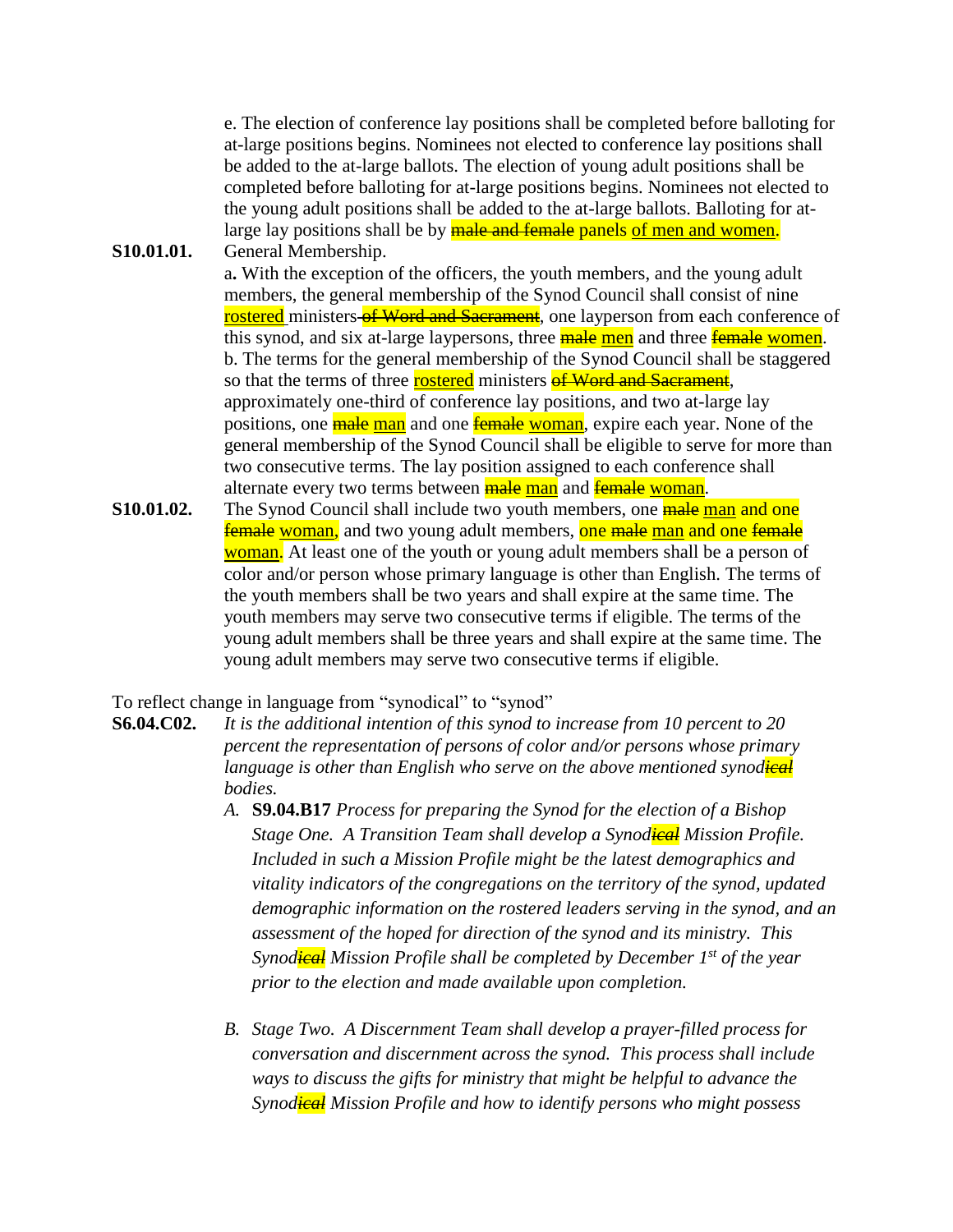e. The election of conference lay positions shall be completed before balloting for at-large positions begins. Nominees not elected to conference lay positions shall be added to the at-large ballots. The election of young adult positions shall be completed before balloting for at-large positions begins. Nominees not elected to the young adult positions shall be added to the at-large ballots. Balloting for at-large lay positions shall be by ~~male and female~~ panels <u>of men and women</u>.

**S10.01.01.** General Membership.

a**.** With the exception of the officers, the youth members, and the young adult members, the general membership of the Synod Council shall consist of nine <u>rostered</u> ministers ~~of Word and Sacrament~~, one layperson from each conference of this synod, and six at-large laypersons, three ~~male~~ <u>men</u> and three ~~female~~ <u>women</u>.

b. The terms for the general membership of the Synod Council shall be staggered so that the terms of three <u>rostered</u> ministers ~~of Word and Sacrament~~, approximately one-third of conference lay positions, and two at-large lay positions, one ~~male~~ <u>man</u> and one ~~female~~ <u>woman</u>, expire each year. None of the general membership of the Synod Council shall be eligible to serve for more than two consecutive terms. The lay position assigned to each conference shall alternate every two terms between ~~male~~ <u>man</u> and ~~female~~ <u>woman</u>.

**S10.01.02.** The Synod Council shall include two youth members, one ~~male~~ <u>man</u> and one ~~female~~ <u>woman</u>, and two young adult members, one ~~male~~ <u>man</u> and one ~~female~~ <u>woman</u>. At least one of the youth or young adult members shall be a person of color and/or person whose primary language is other than English. The terms of the youth members shall be two years and shall expire at the same time. The youth members may serve two consecutive terms if eligible. The terms of the young adult members shall be three years and shall expire at the same time. The young adult members may serve two consecutive terms if eligible.

To reflect change in language from "synodical" to "synod"

**S6.04.C02.** *It is the additional intention of this synod to increase from 10 percent to 20 percent the representation of persons of color and/or persons whose primary language is other than English who serve on the above mentioned synod~~ical~~ bodies.*

A. **S9.04.B17** *Process for preparing the Synod for the election of a Bishop Stage One. A Transition Team shall develop a Synod~~ical~~ Mission Profile. Included in such a Mission Profile might be the latest demographics and vitality indicators of the congregations on the territory of the synod, updated demographic information on the rostered leaders serving in the synod, and an assessment of the hoped for direction of the synod and its ministry. This Synod~~ical~~ Mission Profile shall be completed by December 1st of the year prior to the election and made available upon completion.*

B. *Stage Two. A Discernment Team shall develop a prayer-filled process for conversation and discernment across the synod. This process shall include ways to discuss the gifts for ministry that might be helpful to advance the Synod~~ical~~ Mission Profile and how to identify persons who might possess*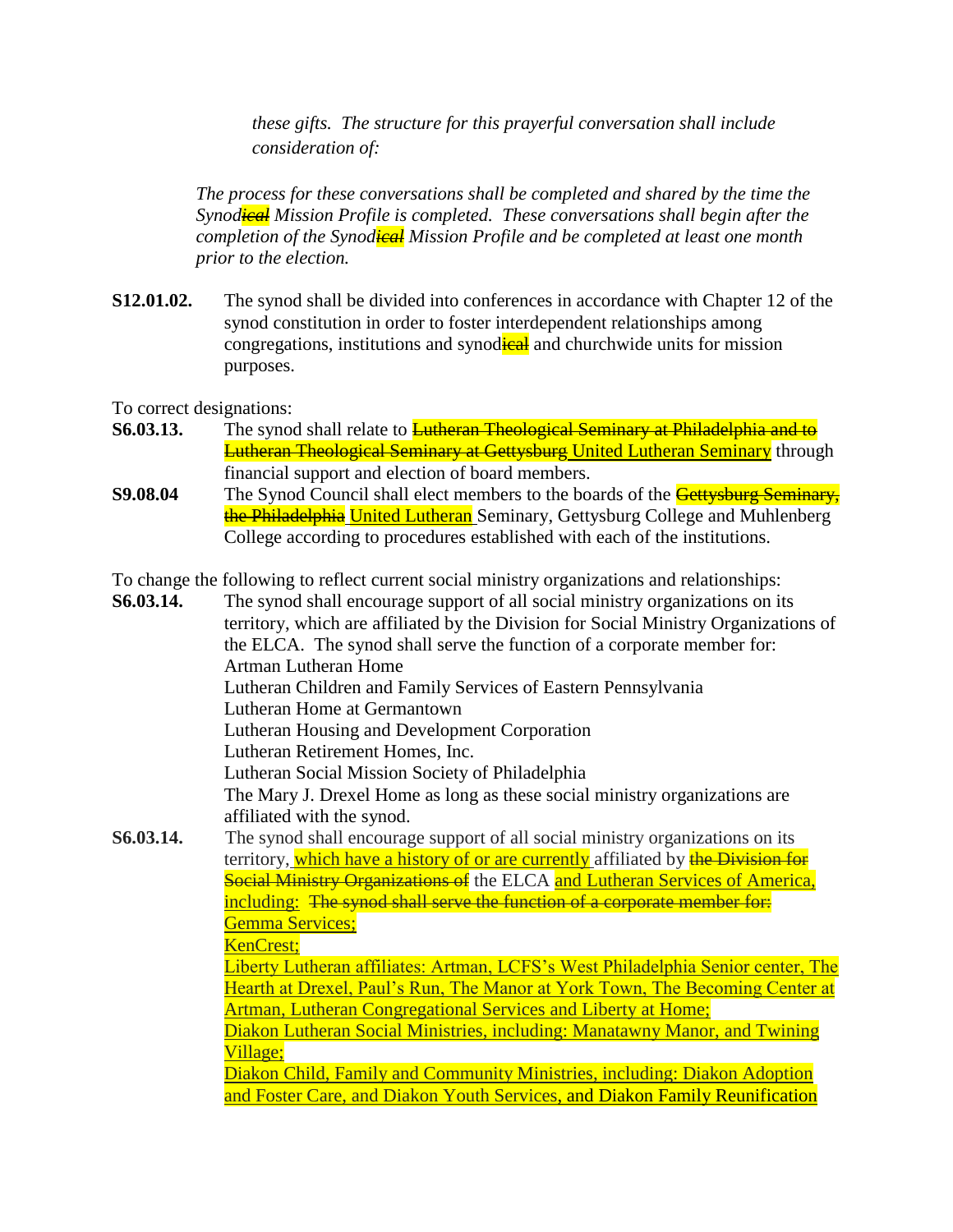*these gifts. The structure for this prayerful conversation shall include consideration of:*

*The process for these conversations shall be completed and shared by the time the Synod~~ical~~ Mission Profile is completed. These conversations shall begin after the completion of the Synod~~ical~~ Mission Profile and be completed at least one month prior to the election.*

**S12.01.02.** The synod shall be divided into conferences in accordance with Chapter 12 of the synod constitution in order to foster interdependent relationships among congregations, institutions and synod~~ical~~ and churchwide units for mission purposes.

To correct designations:

**S6.03.13.** The synod shall relate to ~~Lutheran Theological Seminary at Philadelphia and to Lutheran Theological Seminary at Gettysburg~~ <u>United Lutheran Seminary</u> through financial support and election of board members.

**S9.08.04** The Synod Council shall elect members to the boards of the ~~Gettysburg Seminary, the Philadelphia~~ <u>United Lutheran</u> Seminary, Gettysburg College and Muhlenberg College according to procedures established with each of the institutions.

To change the following to reflect current social ministry organizations and relationships:

**S6.03.14.** The synod shall encourage support of all social ministry organizations on its territory, which are affiliated by the Division for Social Ministry Organizations of the ELCA. The synod shall serve the function of a corporate member for:
Artman Lutheran Home
Lutheran Children and Family Services of Eastern Pennsylvania
Lutheran Home at Germantown
Lutheran Housing and Development Corporation
Lutheran Retirement Homes, Inc.
Lutheran Social Mission Society of Philadelphia
The Mary J. Drexel Home as long as these social ministry organizations are affiliated with the synod.

**S6.03.14.** The synod shall encourage support of all social ministry organizations on its territory, <u>which have a history of or are currently</u> affiliated by ~~the Division for Social Ministry Organizations of~~ the ELCA <u>and Lutheran Services of America, including:</u> ~~The synod shall serve the function of a corporate member for:~~
<u>Gemma Services;</u>
<u>KenCrest;</u>
<u>Liberty Lutheran affiliates: Artman, LCFS's West Philadelphia Senior center, The Hearth at Drexel, Paul's Run, The Manor at York Town, The Becoming Center at Artman, Lutheran Congregational Services and Liberty at Home;</u>
<u>Diakon Lutheran Social Ministries, including: Manatawny Manor, and Twining Village;</u>
<u>Diakon Child, Family and Community Ministries, including: Diakon Adoption and Foster Care, and Diakon Youth Services, and Diakon Family Reunification</u>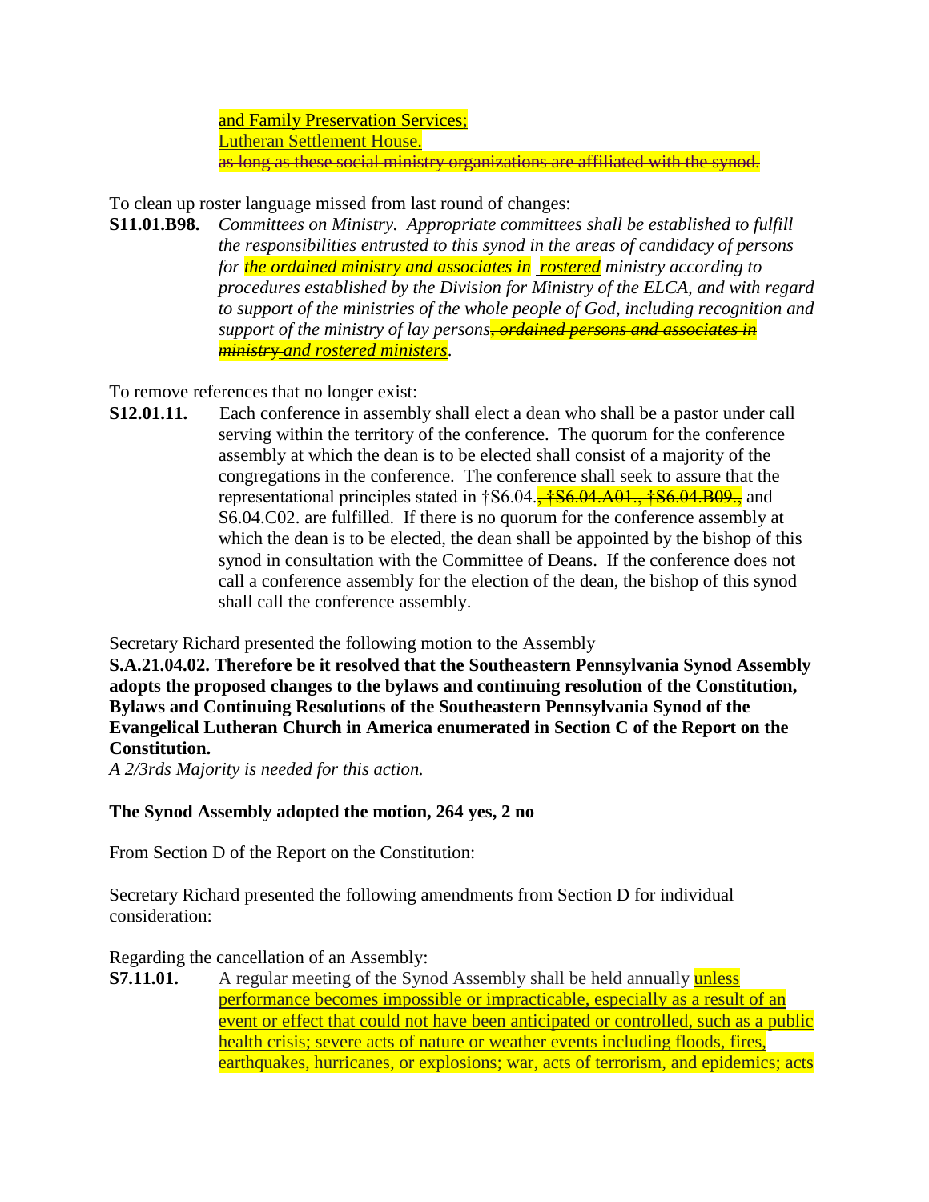and Family Preservation Services;
Lutheran Settlement House.
~~as long as these social ministry organizations are affiliated with the synod.~~

To clean up roster language missed from last round of changes:

**S11.01.B98.** *Committees on Ministry. Appropriate committees shall be established to fulfill the responsibilities entrusted to this synod in the areas of candidacy of persons for ~~the ordained ministry and associates in~~ rostered ministry according to procedures established by the Division for Ministry of the ELCA, and with regard to support of the ministries of the whole people of God, including recognition and support of the ministry of lay persons~~, ordained persons and associates in ministry~~ and rostered ministers.*

To remove references that no longer exist:

**S12.01.11.** Each conference in assembly shall elect a dean who shall be a pastor under call serving within the territory of the conference. The quorum for the conference assembly at which the dean is to be elected shall consist of a majority of the congregations in the conference. The conference shall seek to assure that the representational principles stated in †S6.04.~~, †S6.04.A01., †S6.04.B09.,~~ and S6.04.C02. are fulfilled. If there is no quorum for the conference assembly at which the dean is to be elected, the dean shall be appointed by the bishop of this synod in consultation with the Committee of Deans. If the conference does not call a conference assembly for the election of the dean, the bishop of this synod shall call the conference assembly.

Secretary Richard presented the following motion to the Assembly

**S.A.21.04.02. Therefore be it resolved that the Southeastern Pennsylvania Synod Assembly adopts the proposed changes to the bylaws and continuing resolution of the Constitution, Bylaws and Continuing Resolutions of the Southeastern Pennsylvania Synod of the Evangelical Lutheran Church in America enumerated in Section C of the Report on the Constitution.**

*A 2/3rds Majority is needed for this action.*

**The Synod Assembly adopted the motion, 264 yes, 2 no**

From Section D of the Report on the Constitution:

Secretary Richard presented the following amendments from Section D for individual consideration:

Regarding the cancellation of an Assembly:

**S7.11.01.** A regular meeting of the Synod Assembly shall be held annually unless performance becomes impossible or impracticable, especially as a result of an event or effect that could not have been anticipated or controlled, such as a public health crisis; severe acts of nature or weather events including floods, fires, earthquakes, hurricanes, or explosions; war, acts of terrorism, and epidemics; acts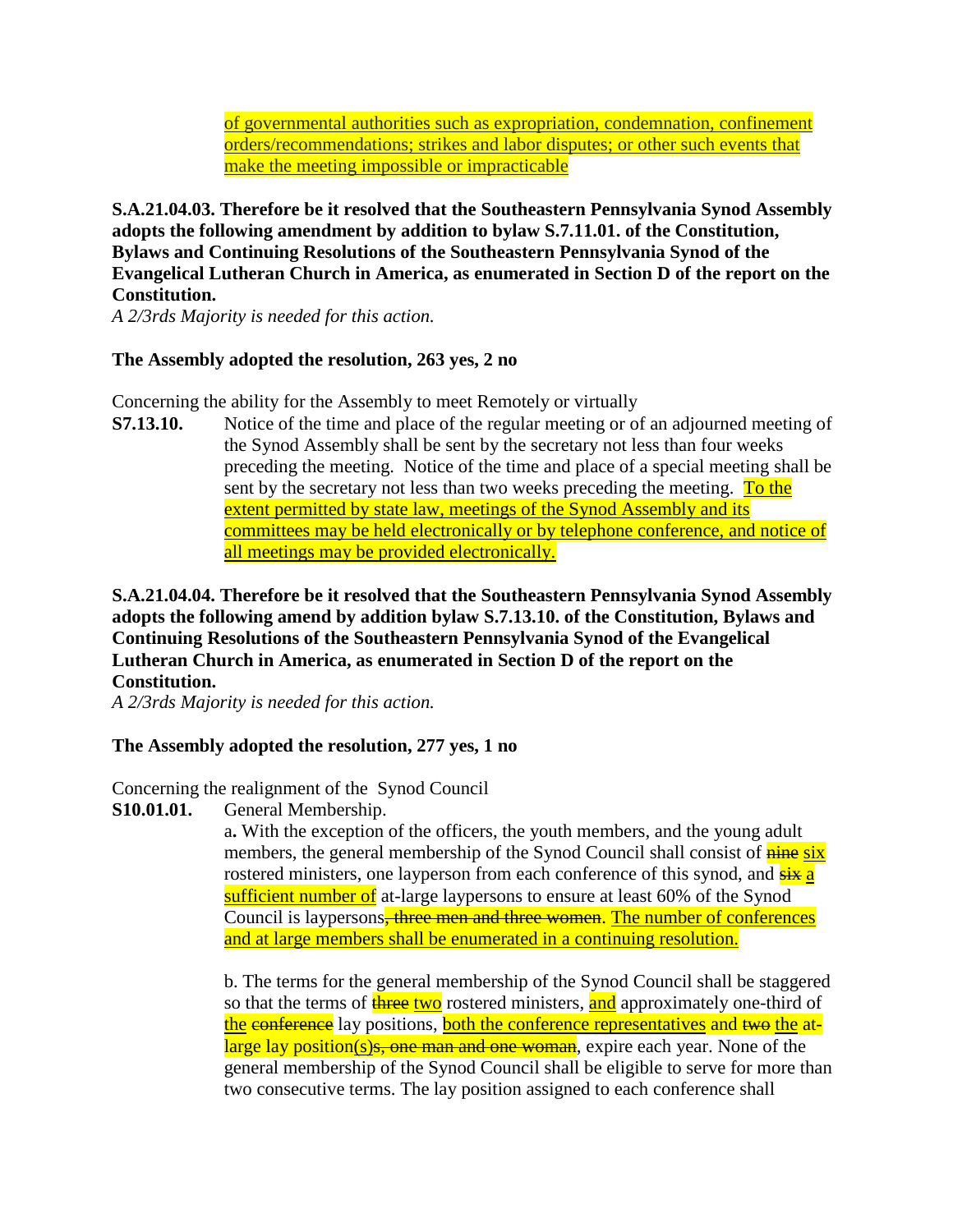of governmental authorities such as expropriation, condemnation, confinement orders/recommendations; strikes and labor disputes; or other such events that make the meeting impossible or impracticable

**S.A.21.04.03. Therefore be it resolved that the Southeastern Pennsylvania Synod Assembly adopts the following amendment by addition to bylaw S.7.11.01. of the Constitution, Bylaws and Continuing Resolutions of the Southeastern Pennsylvania Synod of the Evangelical Lutheran Church in America, as enumerated in Section D of the report on the Constitution.**

*A 2/3rds Majority is needed for this action.*

**The Assembly adopted the resolution, 263 yes, 2 no**

Concerning the ability for the Assembly to meet Remotely or virtually

**S7.13.10.** Notice of the time and place of the regular meeting or of an adjourned meeting of the Synod Assembly shall be sent by the secretary not less than four weeks preceding the meeting. Notice of the time and place of a special meeting shall be sent by the secretary not less than two weeks preceding the meeting. To the extent permitted by state law, meetings of the Synod Assembly and its committees may be held electronically or by telephone conference, and notice of all meetings may be provided electronically.

**S.A.21.04.04. Therefore be it resolved that the Southeastern Pennsylvania Synod Assembly adopts the following amend by addition bylaw S.7.13.10. of the Constitution, Bylaws and Continuing Resolutions of the Southeastern Pennsylvania Synod of the Evangelical Lutheran Church in America, as enumerated in Section D of the report on the Constitution.**

*A 2/3rds Majority is needed for this action.*

**The Assembly adopted the resolution, 277 yes, 1 no**

Concerning the realignment of the Synod Council

**S10.01.01.** General Membership.

a**.** With the exception of the officers, the youth members, and the young adult members, the general membership of the Synod Council shall consist of ~~nine~~ six rostered ministers, one layperson from each conference of this synod, and ~~six~~ a sufficient number of at-large laypersons to ensure at least 60% of the Synod Council is laypersons~~, three men and three women~~. The number of conferences and at large members shall be enumerated in a continuing resolution.

b. The terms for the general membership of the Synod Council shall be staggered so that the terms of ~~three~~ two rostered ministers, and approximately one-third of the ~~conference~~ lay positions, both the conference representatives and ~~two~~ the at-large lay position(s)~~s, one man and one woman~~, expire each year. None of the general membership of the Synod Council shall be eligible to serve for more than two consecutive terms. The lay position assigned to each conference shall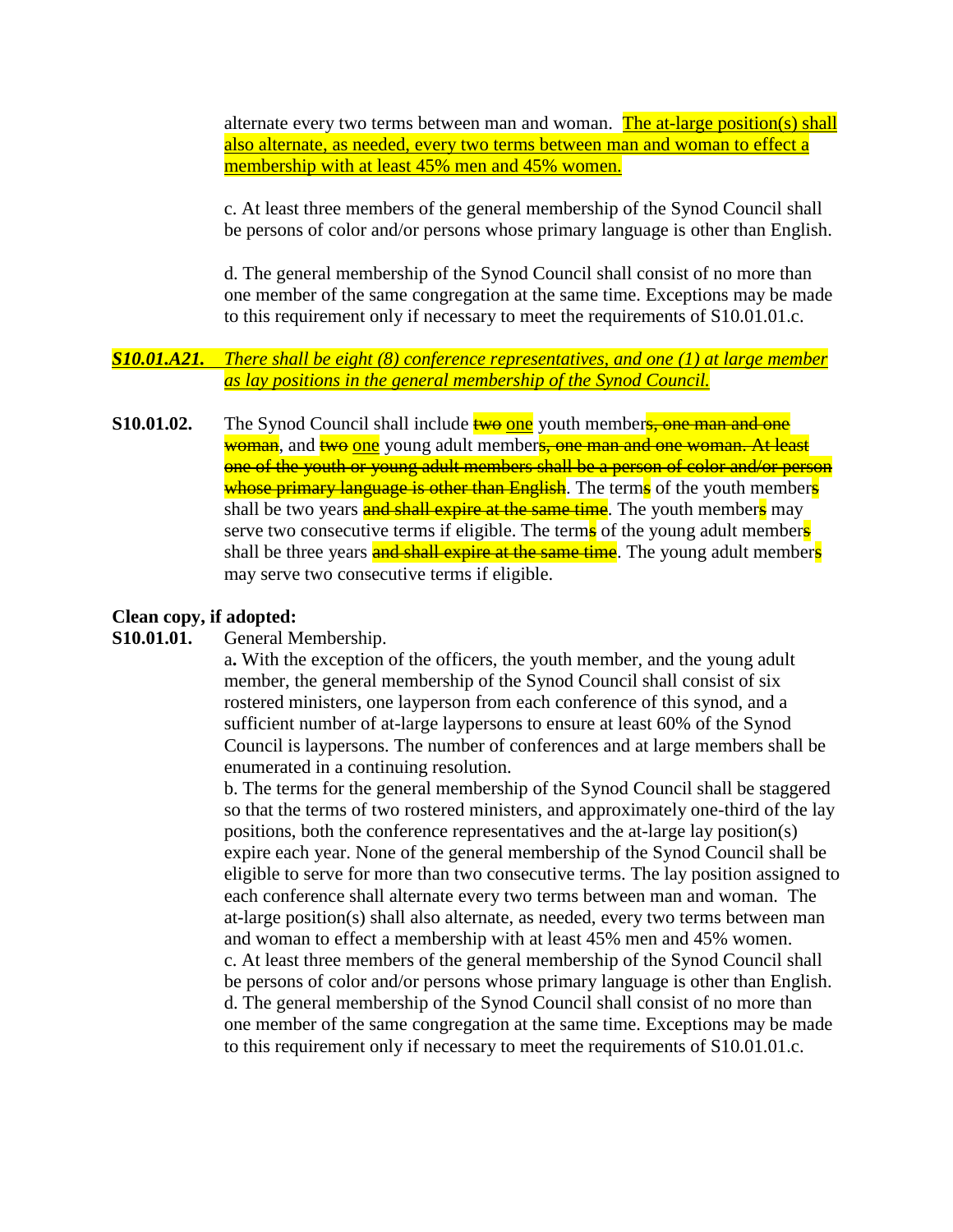alternate every two terms between man and woman. <u>The at-large position(s) shall also alternate, as needed, every two terms between man and woman to effect a membership with at least 45% men and 45% women.</u>

c. At least three members of the general membership of the Synod Council shall be persons of color and/or persons whose primary language is other than English.

d. The general membership of the Synod Council shall consist of no more than one member of the same congregation at the same time. Exceptions may be made to this requirement only if necessary to meet the requirements of S10.01.01.c.

***<u>S10.01.A21.</u>*** *<u>There shall be eight (8) conference representatives, and one (1) at large member as lay positions in the general membership of the Synod Council.</u>*

**S10.01.02.** The Synod Council shall include ~~two~~ <u>one</u> youth member~~s, one man and one woman~~, and ~~two~~ <u>one</u> young adult member~~s, one man and one woman. At least one of the youth or young adult members shall be a person of color and/or person whose primary language is other than English~~. The term~~s~~ of the youth member~~s~~ shall be two years ~~and shall expire at the same time~~. The youth member~~s~~ may serve two consecutive terms if eligible. The term~~s~~ of the young adult member~~s~~ shall be three years ~~and shall expire at the same time~~. The young adult member~~s~~ may serve two consecutive terms if eligible.

**Clean copy, if adopted:**

**S10.01.01.** General Membership.

a**.** With the exception of the officers, the youth member, and the young adult member, the general membership of the Synod Council shall consist of six rostered ministers, one layperson from each conference of this synod, and a sufficient number of at-large laypersons to ensure at least 60% of the Synod Council is laypersons. The number of conferences and at large members shall be enumerated in a continuing resolution.

b. The terms for the general membership of the Synod Council shall be staggered so that the terms of two rostered ministers, and approximately one-third of the lay positions, both the conference representatives and the at-large lay position(s) expire each year. None of the general membership of the Synod Council shall be eligible to serve for more than two consecutive terms. The lay position assigned to each conference shall alternate every two terms between man and woman. The at-large position(s) shall also alternate, as needed, every two terms between man and woman to effect a membership with at least 45% men and 45% women.

c. At least three members of the general membership of the Synod Council shall be persons of color and/or persons whose primary language is other than English.

d. The general membership of the Synod Council shall consist of no more than one member of the same congregation at the same time. Exceptions may be made to this requirement only if necessary to meet the requirements of S10.01.01.c.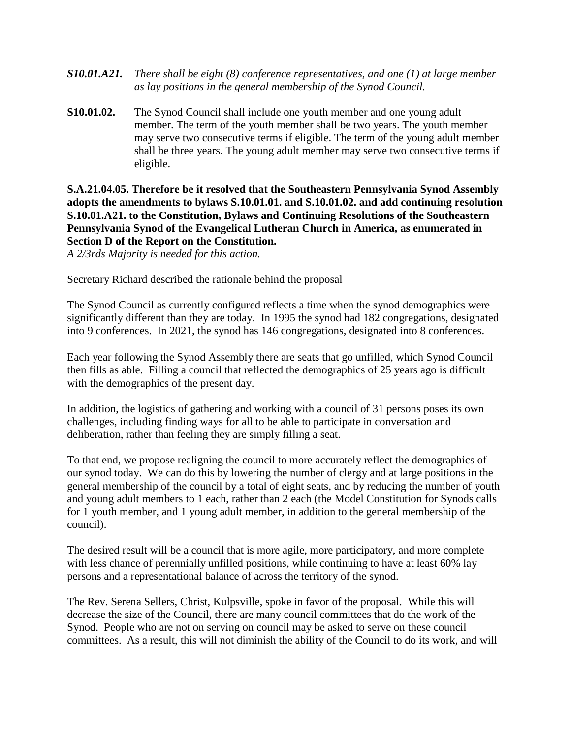***S10.01.A21.*** *There shall be eight (8) conference representatives, and one (1) at large member as lay positions in the general membership of the Synod Council.*

**S10.01.02.** The Synod Council shall include one youth member and one young adult member. The term of the youth member shall be two years. The youth member may serve two consecutive terms if eligible. The term of the young adult member shall be three years. The young adult member may serve two consecutive terms if eligible.

**S.A.21.04.05. Therefore be it resolved that the Southeastern Pennsylvania Synod Assembly adopts the amendments to bylaws S.10.01.01. and S.10.01.02. and add continuing resolution S.10.01.A21. to the Constitution, Bylaws and Continuing Resolutions of the Southeastern Pennsylvania Synod of the Evangelical Lutheran Church in America, as enumerated in Section D of the Report on the Constitution.**

*A 2/3rds Majority is needed for this action.*

Secretary Richard described the rationale behind the proposal

The Synod Council as currently configured reflects a time when the synod demographics were significantly different than they are today. In 1995 the synod had 182 congregations, designated into 9 conferences. In 2021, the synod has 146 congregations, designated into 8 conferences.

Each year following the Synod Assembly there are seats that go unfilled, which Synod Council then fills as able. Filling a council that reflected the demographics of 25 years ago is difficult with the demographics of the present day.

In addition, the logistics of gathering and working with a council of 31 persons poses its own challenges, including finding ways for all to be able to participate in conversation and deliberation, rather than feeling they are simply filling a seat.

To that end, we propose realigning the council to more accurately reflect the demographics of our synod today. We can do this by lowering the number of clergy and at large positions in the general membership of the council by a total of eight seats, and by reducing the number of youth and young adult members to 1 each, rather than 2 each (the Model Constitution for Synods calls for 1 youth member, and 1 young adult member, in addition to the general membership of the council).

The desired result will be a council that is more agile, more participatory, and more complete with less chance of perennially unfilled positions, while continuing to have at least 60% lay persons and a representational balance of across the territory of the synod.

The Rev. Serena Sellers, Christ, Kulpsville, spoke in favor of the proposal. While this will decrease the size of the Council, there are many council committees that do the work of the Synod. People who are not on serving on council may be asked to serve on these council committees. As a result, this will not diminish the ability of the Council to do its work, and will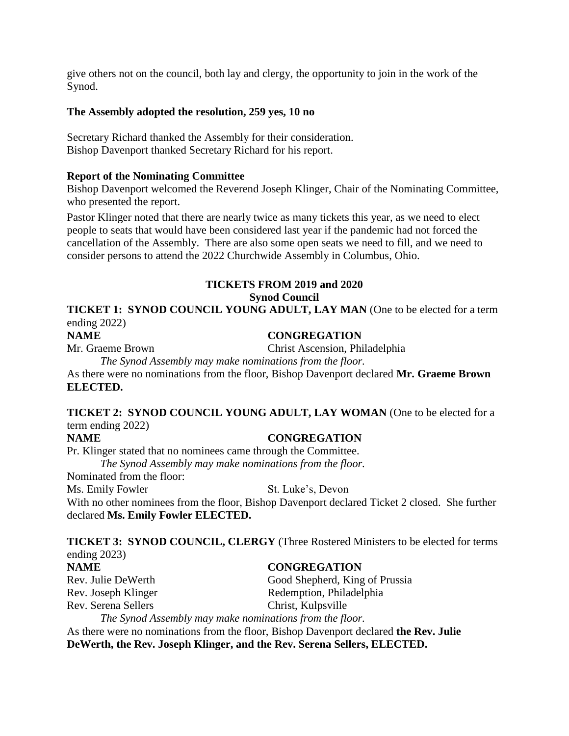give others not on the council, both lay and clergy, the opportunity to join in the work of the Synod.

**The Assembly adopted the resolution, 259 yes, 10 no**

Secretary Richard thanked the Assembly for their consideration.
Bishop Davenport thanked Secretary Richard for his report.

**Report of the Nominating Committee**
Bishop Davenport welcomed the Reverend Joseph Klinger, Chair of the Nominating Committee, who presented the report.

Pastor Klinger noted that there are nearly twice as many tickets this year, as we need to elect people to seats that would have been considered last year if the pandemic had not forced the cancellation of the Assembly. There are also some open seats we need to fill, and we need to consider persons to attend the 2022 Churchwide Assembly in Columbus, Ohio.

**TICKETS FROM 2019 and 2020**
**Synod Council**

**TICKET 1: SYNOD COUNCIL YOUNG ADULT, LAY MAN** (One to be elected for a term ending 2022)

| **NAME** | **CONGREGATION** |
|---|---|
| Mr. Graeme Brown | Christ Ascension, Philadelphia |

*The Synod Assembly may make nominations from the floor.*

As there were no nominations from the floor, Bishop Davenport declared **Mr. Graeme Brown ELECTED.**

**TICKET 2: SYNOD COUNCIL YOUNG ADULT, LAY WOMAN** (One to be elected for a term ending 2022)

**NAME** **CONGREGATION**

Pr. Klinger stated that no nominees came through the Committee.

*The Synod Assembly may make nominations from the floor.*

Nominated from the floor:

| | |
|---|---|
| Ms. Emily Fowler | St. Luke's, Devon |

With no other nominees from the floor, Bishop Davenport declared Ticket 2 closed. She further declared **Ms. Emily Fowler ELECTED.**

**TICKET 3: SYNOD COUNCIL, CLERGY** (Three Rostered Ministers to be elected for terms ending 2023)

| **NAME** | **CONGREGATION** |
|---|---|
| Rev. Julie DeWerth | Good Shepherd, King of Prussia |
| Rev. Joseph Klinger | Redemption, Philadelphia |
| Rev. Serena Sellers | Christ, Kulpsville |

*The Synod Assembly may make nominations from the floor.*

As there were no nominations from the floor, Bishop Davenport declared **the Rev. Julie DeWerth, the Rev. Joseph Klinger, and the Rev. Serena Sellers, ELECTED.**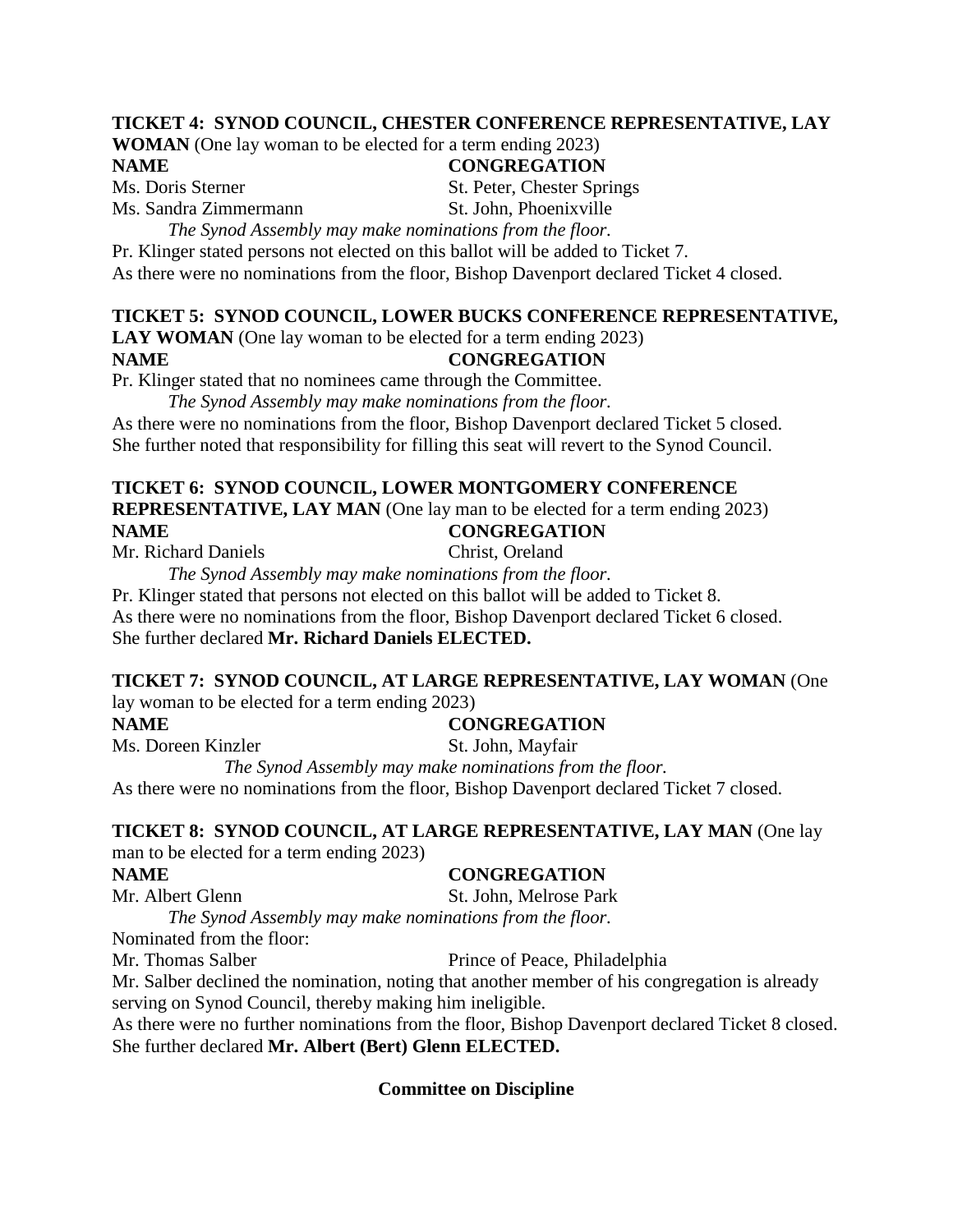**TICKET 4: SYNOD COUNCIL, CHESTER CONFERENCE REPRESENTATIVE, LAY WOMAN** (One lay woman to be elected for a term ending 2023)

| **NAME** | **CONGREGATION** |
|---|---|
| Ms. Doris Sterner | St. Peter, Chester Springs |
| Ms. Sandra Zimmermann | St. John, Phoenixville |

*The Synod Assembly may make nominations from the floor.*

Pr. Klinger stated persons not elected on this ballot will be added to Ticket 7.
As there were no nominations from the floor, Bishop Davenport declared Ticket 4 closed.

**TICKET 5: SYNOD COUNCIL, LOWER BUCKS CONFERENCE REPRESENTATIVE, LAY WOMAN** (One lay woman to be elected for a term ending 2023)

**NAME** **CONGREGATION**

Pr. Klinger stated that no nominees came through the Committee.

*The Synod Assembly may make nominations from the floor.*

As there were no nominations from the floor, Bishop Davenport declared Ticket 5 closed.
She further noted that responsibility for filling this seat will revert to the Synod Council.

**TICKET 6: SYNOD COUNCIL, LOWER MONTGOMERY CONFERENCE REPRESENTATIVE, LAY MAN** (One lay man to be elected for a term ending 2023)

| **NAME** | **CONGREGATION** |
|---|---|
| Mr. Richard Daniels | Christ, Oreland |

*The Synod Assembly may make nominations from the floor.*

Pr. Klinger stated that persons not elected on this ballot will be added to Ticket 8.
As there were no nominations from the floor, Bishop Davenport declared Ticket 6 closed.
She further declared **Mr. Richard Daniels ELECTED.**

**TICKET 7: SYNOD COUNCIL, AT LARGE REPRESENTATIVE, LAY WOMAN** (One lay woman to be elected for a term ending 2023)

| **NAME** | **CONGREGATION** |
|---|---|
| Ms. Doreen Kinzler | St. John, Mayfair |

*The Synod Assembly may make nominations from the floor.*

As there were no nominations from the floor, Bishop Davenport declared Ticket 7 closed.

**TICKET 8: SYNOD COUNCIL, AT LARGE REPRESENTATIVE, LAY MAN** (One lay man to be elected for a term ending 2023)

| **NAME** | **CONGREGATION** |
|---|---|
| Mr. Albert Glenn | St. John, Melrose Park |

*The Synod Assembly may make nominations from the floor.*

Nominated from the floor:

| | |
|---|---|
| Mr. Thomas Salber | Prince of Peace, Philadelphia |

Mr. Salber declined the nomination, noting that another member of his congregation is already serving on Synod Council, thereby making him ineligible.
As there were no further nominations from the floor, Bishop Davenport declared Ticket 8 closed.
She further declared **Mr. Albert (Bert) Glenn ELECTED.**

**Committee on Discipline**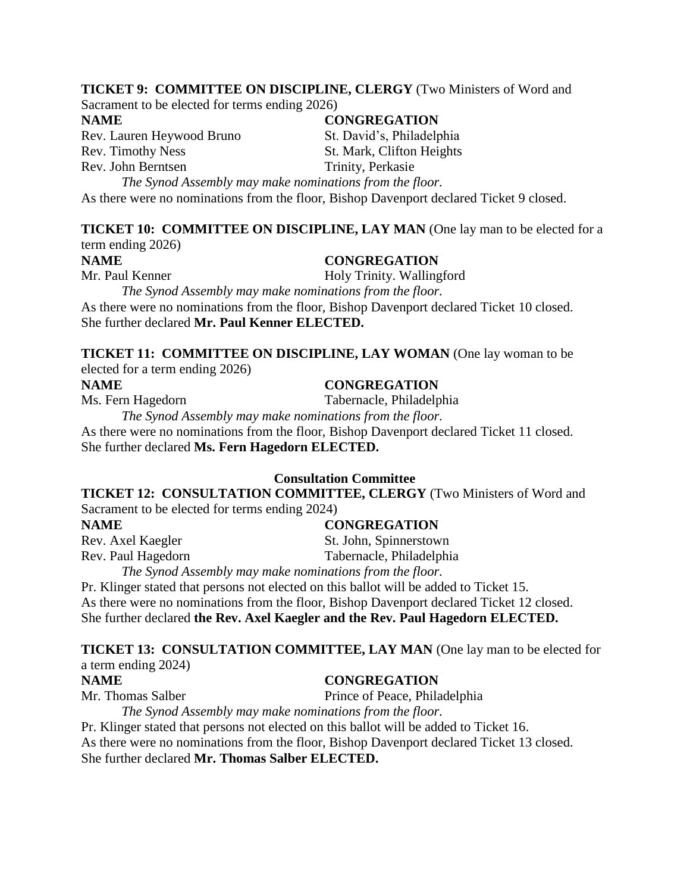**TICKET 9: COMMITTEE ON DISCIPLINE, CLERGY** (Two Ministers of Word and Sacrament to be elected for terms ending 2026)

| NAME | CONGREGATION |
| --- | --- |
| Rev. Lauren Heywood Bruno | St. David's, Philadelphia |
| Rev. Timothy Ness | St. Mark, Clifton Heights |
| Rev. John Berntsen | Trinity, Perkasie |

*The Synod Assembly may make nominations from the floor.*

As there were no nominations from the floor, Bishop Davenport declared Ticket 9 closed.

**TICKET 10: COMMITTEE ON DISCIPLINE, LAY MAN** (One lay man to be elected for a term ending 2026)

| NAME | CONGREGATION |
| --- | --- |
| Mr. Paul Kenner | Holy Trinity. Wallingford |

*The Synod Assembly may make nominations from the floor.*

As there were no nominations from the floor, Bishop Davenport declared Ticket 10 closed. She further declared **Mr. Paul Kenner ELECTED.**

**TICKET 11: COMMITTEE ON DISCIPLINE, LAY WOMAN** (One lay woman to be elected for a term ending 2026)

| NAME | CONGREGATION |
| --- | --- |
| Ms. Fern Hagedorn | Tabernacle, Philadelphia |

*The Synod Assembly may make nominations from the floor.*

As there were no nominations from the floor, Bishop Davenport declared Ticket 11 closed. She further declared **Ms. Fern Hagedorn ELECTED.**

**Consultation Committee**

**TICKET 12: CONSULTATION COMMITTEE, CLERGY** (Two Ministers of Word and Sacrament to be elected for terms ending 2024)

| NAME | CONGREGATION |
| --- | --- |
| Rev. Axel Kaegler | St. John, Spinnerstown |
| Rev. Paul Hagedorn | Tabernacle, Philadelphia |

*The Synod Assembly may make nominations from the floor.*

Pr. Klinger stated that persons not elected on this ballot will be added to Ticket 15.
As there were no nominations from the floor, Bishop Davenport declared Ticket 12 closed. She further declared **the Rev. Axel Kaegler and the Rev. Paul Hagedorn ELECTED.**

**TICKET 13: CONSULTATION COMMITTEE, LAY MAN** (One lay man to be elected for a term ending 2024)

| NAME | CONGREGATION |
| --- | --- |
| Mr. Thomas Salber | Prince of Peace, Philadelphia |

*The Synod Assembly may make nominations from the floor.*

Pr. Klinger stated that persons not elected on this ballot will be added to Ticket 16.
As there were no nominations from the floor, Bishop Davenport declared Ticket 13 closed. She further declared **Mr. Thomas Salber ELECTED.**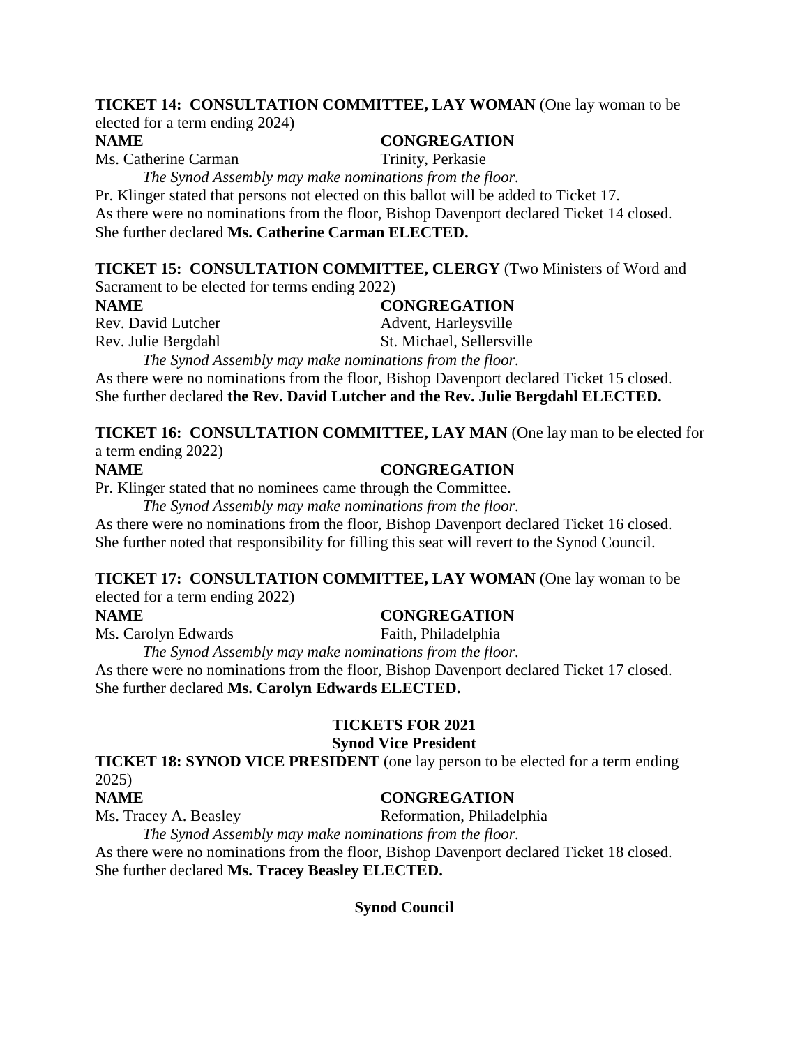**TICKET 14: CONSULTATION COMMITTEE, LAY WOMAN** (One lay woman to be elected for a term ending 2024)

| **NAME** | **CONGREGATION** |
|---|---|
| Ms. Catherine Carman | Trinity, Perkasie |

*The Synod Assembly may make nominations from the floor.*

Pr. Klinger stated that persons not elected on this ballot will be added to Ticket 17.
As there were no nominations from the floor, Bishop Davenport declared Ticket 14 closed. She further declared **Ms. Catherine Carman ELECTED.**

**TICKET 15: CONSULTATION COMMITTEE, CLERGY** (Two Ministers of Word and Sacrament to be elected for terms ending 2022)

| **NAME** | **CONGREGATION** |
|---|---|
| Rev. David Lutcher | Advent, Harleysville |
| Rev. Julie Bergdahl | St. Michael, Sellersville |

*The Synod Assembly may make nominations from the floor.*

As there were no nominations from the floor, Bishop Davenport declared Ticket 15 closed. She further declared **the Rev. David Lutcher and the Rev. Julie Bergdahl ELECTED.**

**TICKET 16: CONSULTATION COMMITTEE, LAY MAN** (One lay man to be elected for a term ending 2022)

| **NAME** | **CONGREGATION** |
|---|---|

Pr. Klinger stated that no nominees came through the Committee.

*The Synod Assembly may make nominations from the floor.*

As there were no nominations from the floor, Bishop Davenport declared Ticket 16 closed. She further noted that responsibility for filling this seat will revert to the Synod Council.

**TICKET 17: CONSULTATION COMMITTEE, LAY WOMAN** (One lay woman to be elected for a term ending 2022)

| **NAME** | **CONGREGATION** |
|---|---|
| Ms. Carolyn Edwards | Faith, Philadelphia |

*The Synod Assembly may make nominations from the floor.*

As there were no nominations from the floor, Bishop Davenport declared Ticket 17 closed. She further declared **Ms. Carolyn Edwards ELECTED.**

## TICKETS FOR 2021

### Synod Vice President

**TICKET 18: SYNOD VICE PRESIDENT** (one lay person to be elected for a term ending 2025)

| **NAME** | **CONGREGATION** |
|---|---|
| Ms. Tracey A. Beasley | Reformation, Philadelphia |

*The Synod Assembly may make nominations from the floor.*

As there were no nominations from the floor, Bishop Davenport declared Ticket 18 closed. She further declared **Ms. Tracey Beasley ELECTED.**

### Synod Council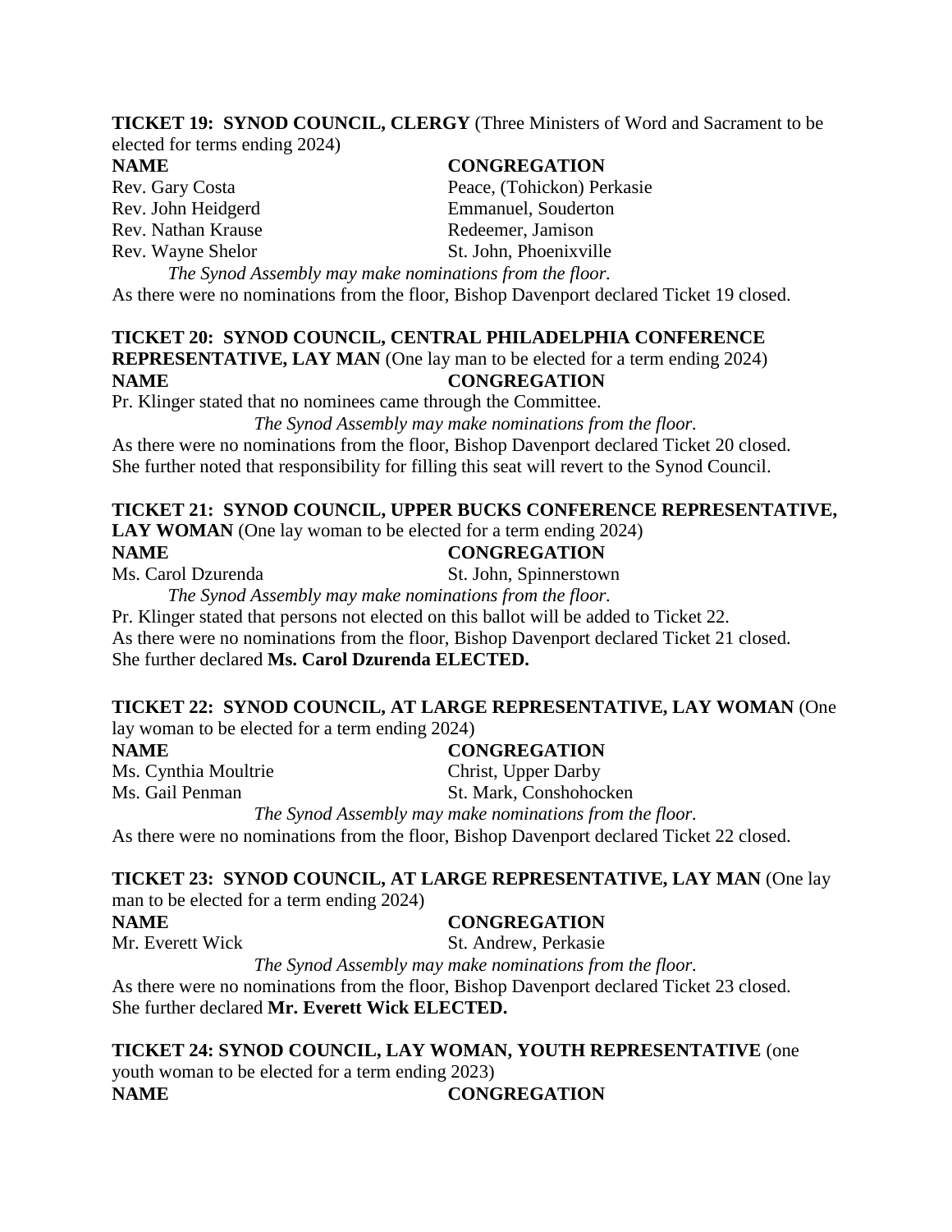**TICKET 19: SYNOD COUNCIL, CLERGY** (Three Ministers of Word and Sacrament to be elected for terms ending 2024)

| NAME | CONGREGATION |
|---|---|
| Rev. Gary Costa | Peace, (Tohickon) Perkasie |
| Rev. John Heidgerd | Emmanuel, Souderton |
| Rev. Nathan Krause | Redeemer, Jamison |
| Rev. Wayne Shelor | St. John, Phoenixville |

*The Synod Assembly may make nominations from the floor.*

As there were no nominations from the floor, Bishop Davenport declared Ticket 19 closed.

**TICKET 20: SYNOD COUNCIL, CENTRAL PHILADELPHIA CONFERENCE REPRESENTATIVE, LAY MAN** (One lay man to be elected for a term ending 2024)

| NAME | CONGREGATION |
|---|---|

Pr. Klinger stated that no nominees came through the Committee.

*The Synod Assembly may make nominations from the floor.*

As there were no nominations from the floor, Bishop Davenport declared Ticket 20 closed.
She further noted that responsibility for filling this seat will revert to the Synod Council.

**TICKET 21: SYNOD COUNCIL, UPPER BUCKS CONFERENCE REPRESENTATIVE, LAY WOMAN** (One lay woman to be elected for a term ending 2024)

| NAME | CONGREGATION |
|---|---|
| Ms. Carol Dzurenda | St. John, Spinnerstown |

*The Synod Assembly may make nominations from the floor.*

Pr. Klinger stated that persons not elected on this ballot will be added to Ticket 22.
As there were no nominations from the floor, Bishop Davenport declared Ticket 21 closed.
She further declared **Ms. Carol Dzurenda ELECTED.**

**TICKET 22: SYNOD COUNCIL, AT LARGE REPRESENTATIVE, LAY WOMAN** (One lay woman to be elected for a term ending 2024)

| NAME | CONGREGATION |
|---|---|
| Ms. Cynthia Moultrie | Christ, Upper Darby |
| Ms. Gail Penman | St. Mark, Conshohocken |

*The Synod Assembly may make nominations from the floor.*

As there were no nominations from the floor, Bishop Davenport declared Ticket 22 closed.

**TICKET 23: SYNOD COUNCIL, AT LARGE REPRESENTATIVE, LAY MAN** (One lay man to be elected for a term ending 2024)

| NAME | CONGREGATION |
|---|---|
| Mr. Everett Wick | St. Andrew, Perkasie |

*The Synod Assembly may make nominations from the floor.*

As there were no nominations from the floor, Bishop Davenport declared Ticket 23 closed.
She further declared **Mr. Everett Wick ELECTED.**

**TICKET 24: SYNOD COUNCIL, LAY WOMAN, YOUTH REPRESENTATIVE** (one youth woman to be elected for a term ending 2023)

| NAME | CONGREGATION |
|---|---|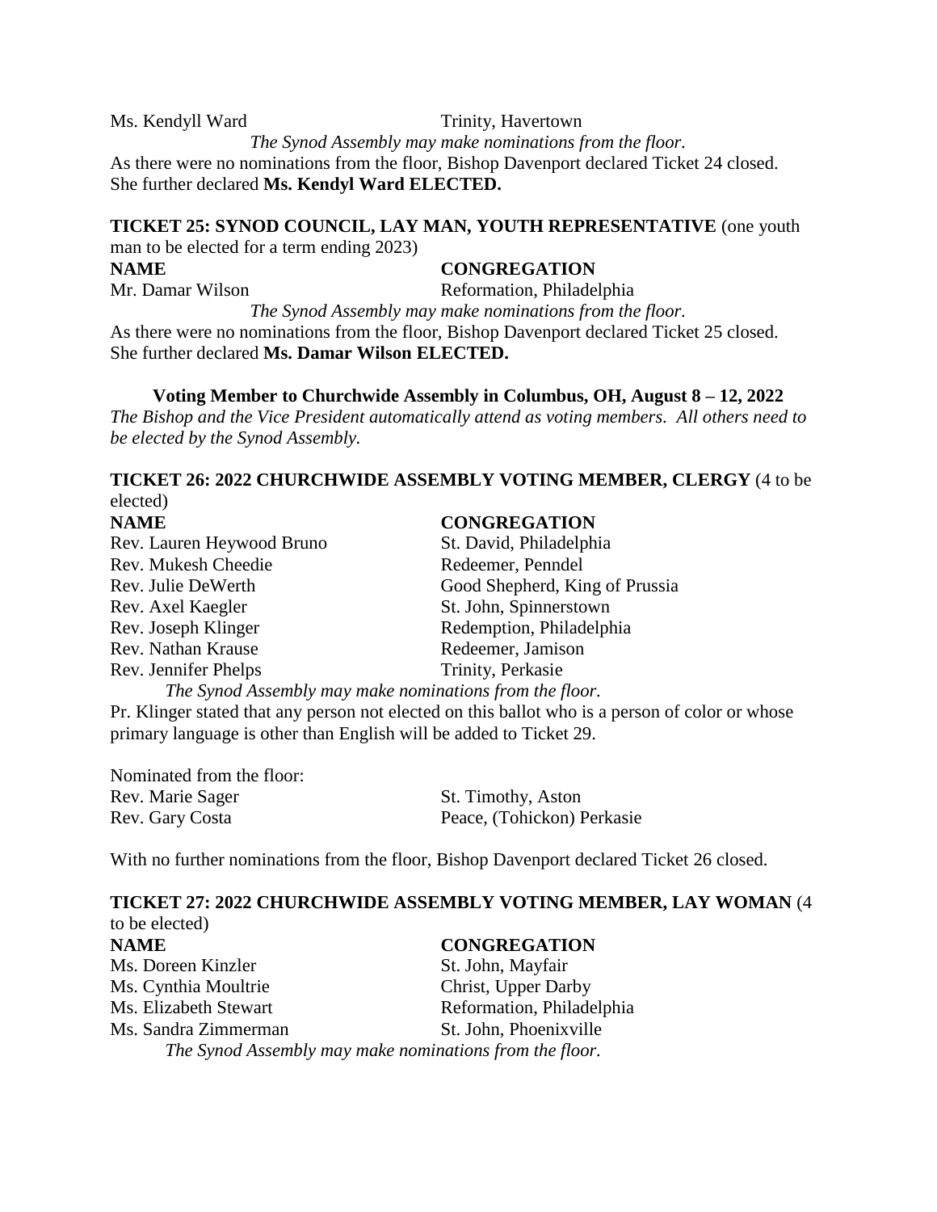| | |
|---|---|
| Ms. Kendyll Ward | Trinity, Havertown |

*The Synod Assembly may make nominations from the floor.*

As there were no nominations from the floor, Bishop Davenport declared Ticket 24 closed. She further declared **Ms. Kendyl Ward ELECTED.**

**TICKET 25: SYNOD COUNCIL, LAY MAN, YOUTH REPRESENTATIVE** (one youth man to be elected for a term ending 2023)

| NAME | CONGREGATION |
|---|---|
| Mr. Damar Wilson | Reformation, Philadelphia |

*The Synod Assembly may make nominations from the floor.*

As there were no nominations from the floor, Bishop Davenport declared Ticket 25 closed. She further declared **Ms. Damar Wilson ELECTED.**

**Voting Member to Churchwide Assembly in Columbus, OH, August 8 – 12, 2022**

*The Bishop and the Vice President automatically attend as voting members. All others need to be elected by the Synod Assembly.*

**TICKET 26: 2022 CHURCHWIDE ASSEMBLY VOTING MEMBER, CLERGY** (4 to be elected)

| NAME | CONGREGATION |
|---|---|
| Rev. Lauren Heywood Bruno | St. David, Philadelphia |
| Rev. Mukesh Cheedie | Redeemer, Penndel |
| Rev. Julie DeWerth | Good Shepherd, King of Prussia |
| Rev. Axel Kaegler | St. John, Spinnerstown |
| Rev. Joseph Klinger | Redemption, Philadelphia |
| Rev. Nathan Krause | Redeemer, Jamison |
| Rev. Jennifer Phelps | Trinity, Perkasie |

*The Synod Assembly may make nominations from the floor.*

Pr. Klinger stated that any person not elected on this ballot who is a person of color or whose primary language is other than English will be added to Ticket 29.

Nominated from the floor:

| | |
|---|---|
| Rev. Marie Sager | St. Timothy, Aston |
| Rev. Gary Costa | Peace, (Tohickon) Perkasie |

With no further nominations from the floor, Bishop Davenport declared Ticket 26 closed.

**TICKET 27: 2022 CHURCHWIDE ASSEMBLY VOTING MEMBER, LAY WOMAN** (4 to be elected)

| NAME | CONGREGATION |
|---|---|
| Ms. Doreen Kinzler | St. John, Mayfair |
| Ms. Cynthia Moultrie | Christ, Upper Darby |
| Ms. Elizabeth Stewart | Reformation, Philadelphia |
| Ms. Sandra Zimmerman | St. John, Phoenixville |

*The Synod Assembly may make nominations from the floor.*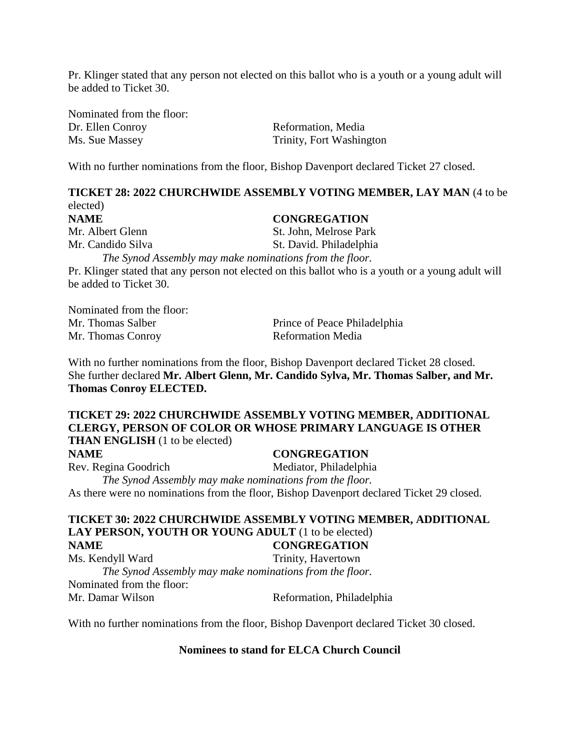Pr. Klinger stated that any person not elected on this ballot who is a youth or a young adult will be added to Ticket 30.

Nominated from the floor:

| | |
|---|---|
| Dr. Ellen Conroy | Reformation, Media |
| Ms. Sue Massey | Trinity, Fort Washington |

With no further nominations from the floor, Bishop Davenport declared Ticket 27 closed.

**TICKET 28: 2022 CHURCHWIDE ASSEMBLY VOTING MEMBER, LAY MAN** (4 to be elected)

| **NAME** | **CONGREGATION** |
|---|---|
| Mr. Albert Glenn | St. John, Melrose Park |
| Mr. Candido Silva | St. David. Philadelphia |

*The Synod Assembly may make nominations from the floor.*

Pr. Klinger stated that any person not elected on this ballot who is a youth or a young adult will be added to Ticket 30.

Nominated from the floor:

| | |
|---|---|
| Mr. Thomas Salber | Prince of Peace Philadelphia |
| Mr. Thomas Conroy | Reformation Media |

With no further nominations from the floor, Bishop Davenport declared Ticket 28 closed. She further declared **Mr. Albert Glenn, Mr. Candido Sylva, Mr. Thomas Salber, and Mr. Thomas Conroy ELECTED.**

**TICKET 29: 2022 CHURCHWIDE ASSEMBLY VOTING MEMBER, ADDITIONAL CLERGY, PERSON OF COLOR OR WHOSE PRIMARY LANGUAGE IS OTHER THAN ENGLISH** (1 to be elected)

| **NAME** | **CONGREGATION** |
|---|---|
| Rev. Regina Goodrich | Mediator, Philadelphia |

*The Synod Assembly may make nominations from the floor.*

As there were no nominations from the floor, Bishop Davenport declared Ticket 29 closed.

**TICKET 30: 2022 CHURCHWIDE ASSEMBLY VOTING MEMBER, ADDITIONAL LAY PERSON, YOUTH OR YOUNG ADULT** (1 to be elected)

| **NAME** | **CONGREGATION** |
|---|---|
| Ms. Kendyll Ward | Trinity, Havertown |

*The Synod Assembly may make nominations from the floor.*

Nominated from the floor:

| | |
|---|---|
| Mr. Damar Wilson | Reformation, Philadelphia |

With no further nominations from the floor, Bishop Davenport declared Ticket 30 closed.

**Nominees to stand for ELCA Church Council**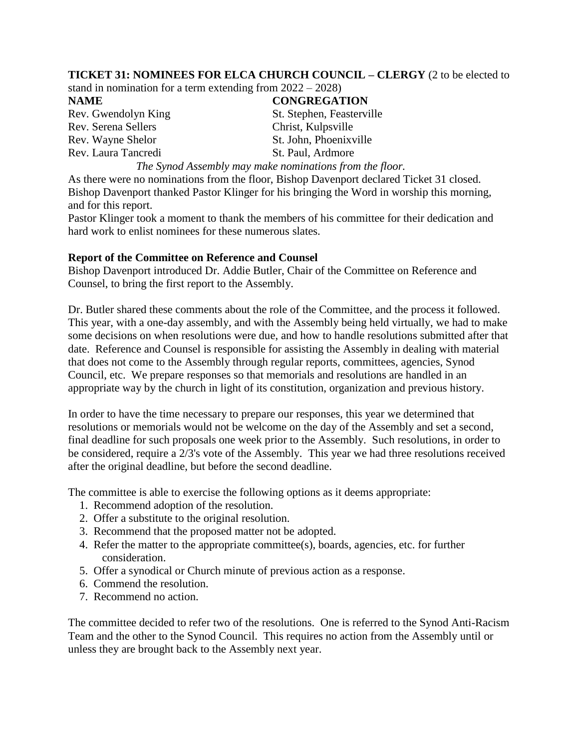**TICKET 31: NOMINEES FOR ELCA CHURCH COUNCIL – CLERGY** (2 to be elected to stand in nomination for a term extending from 2022 – 2028)

| NAME | CONGREGATION |
|---|---|
| Rev. Gwendolyn King | St. Stephen, Feasterville |
| Rev. Serena Sellers | Christ, Kulpsville |
| Rev. Wayne Shelor | St. John, Phoenixville |
| Rev. Laura Tancredi | St. Paul, Ardmore |

*The Synod Assembly may make nominations from the floor.*

As there were no nominations from the floor, Bishop Davenport declared Ticket 31 closed. Bishop Davenport thanked Pastor Klinger for his bringing the Word in worship this morning, and for this report.

Pastor Klinger took a moment to thank the members of his committee for their dedication and hard work to enlist nominees for these numerous slates.

**Report of the Committee on Reference and Counsel**

Bishop Davenport introduced Dr. Addie Butler, Chair of the Committee on Reference and Counsel, to bring the first report to the Assembly.

Dr. Butler shared these comments about the role of the Committee, and the process it followed. This year, with a one-day assembly, and with the Assembly being held virtually, we had to make some decisions on when resolutions were due, and how to handle resolutions submitted after that date. Reference and Counsel is responsible for assisting the Assembly in dealing with material that does not come to the Assembly through regular reports, committees, agencies, Synod Council, etc. We prepare responses so that memorials and resolutions are handled in an appropriate way by the church in light of its constitution, organization and previous history.

In order to have the time necessary to prepare our responses, this year we determined that resolutions or memorials would not be welcome on the day of the Assembly and set a second, final deadline for such proposals one week prior to the Assembly. Such resolutions, in order to be considered, require a 2/3's vote of the Assembly. This year we had three resolutions received after the original deadline, but before the second deadline.

The committee is able to exercise the following options as it deems appropriate:

1. Recommend adoption of the resolution.
2. Offer a substitute to the original resolution.
3. Recommend that the proposed matter not be adopted.
4. Refer the matter to the appropriate committee(s), boards, agencies, etc. for further consideration.
5. Offer a synodical or Church minute of previous action as a response.
6. Commend the resolution.
7. Recommend no action.

The committee decided to refer two of the resolutions. One is referred to the Synod Anti-Racism Team and the other to the Synod Council. This requires no action from the Assembly until or unless they are brought back to the Assembly next year.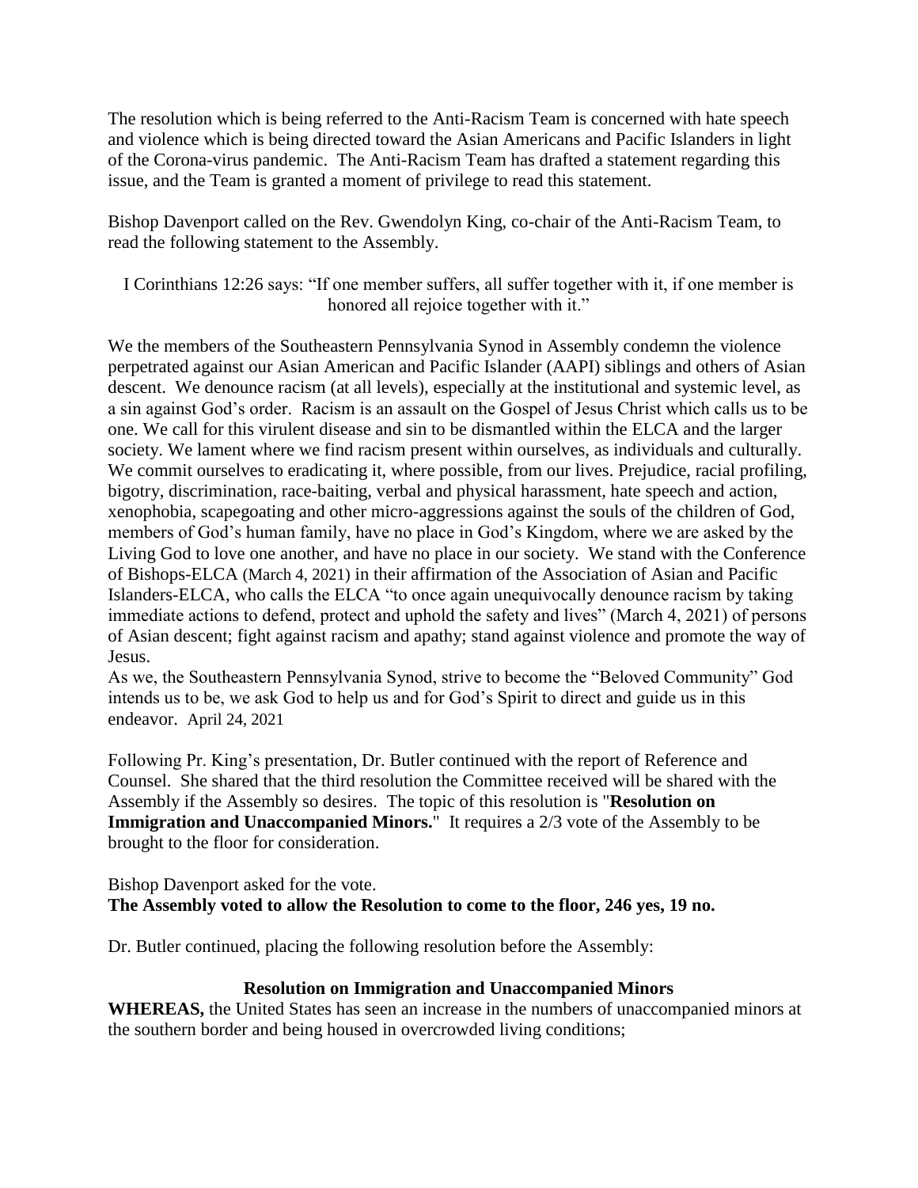The resolution which is being referred to the Anti-Racism Team is concerned with hate speech and violence which is being directed toward the Asian Americans and Pacific Islanders in light of the Corona-virus pandemic. The Anti-Racism Team has drafted a statement regarding this issue, and the Team is granted a moment of privilege to read this statement.

Bishop Davenport called on the Rev. Gwendolyn King, co-chair of the Anti-Racism Team, to read the following statement to the Assembly.

I Corinthians 12:26 says: "If one member suffers, all suffer together with it, if one member is honored all rejoice together with it."

We the members of the Southeastern Pennsylvania Synod in Assembly condemn the violence perpetrated against our Asian American and Pacific Islander (AAPI) siblings and others of Asian descent. We denounce racism (at all levels), especially at the institutional and systemic level, as a sin against God's order. Racism is an assault on the Gospel of Jesus Christ which calls us to be one. We call for this virulent disease and sin to be dismantled within the ELCA and the larger society. We lament where we find racism present within ourselves, as individuals and culturally. We commit ourselves to eradicating it, where possible, from our lives. Prejudice, racial profiling, bigotry, discrimination, race-baiting, verbal and physical harassment, hate speech and action, xenophobia, scapegoating and other micro-aggressions against the souls of the children of God, members of God's human family, have no place in God's Kingdom, where we are asked by the Living God to love one another, and have no place in our society. We stand with the Conference of Bishops-ELCA (March 4, 2021) in their affirmation of the Association of Asian and Pacific Islanders-ELCA, who calls the ELCA "to once again unequivocally denounce racism by taking immediate actions to defend, protect and uphold the safety and lives" (March 4, 2021) of persons of Asian descent; fight against racism and apathy; stand against violence and promote the way of Jesus.

As we, the Southeastern Pennsylvania Synod, strive to become the "Beloved Community" God intends us to be, we ask God to help us and for God's Spirit to direct and guide us in this endeavor. April 24, 2021

Following Pr. King's presentation, Dr. Butler continued with the report of Reference and Counsel. She shared that the third resolution the Committee received will be shared with the Assembly if the Assembly so desires. The topic of this resolution is "**Resolution on Immigration and Unaccompanied Minors.**" It requires a 2/3 vote of the Assembly to be brought to the floor for consideration.

Bishop Davenport asked for the vote.

**The Assembly voted to allow the Resolution to come to the floor, 246 yes, 19 no.**

Dr. Butler continued, placing the following resolution before the Assembly:

**Resolution on Immigration and Unaccompanied Minors**

**WHEREAS,** the United States has seen an increase in the numbers of unaccompanied minors at the southern border and being housed in overcrowded living conditions;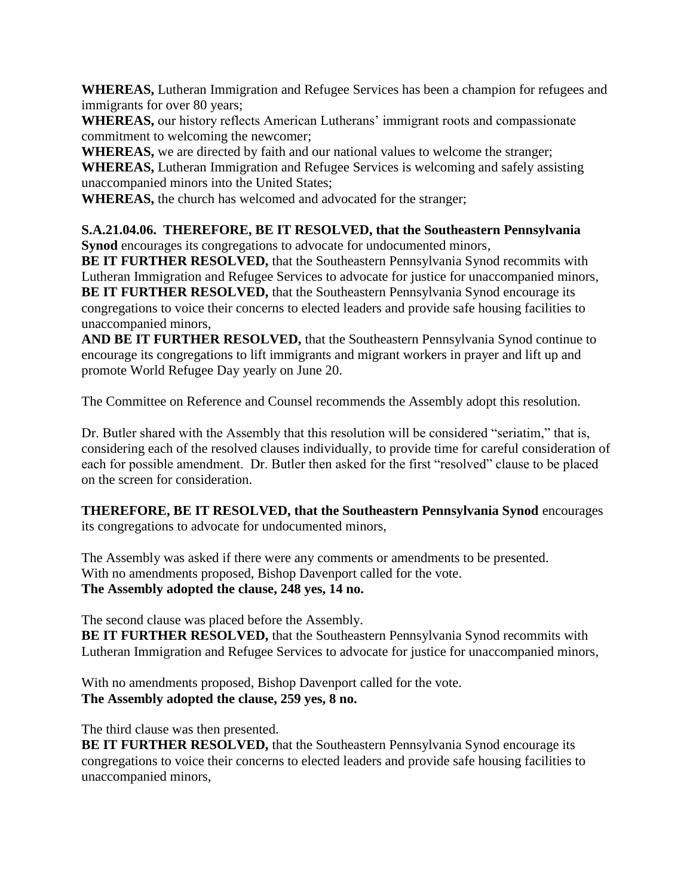**WHEREAS,** Lutheran Immigration and Refugee Services has been a champion for refugees and immigrants for over 80 years;
**WHEREAS,** our history reflects American Lutherans' immigrant roots and compassionate commitment to welcoming the newcomer;
**WHEREAS,** we are directed by faith and our national values to welcome the stranger;
**WHEREAS,** Lutheran Immigration and Refugee Services is welcoming and safely assisting unaccompanied minors into the United States;
**WHEREAS,** the church has welcomed and advocated for the stranger;

**S.A.21.04.06. THEREFORE, BE IT RESOLVED, that the Southeastern Pennsylvania Synod** encourages its congregations to advocate for undocumented minors,
**BE IT FURTHER RESOLVED,** that the Southeastern Pennsylvania Synod recommits with Lutheran Immigration and Refugee Services to advocate for justice for unaccompanied minors,
**BE IT FURTHER RESOLVED,** that the Southeastern Pennsylvania Synod encourage its congregations to voice their concerns to elected leaders and provide safe housing facilities to unaccompanied minors,
**AND BE IT FURTHER RESOLVED,** that the Southeastern Pennsylvania Synod continue to encourage its congregations to lift immigrants and migrant workers in prayer and lift up and promote World Refugee Day yearly on June 20.

The Committee on Reference and Counsel recommends the Assembly adopt this resolution.

Dr. Butler shared with the Assembly that this resolution will be considered "seriatim," that is, considering each of the resolved clauses individually, to provide time for careful consideration of each for possible amendment. Dr. Butler then asked for the first "resolved" clause to be placed on the screen for consideration.

**THEREFORE, BE IT RESOLVED, that the Southeastern Pennsylvania Synod** encourages its congregations to advocate for undocumented minors,

The Assembly was asked if there were any comments or amendments to be presented.
With no amendments proposed, Bishop Davenport called for the vote.
**The Assembly adopted the clause, 248 yes, 14 no.**

The second clause was placed before the Assembly.
**BE IT FURTHER RESOLVED,** that the Southeastern Pennsylvania Synod recommits with Lutheran Immigration and Refugee Services to advocate for justice for unaccompanied minors,

With no amendments proposed, Bishop Davenport called for the vote.
**The Assembly adopted the clause, 259 yes, 8 no.**

The third clause was then presented.
**BE IT FURTHER RESOLVED,** that the Southeastern Pennsylvania Synod encourage its congregations to voice their concerns to elected leaders and provide safe housing facilities to unaccompanied minors,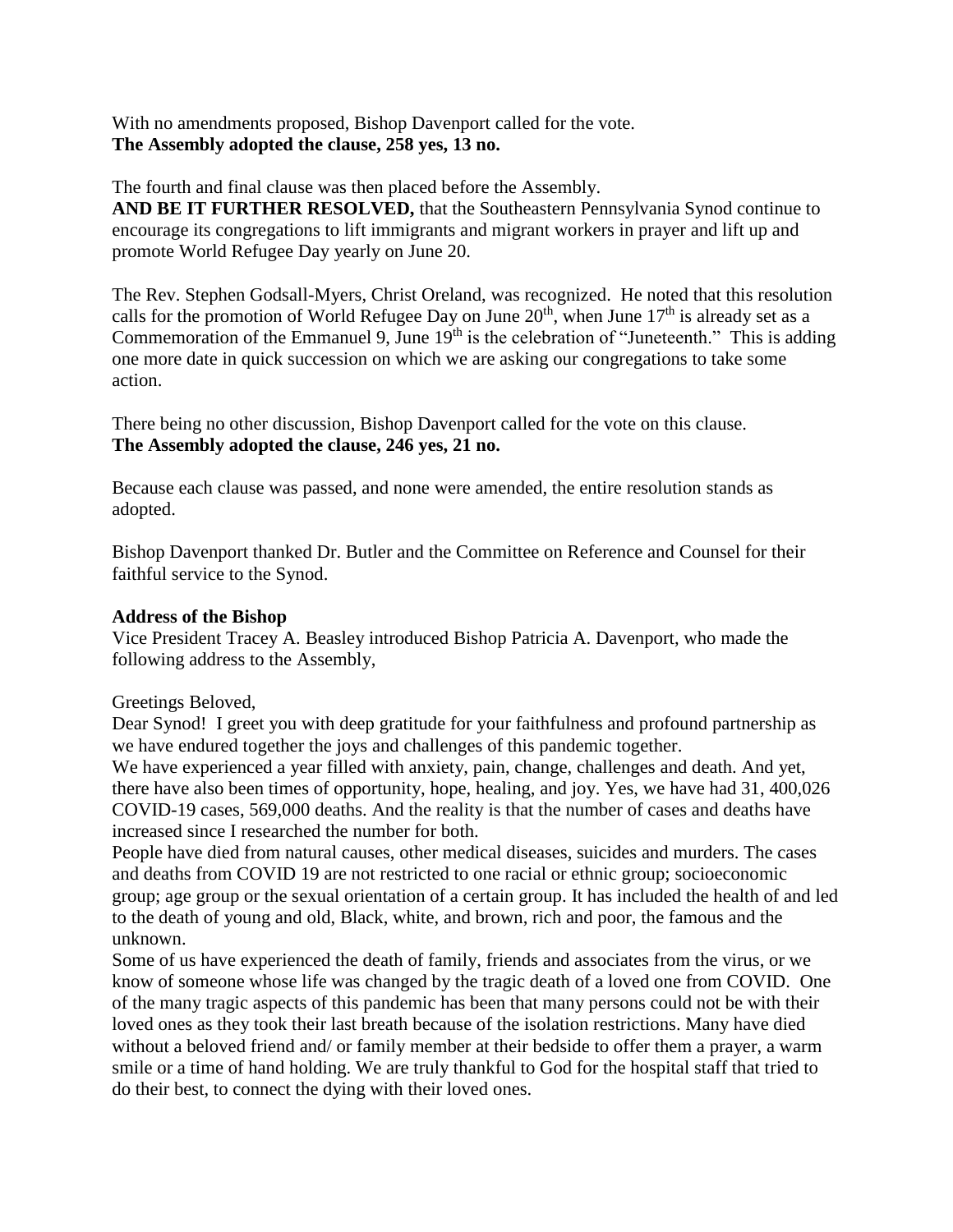With no amendments proposed, Bishop Davenport called for the vote.
**The Assembly adopted the clause, 258 yes, 13 no.**

The fourth and final clause was then placed before the Assembly.
**AND BE IT FURTHER RESOLVED,** that the Southeastern Pennsylvania Synod continue to encourage its congregations to lift immigrants and migrant workers in prayer and lift up and promote World Refugee Day yearly on June 20.

The Rev. Stephen Godsall-Myers, Christ Oreland, was recognized. He noted that this resolution calls for the promotion of World Refugee Day on June 20th, when June 17th is already set as a Commemoration of the Emmanuel 9, June 19th is the celebration of "Juneteenth." This is adding one more date in quick succession on which we are asking our congregations to take some action.

There being no other discussion, Bishop Davenport called for the vote on this clause.
**The Assembly adopted the clause, 246 yes, 21 no.**

Because each clause was passed, and none were amended, the entire resolution stands as adopted.

Bishop Davenport thanked Dr. Butler and the Committee on Reference and Counsel for their faithful service to the Synod.

**Address of the Bishop**
Vice President Tracey A. Beasley introduced Bishop Patricia A. Davenport, who made the following address to the Assembly,

Greetings Beloved,
Dear Synod! I greet you with deep gratitude for your faithfulness and profound partnership as we have endured together the joys and challenges of this pandemic together.
We have experienced a year filled with anxiety, pain, change, challenges and death. And yet, there have also been times of opportunity, hope, healing, and joy. Yes, we have had 31, 400,026 COVID-19 cases, 569,000 deaths. And the reality is that the number of cases and deaths have increased since I researched the number for both.
People have died from natural causes, other medical diseases, suicides and murders. The cases and deaths from COVID 19 are not restricted to one racial or ethnic group; socioeconomic group; age group or the sexual orientation of a certain group. It has included the health of and led to the death of young and old, Black, white, and brown, rich and poor, the famous and the unknown.
Some of us have experienced the death of family, friends and associates from the virus, or we know of someone whose life was changed by the tragic death of a loved one from COVID. One of the many tragic aspects of this pandemic has been that many persons could not be with their loved ones as they took their last breath because of the isolation restrictions. Many have died without a beloved friend and/ or family member at their bedside to offer them a prayer, a warm smile or a time of hand holding. We are truly thankful to God for the hospital staff that tried to do their best, to connect the dying with their loved ones.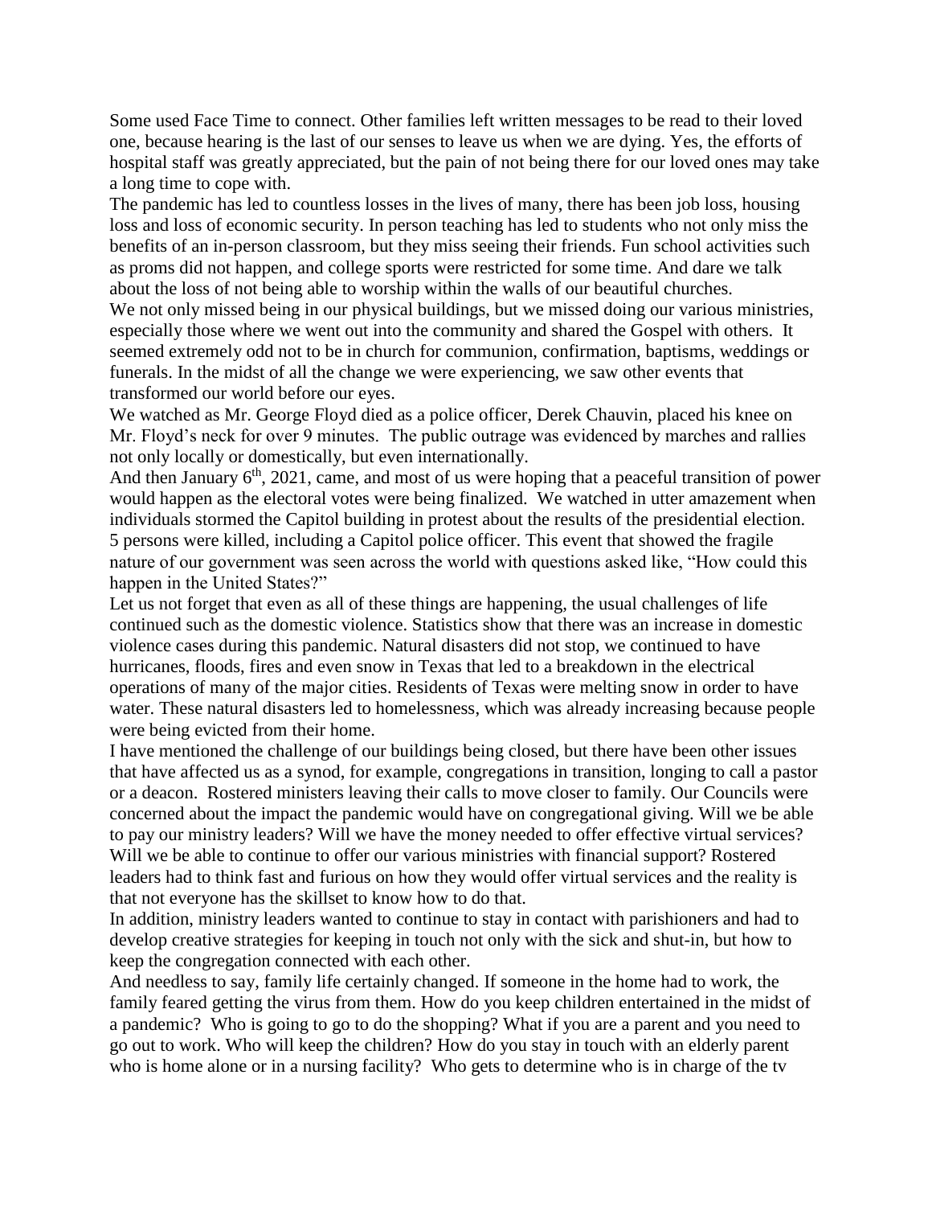Some used Face Time to connect. Other families left written messages to be read to their loved one, because hearing is the last of our senses to leave us when we are dying. Yes, the efforts of hospital staff was greatly appreciated, but the pain of not being there for our loved ones may take a long time to cope with.

The pandemic has led to countless losses in the lives of many, there has been job loss, housing loss and loss of economic security. In person teaching has led to students who not only miss the benefits of an in-person classroom, but they miss seeing their friends. Fun school activities such as proms did not happen, and college sports were restricted for some time. And dare we talk about the loss of not being able to worship within the walls of our beautiful churches.

We not only missed being in our physical buildings, but we missed doing our various ministries, especially those where we went out into the community and shared the Gospel with others. It seemed extremely odd not to be in church for communion, confirmation, baptisms, weddings or funerals. In the midst of all the change we were experiencing, we saw other events that transformed our world before our eyes.

We watched as Mr. George Floyd died as a police officer, Derek Chauvin, placed his knee on Mr. Floyd's neck for over 9 minutes. The public outrage was evidenced by marches and rallies not only locally or domestically, but even internationally.

And then January 6th, 2021, came, and most of us were hoping that a peaceful transition of power would happen as the electoral votes were being finalized. We watched in utter amazement when individuals stormed the Capitol building in protest about the results of the presidential election. 5 persons were killed, including a Capitol police officer. This event that showed the fragile nature of our government was seen across the world with questions asked like, "How could this happen in the United States?"

Let us not forget that even as all of these things are happening, the usual challenges of life continued such as the domestic violence. Statistics show that there was an increase in domestic violence cases during this pandemic. Natural disasters did not stop, we continued to have hurricanes, floods, fires and even snow in Texas that led to a breakdown in the electrical operations of many of the major cities. Residents of Texas were melting snow in order to have water. These natural disasters led to homelessness, which was already increasing because people were being evicted from their home.

I have mentioned the challenge of our buildings being closed, but there have been other issues that have affected us as a synod, for example, congregations in transition, longing to call a pastor or a deacon. Rostered ministers leaving their calls to move closer to family. Our Councils were concerned about the impact the pandemic would have on congregational giving. Will we be able to pay our ministry leaders? Will we have the money needed to offer effective virtual services? Will we be able to continue to offer our various ministries with financial support? Rostered leaders had to think fast and furious on how they would offer virtual services and the reality is that not everyone has the skillset to know how to do that.

In addition, ministry leaders wanted to continue to stay in contact with parishioners and had to develop creative strategies for keeping in touch not only with the sick and shut-in, but how to keep the congregation connected with each other.

And needless to say, family life certainly changed. If someone in the home had to work, the family feared getting the virus from them. How do you keep children entertained in the midst of a pandemic? Who is going to go to do the shopping? What if you are a parent and you need to go out to work. Who will keep the children? How do you stay in touch with an elderly parent who is home alone or in a nursing facility? Who gets to determine who is in charge of the tv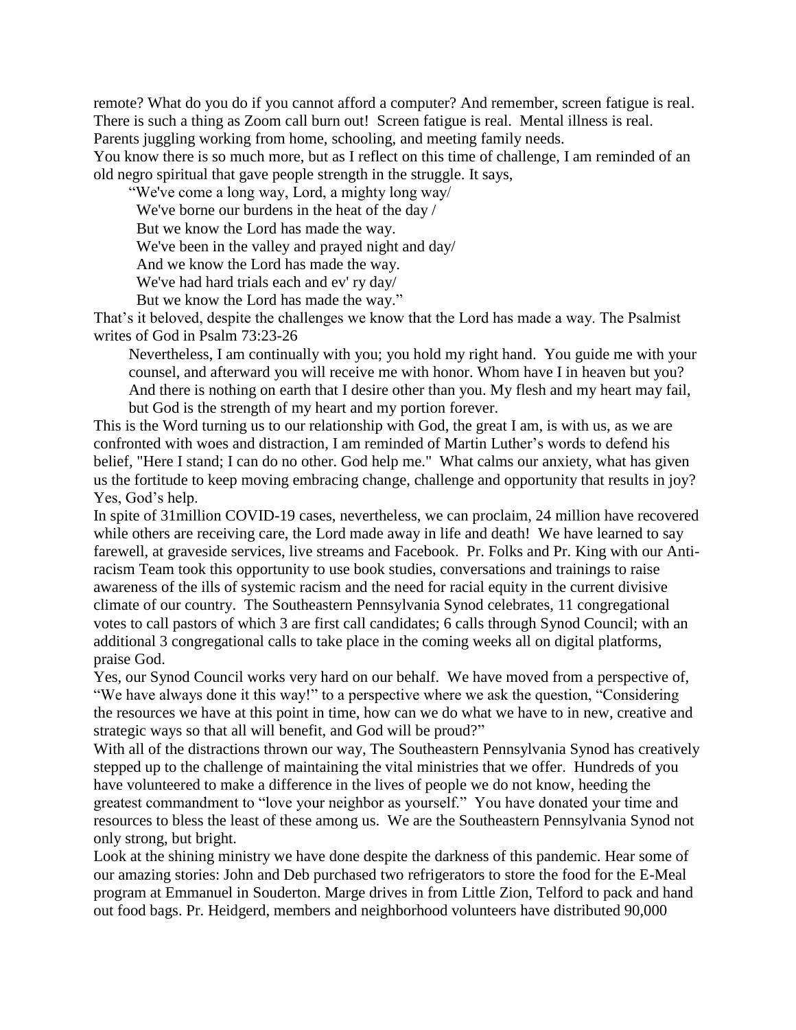remote? What do you do if you cannot afford a computer? And remember, screen fatigue is real. There is such a thing as Zoom call burn out! Screen fatigue is real. Mental illness is real. Parents juggling working from home, schooling, and meeting family needs.

You know there is so much more, but as I reflect on this time of challenge, I am reminded of an old negro spiritual that gave people strength in the struggle. It says,

> "We've come a long way, Lord, a mighty long way/
> We've borne our burdens in the heat of the day /
> But we know the Lord has made the way.
> We've been in the valley and prayed night and day/
> And we know the Lord has made the way.
> We've had hard trials each and ev' ry day/
> But we know the Lord has made the way."

That's it beloved, despite the challenges we know that the Lord has made a way. The Psalmist writes of God in Psalm 73:23-26

> Nevertheless, I am continually with you; you hold my right hand. You guide me with your counsel, and afterward you will receive me with honor. Whom have I in heaven but you? And there is nothing on earth that I desire other than you. My flesh and my heart may fail, but God is the strength of my heart and my portion forever.

This is the Word turning us to our relationship with God, the great I am, is with us, as we are confronted with woes and distraction, I am reminded of Martin Luther's words to defend his belief, "Here I stand; I can do no other. God help me." What calms our anxiety, what has given us the fortitude to keep moving embracing change, challenge and opportunity that results in joy? Yes, God's help.

In spite of 31million COVID-19 cases, nevertheless, we can proclaim, 24 million have recovered while others are receiving care, the Lord made away in life and death! We have learned to say farewell, at graveside services, live streams and Facebook. Pr. Folks and Pr. King with our Anti-racism Team took this opportunity to use book studies, conversations and trainings to raise awareness of the ills of systemic racism and the need for racial equity in the current divisive climate of our country. The Southeastern Pennsylvania Synod celebrates, 11 congregational votes to call pastors of which 3 are first call candidates; 6 calls through Synod Council; with an additional 3 congregational calls to take place in the coming weeks all on digital platforms, praise God.

Yes, our Synod Council works very hard on our behalf. We have moved from a perspective of, "We have always done it this way!" to a perspective where we ask the question, "Considering the resources we have at this point in time, how can we do what we have to in new, creative and strategic ways so that all will benefit, and God will be proud?"

With all of the distractions thrown our way, The Southeastern Pennsylvania Synod has creatively stepped up to the challenge of maintaining the vital ministries that we offer. Hundreds of you have volunteered to make a difference in the lives of people we do not know, heeding the greatest commandment to "love your neighbor as yourself." You have donated your time and resources to bless the least of these among us. We are the Southeastern Pennsylvania Synod not only strong, but bright.

Look at the shining ministry we have done despite the darkness of this pandemic. Hear some of our amazing stories: John and Deb purchased two refrigerators to store the food for the E-Meal program at Emmanuel in Souderton. Marge drives in from Little Zion, Telford to pack and hand out food bags. Pr. Heidgerd, members and neighborhood volunteers have distributed 90,000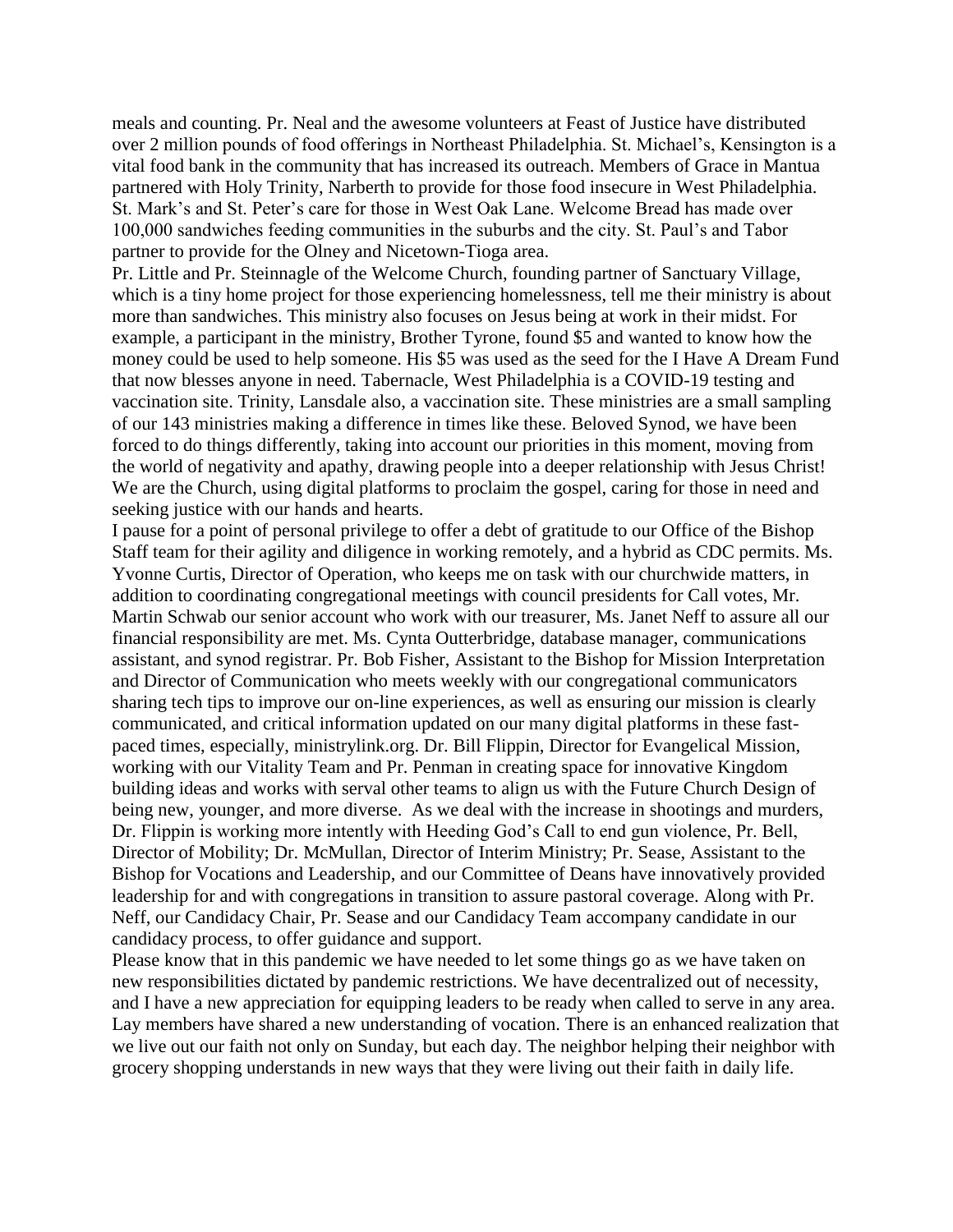meals and counting. Pr. Neal and the awesome volunteers at Feast of Justice have distributed over 2 million pounds of food offerings in Northeast Philadelphia. St. Michael's, Kensington is a vital food bank in the community that has increased its outreach. Members of Grace in Mantua partnered with Holy Trinity, Narberth to provide for those food insecure in West Philadelphia. St. Mark's and St. Peter's care for those in West Oak Lane. Welcome Bread has made over 100,000 sandwiches feeding communities in the suburbs and the city. St. Paul's and Tabor partner to provide for the Olney and Nicetown-Tioga area.

Pr. Little and Pr. Steinnagle of the Welcome Church, founding partner of Sanctuary Village, which is a tiny home project for those experiencing homelessness, tell me their ministry is about more than sandwiches. This ministry also focuses on Jesus being at work in their midst. For example, a participant in the ministry, Brother Tyrone, found $5 and wanted to know how the money could be used to help someone. His $5 was used as the seed for the I Have A Dream Fund that now blesses anyone in need. Tabernacle, West Philadelphia is a COVID-19 testing and vaccination site. Trinity, Lansdale also, a vaccination site. These ministries are a small sampling of our 143 ministries making a difference in times like these. Beloved Synod, we have been forced to do things differently, taking into account our priorities in this moment, moving from the world of negativity and apathy, drawing people into a deeper relationship with Jesus Christ! We are the Church, using digital platforms to proclaim the gospel, caring for those in need and seeking justice with our hands and hearts.

I pause for a point of personal privilege to offer a debt of gratitude to our Office of the Bishop Staff team for their agility and diligence in working remotely, and a hybrid as CDC permits. Ms. Yvonne Curtis, Director of Operation, who keeps me on task with our churchwide matters, in addition to coordinating congregational meetings with council presidents for Call votes, Mr. Martin Schwab our senior account who work with our treasurer, Ms. Janet Neff to assure all our financial responsibility are met. Ms. Cynta Outterbridge, database manager, communications assistant, and synod registrar. Pr. Bob Fisher, Assistant to the Bishop for Mission Interpretation and Director of Communication who meets weekly with our congregational communicators sharing tech tips to improve our on-line experiences, as well as ensuring our mission is clearly communicated, and critical information updated on our many digital platforms in these fast-paced times, especially, ministrylink.org. Dr. Bill Flippin, Director for Evangelical Mission, working with our Vitality Team and Pr. Penman in creating space for innovative Kingdom building ideas and works with serval other teams to align us with the Future Church Design of being new, younger, and more diverse. As we deal with the increase in shootings and murders, Dr. Flippin is working more intently with Heeding God's Call to end gun violence, Pr. Bell, Director of Mobility; Dr. McMullan, Director of Interim Ministry; Pr. Sease, Assistant to the Bishop for Vocations and Leadership, and our Committee of Deans have innovatively provided leadership for and with congregations in transition to assure pastoral coverage. Along with Pr. Neff, our Candidacy Chair, Pr. Sease and our Candidacy Team accompany candidate in our candidacy process, to offer guidance and support.

Please know that in this pandemic we have needed to let some things go as we have taken on new responsibilities dictated by pandemic restrictions. We have decentralized out of necessity, and I have a new appreciation for equipping leaders to be ready when called to serve in any area. Lay members have shared a new understanding of vocation. There is an enhanced realization that we live out our faith not only on Sunday, but each day. The neighbor helping their neighbor with grocery shopping understands in new ways that they were living out their faith in daily life.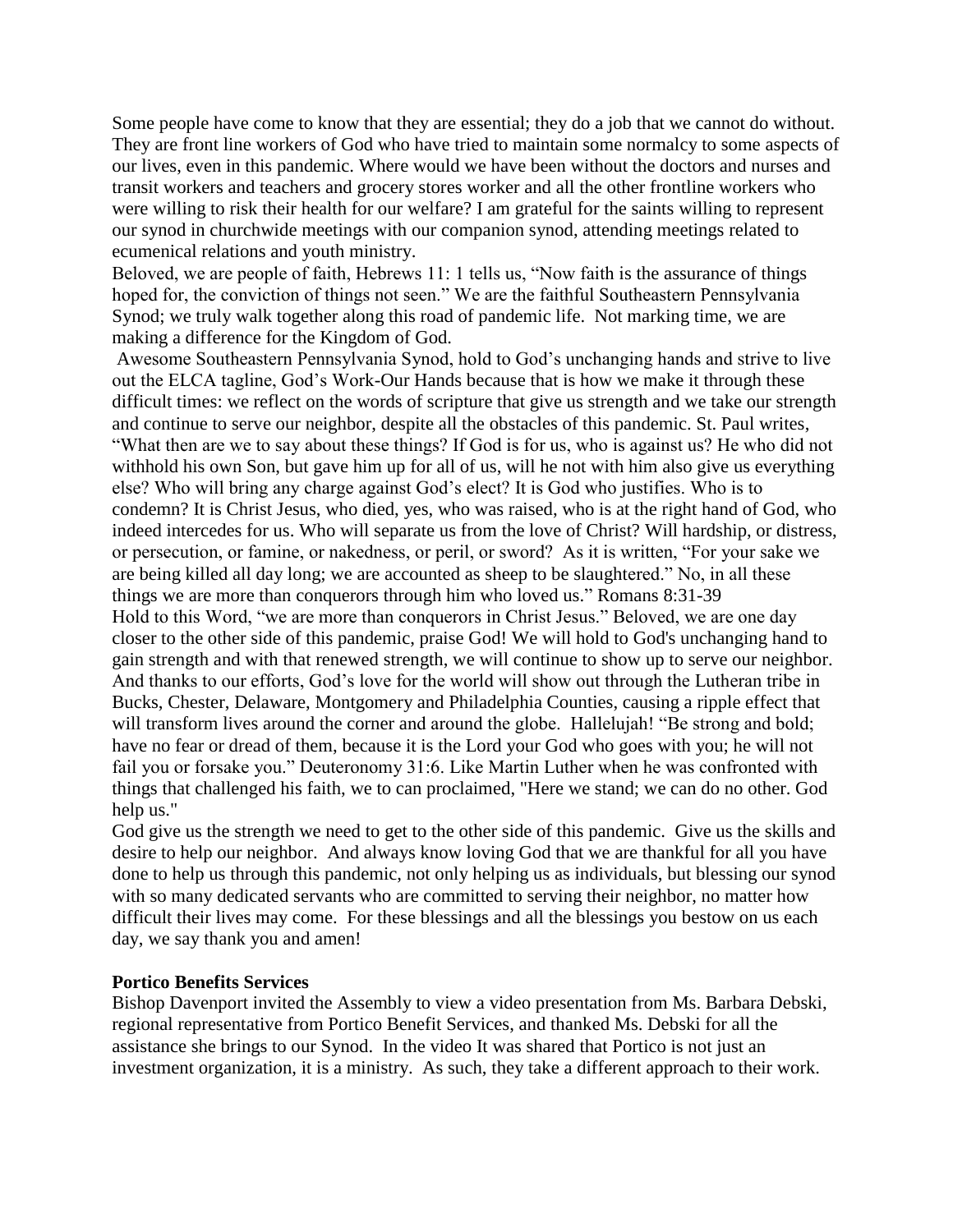Some people have come to know that they are essential; they do a job that we cannot do without. They are front line workers of God who have tried to maintain some normalcy to some aspects of our lives, even in this pandemic. Where would we have been without the doctors and nurses and transit workers and teachers and grocery stores worker and all the other frontline workers who were willing to risk their health for our welfare? I am grateful for the saints willing to represent our synod in churchwide meetings with our companion synod, attending meetings related to ecumenical relations and youth ministry.

Beloved, we are people of faith, Hebrews 11: 1 tells us, "Now faith is the assurance of things hoped for, the conviction of things not seen." We are the faithful Southeastern Pennsylvania Synod; we truly walk together along this road of pandemic life. Not marking time, we are making a difference for the Kingdom of God.

Awesome Southeastern Pennsylvania Synod, hold to God's unchanging hands and strive to live out the ELCA tagline, God's Work-Our Hands because that is how we make it through these difficult times: we reflect on the words of scripture that give us strength and we take our strength and continue to serve our neighbor, despite all the obstacles of this pandemic. St. Paul writes, "What then are we to say about these things? If God is for us, who is against us? He who did not withhold his own Son, but gave him up for all of us, will he not with him also give us everything else? Who will bring any charge against God's elect? It is God who justifies. Who is to condemn? It is Christ Jesus, who died, yes, who was raised, who is at the right hand of God, who indeed intercedes for us. Who will separate us from the love of Christ? Will hardship, or distress, or persecution, or famine, or nakedness, or peril, or sword? As it is written, "For your sake we are being killed all day long; we are accounted as sheep to be slaughtered." No, in all these things we are more than conquerors through him who loved us." Romans 8:31-39

Hold to this Word, "we are more than conquerors in Christ Jesus." Beloved, we are one day closer to the other side of this pandemic, praise God! We will hold to God's unchanging hand to gain strength and with that renewed strength, we will continue to show up to serve our neighbor. And thanks to our efforts, God's love for the world will show out through the Lutheran tribe in Bucks, Chester, Delaware, Montgomery and Philadelphia Counties, causing a ripple effect that will transform lives around the corner and around the globe. Hallelujah! "Be strong and bold; have no fear or dread of them, because it is the Lord your God who goes with you; he will not fail you or forsake you." Deuteronomy 31:6. Like Martin Luther when he was confronted with things that challenged his faith, we to can proclaimed, "Here we stand; we can do no other. God help us."

God give us the strength we need to get to the other side of this pandemic. Give us the skills and desire to help our neighbor. And always know loving God that we are thankful for all you have done to help us through this pandemic, not only helping us as individuals, but blessing our synod with so many dedicated servants who are committed to serving their neighbor, no matter how difficult their lives may come. For these blessings and all the blessings you bestow on us each day, we say thank you and amen!

**Portico Benefits Services**

Bishop Davenport invited the Assembly to view a video presentation from Ms. Barbara Debski, regional representative from Portico Benefit Services, and thanked Ms. Debski for all the assistance she brings to our Synod. In the video It was shared that Portico is not just an investment organization, it is a ministry. As such, they take a different approach to their work.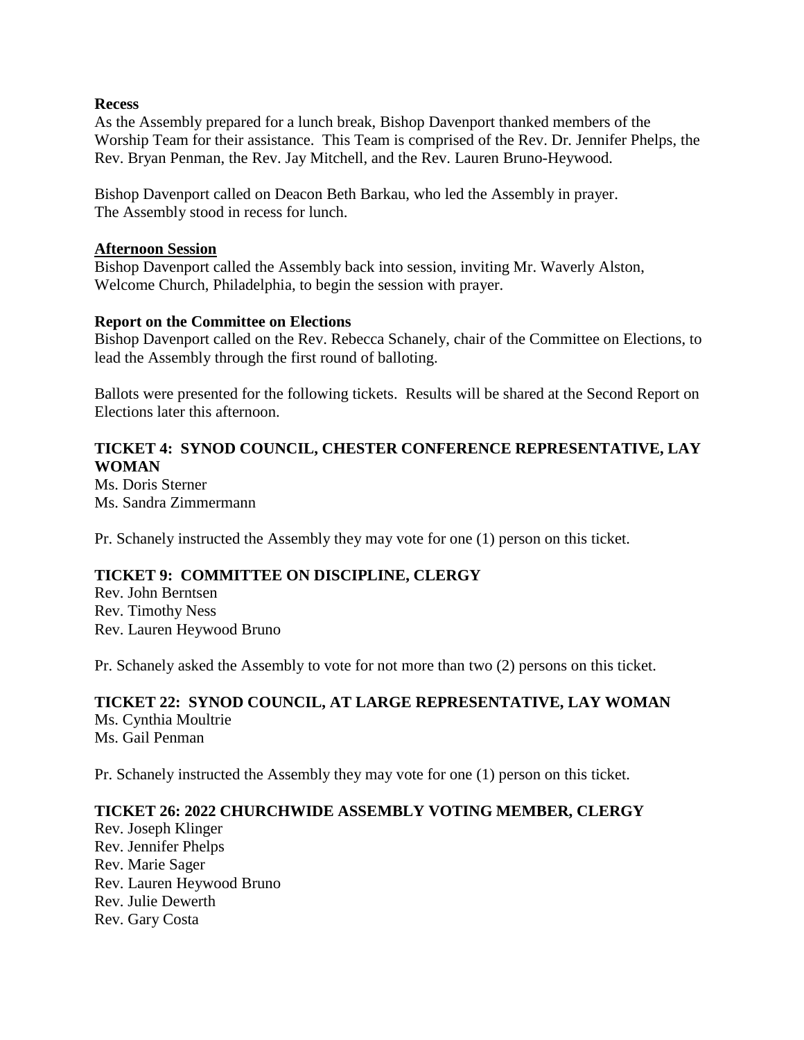**Recess**

As the Assembly prepared for a lunch break, Bishop Davenport thanked members of the Worship Team for their assistance. This Team is comprised of the Rev. Dr. Jennifer Phelps, the Rev. Bryan Penman, the Rev. Jay Mitchell, and the Rev. Lauren Bruno-Heywood.

Bishop Davenport called on Deacon Beth Barkau, who led the Assembly in prayer.
The Assembly stood in recess for lunch.

**Afternoon Session**

Bishop Davenport called the Assembly back into session, inviting Mr. Waverly Alston, Welcome Church, Philadelphia, to begin the session with prayer.

**Report on the Committee on Elections**

Bishop Davenport called on the Rev. Rebecca Schanely, chair of the Committee on Elections, to lead the Assembly through the first round of balloting.

Ballots were presented for the following tickets. Results will be shared at the Second Report on Elections later this afternoon.

**TICKET 4: SYNOD COUNCIL, CHESTER CONFERENCE REPRESENTATIVE, LAY WOMAN**

Ms. Doris Sterner
Ms. Sandra Zimmermann

Pr. Schanely instructed the Assembly they may vote for one (1) person on this ticket.

**TICKET 9: COMMITTEE ON DISCIPLINE, CLERGY**

Rev. John Berntsen
Rev. Timothy Ness
Rev. Lauren Heywood Bruno

Pr. Schanely asked the Assembly to vote for not more than two (2) persons on this ticket.

**TICKET 22: SYNOD COUNCIL, AT LARGE REPRESENTATIVE, LAY WOMAN**

Ms. Cynthia Moultrie
Ms. Gail Penman

Pr. Schanely instructed the Assembly they may vote for one (1) person on this ticket.

**TICKET 26: 2022 CHURCHWIDE ASSEMBLY VOTING MEMBER, CLERGY**

Rev. Joseph Klinger
Rev. Jennifer Phelps
Rev. Marie Sager
Rev. Lauren Heywood Bruno
Rev. Julie Dewerth
Rev. Gary Costa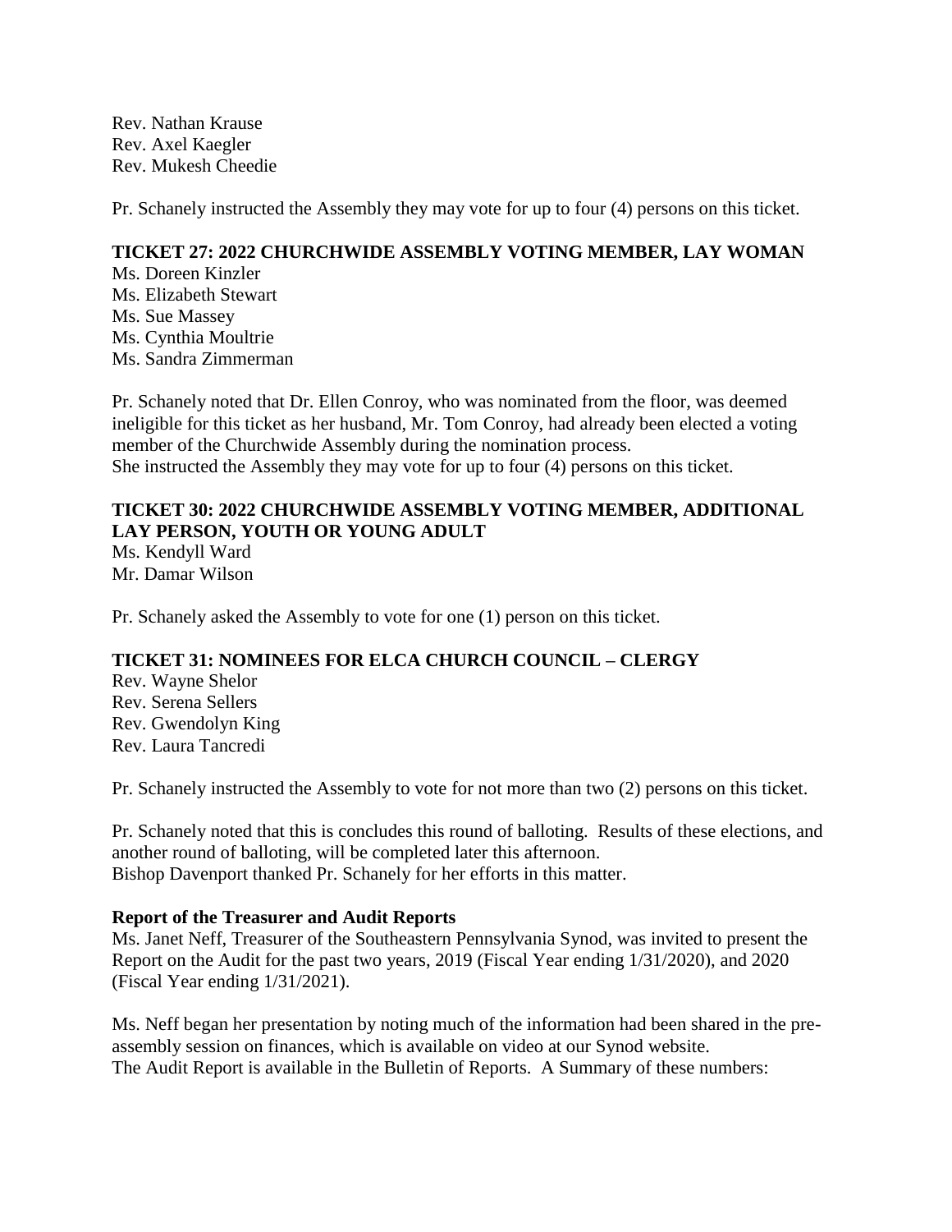Rev. Nathan Krause
Rev. Axel Kaegler
Rev. Mukesh Cheedie

Pr. Schanely instructed the Assembly they may vote for up to four (4) persons on this ticket.

**TICKET 27: 2022 CHURCHWIDE ASSEMBLY VOTING MEMBER, LAY WOMAN**
Ms. Doreen Kinzler
Ms. Elizabeth Stewart
Ms. Sue Massey
Ms. Cynthia Moultrie
Ms. Sandra Zimmerman

Pr. Schanely noted that Dr. Ellen Conroy, who was nominated from the floor, was deemed ineligible for this ticket as her husband, Mr. Tom Conroy, had already been elected a voting member of the Churchwide Assembly during the nomination process.
She instructed the Assembly they may vote for up to four (4) persons on this ticket.

**TICKET 30: 2022 CHURCHWIDE ASSEMBLY VOTING MEMBER, ADDITIONAL LAY PERSON, YOUTH OR YOUNG ADULT**
Ms. Kendyll Ward
Mr. Damar Wilson

Pr. Schanely asked the Assembly to vote for one (1) person on this ticket.

**TICKET 31: NOMINEES FOR ELCA CHURCH COUNCIL – CLERGY**
Rev. Wayne Shelor
Rev. Serena Sellers
Rev. Gwendolyn King
Rev. Laura Tancredi

Pr. Schanely instructed the Assembly to vote for not more than two (2) persons on this ticket.

Pr. Schanely noted that this is concludes this round of balloting. Results of these elections, and another round of balloting, will be completed later this afternoon.
Bishop Davenport thanked Pr. Schanely for her efforts in this matter.

**Report of the Treasurer and Audit Reports**
Ms. Janet Neff, Treasurer of the Southeastern Pennsylvania Synod, was invited to present the Report on the Audit for the past two years, 2019 (Fiscal Year ending 1/31/2020), and 2020 (Fiscal Year ending 1/31/2021).

Ms. Neff began her presentation by noting much of the information had been shared in the pre-assembly session on finances, which is available on video at our Synod website.
The Audit Report is available in the Bulletin of Reports. A Summary of these numbers: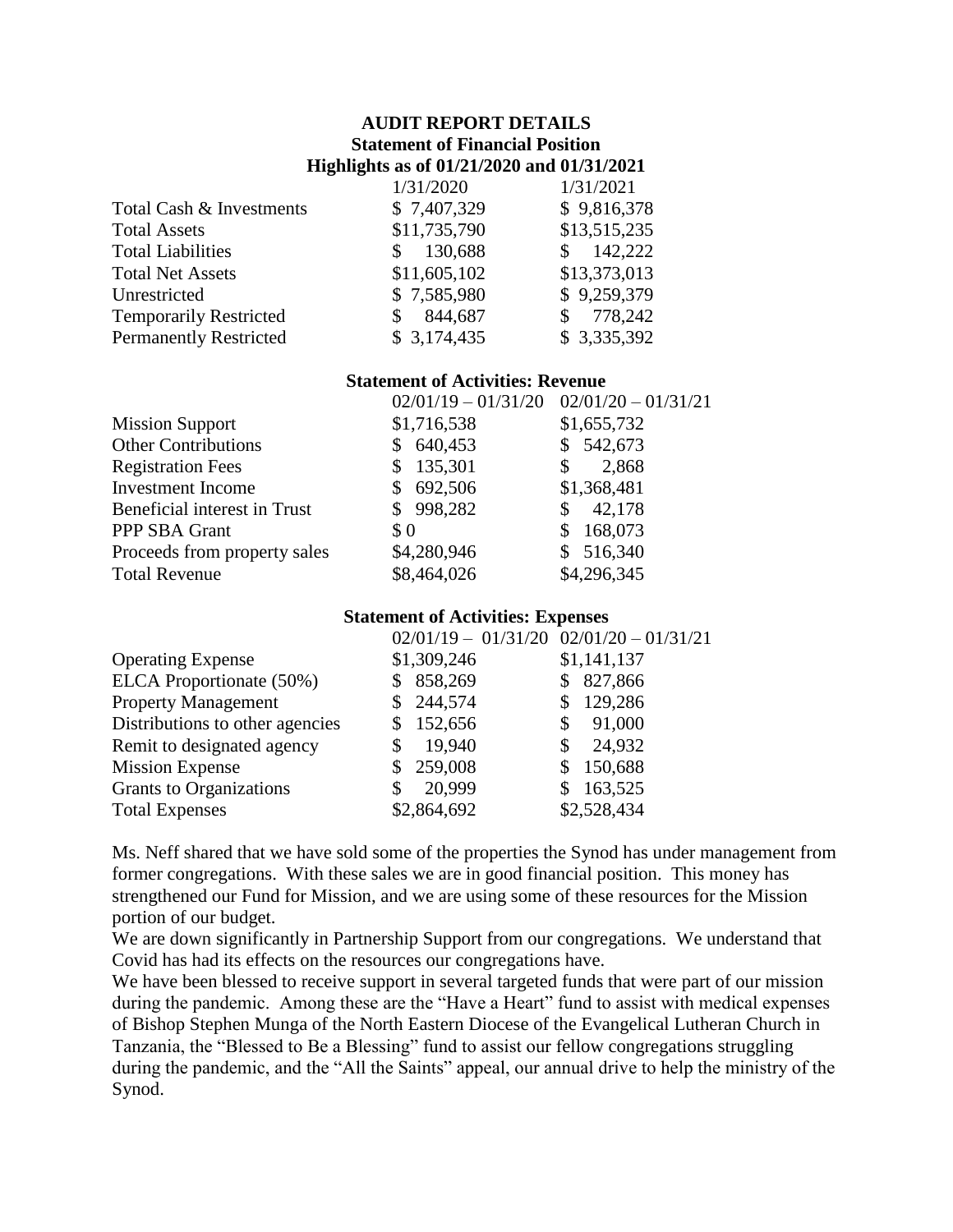## AUDIT REPORT DETAILS

### Statement of Financial Position

### Highlights as of 01/21/2020 and 01/31/2021

| | 1/31/2020 | 1/31/2021 |
|---|---|---|
| Total Cash & Investments | $ 7,407,329 | $ 9,816,378 |
| Total Assets | $11,735,790 | $13,515,235 |
| Total Liabilities | $ 130,688 | $ 142,222 |
| Total Net Assets | $11,605,102 | $13,373,013 |
| Unrestricted | $ 7,585,980 | $ 9,259,379 |
| Temporarily Restricted | $ 844,687 | $ 778,242 |
| Permanently Restricted | $ 3,174,435 | $ 3,335,392 |

### Statement of Activities: Revenue

| | 02/01/19 – 01/31/20 | 02/01/20 – 01/31/21 |
|---|---|---|
| Mission Support | $1,716,538 | $1,655,732 |
| Other Contributions | $ 640,453 | $ 542,673 |
| Registration Fees | $ 135,301 | $ 2,868 |
| Investment Income | $ 692,506 | $1,368,481 |
| Beneficial interest in Trust | $ 998,282 | $ 42,178 |
| PPP SBA Grant | $ 0 | $ 168,073 |
| Proceeds from property sales | $4,280,946 | $ 516,340 |
| Total Revenue | $8,464,026 | $4,296,345 |

### Statement of Activities: Expenses

| | 02/01/19 – 01/31/20 | 02/01/20 – 01/31/21 |
|---|---|---|
| Operating Expense | $1,309,246 | $1,141,137 |
| ELCA Proportionate (50%) | $ 858,269 | $ 827,866 |
| Property Management | $ 244,574 | $ 129,286 |
| Distributions to other agencies | $ 152,656 | $ 91,000 |
| Remit to designated agency | $ 19,940 | $ 24,932 |
| Mission Expense | $ 259,008 | $ 150,688 |
| Grants to Organizations | $ 20,999 | $ 163,525 |
| Total Expenses | $2,864,692 | $2,528,434 |

Ms. Neff shared that we have sold some of the properties the Synod has under management from former congregations. With these sales we are in good financial position. This money has strengthened our Fund for Mission, and we are using some of these resources for the Mission portion of our budget.

We are down significantly in Partnership Support from our congregations. We understand that Covid has had its effects on the resources our congregations have.

We have been blessed to receive support in several targeted funds that were part of our mission during the pandemic. Among these are the "Have a Heart" fund to assist with medical expenses of Bishop Stephen Munga of the North Eastern Diocese of the Evangelical Lutheran Church in Tanzania, the "Blessed to Be a Blessing" fund to assist our fellow congregations struggling during the pandemic, and the "All the Saints" appeal, our annual drive to help the ministry of the Synod.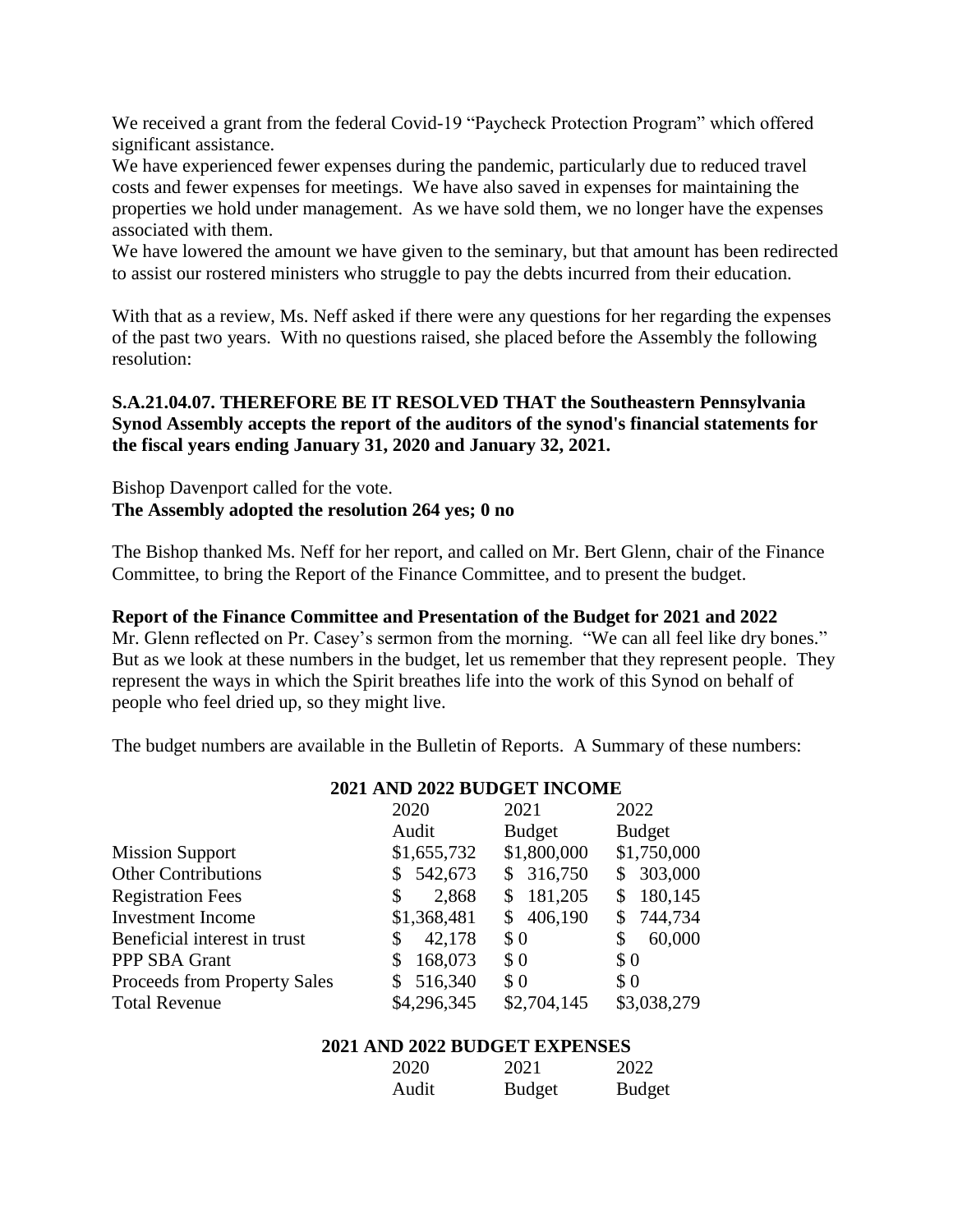We received a grant from the federal Covid-19 "Paycheck Protection Program" which offered significant assistance.
We have experienced fewer expenses during the pandemic, particularly due to reduced travel costs and fewer expenses for meetings. We have also saved in expenses for maintaining the properties we hold under management. As we have sold them, we no longer have the expenses associated with them.
We have lowered the amount we have given to the seminary, but that amount has been redirected to assist our rostered ministers who struggle to pay the debts incurred from their education.

With that as a review, Ms. Neff asked if there were any questions for her regarding the expenses of the past two years. With no questions raised, she placed before the Assembly the following resolution:

**S.A.21.04.07. THEREFORE BE IT RESOLVED THAT the Southeastern Pennsylvania Synod Assembly accepts the report of the auditors of the synod's financial statements for the fiscal years ending January 31, 2020 and January 32, 2021.**

Bishop Davenport called for the vote.
**The Assembly adopted the resolution 264 yes; 0 no**

The Bishop thanked Ms. Neff for her report, and called on Mr. Bert Glenn, chair of the Finance Committee, to bring the Report of the Finance Committee, and to present the budget.

**Report of the Finance Committee and Presentation of the Budget for 2021 and 2022**
Mr. Glenn reflected on Pr. Casey's sermon from the morning. "We can all feel like dry bones." But as we look at these numbers in the budget, let us remember that they represent people. They represent the ways in which the Spirit breathes life into the work of this Synod on behalf of people who feel dried up, so they might live.

The budget numbers are available in the Bulletin of Reports. A Summary of these numbers:

**2021 AND 2022 BUDGET INCOME**

| | 2020 Audit | 2021 Budget | 2022 Budget |
|---|---|---|---|
| Mission Support | $1,655,732 | $1,800,000 | $1,750,000 |
| Other Contributions | $ 542,673 | $ 316,750 | $ 303,000 |
| Registration Fees | $ 2,868 | $ 181,205 | $ 180,145 |
| Investment Income | $1,368,481 | $ 406,190 | $ 744,734 |
| Beneficial interest in trust | $ 42,178 | $ 0 | $ 60,000 |
| PPP SBA Grant | $ 168,073 | $ 0 | $ 0 |
| Proceeds from Property Sales | $ 516,340 | $ 0 | $ 0 |
| Total Revenue | $4,296,345 | $2,704,145 | $3,038,279 |

**2021 AND 2022 BUDGET EXPENSES**

| | 2020 Audit | 2021 Budget | 2022 Budget |
|---|---|---|---|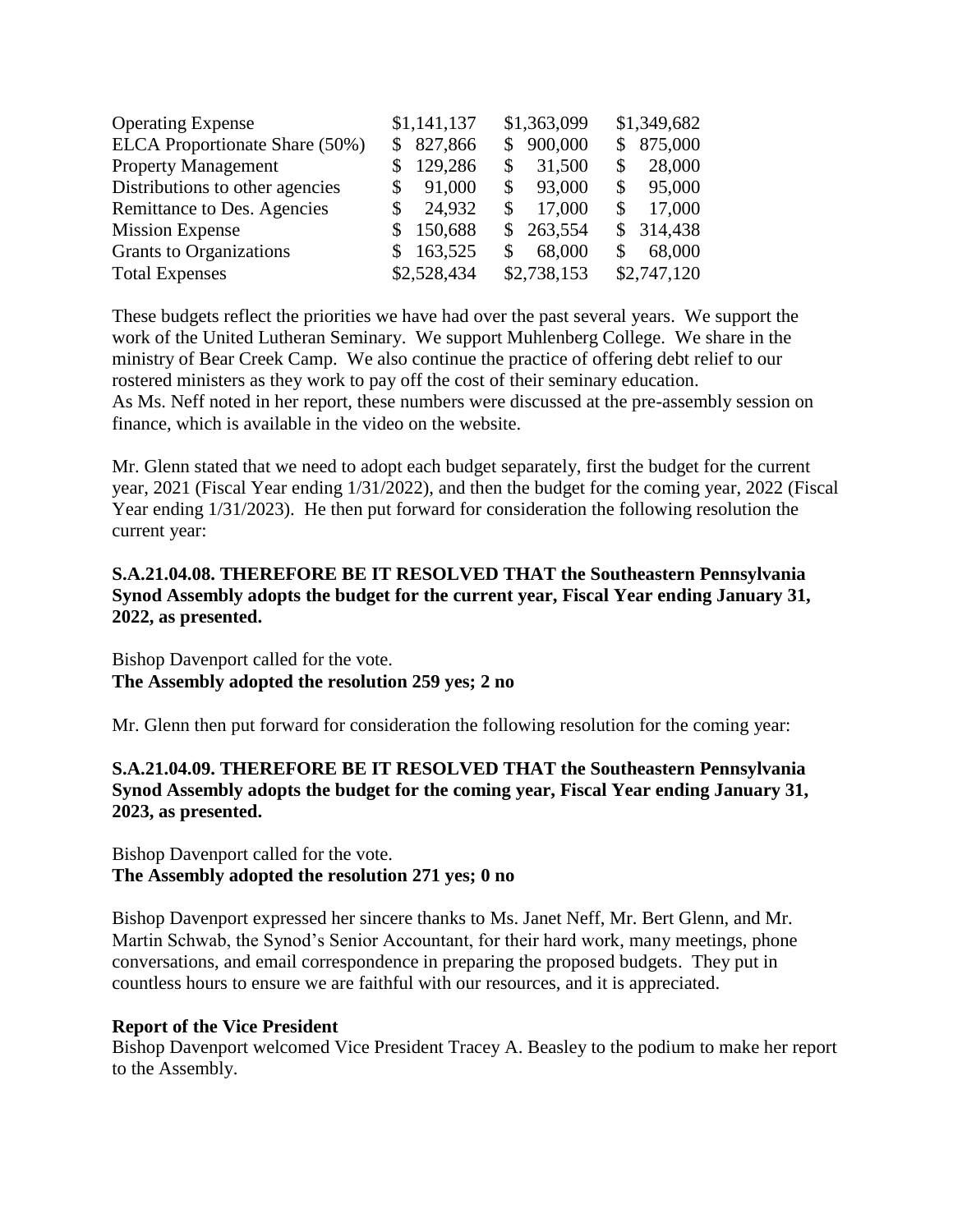| | | | |
|---|---|---|---|
| Operating Expense | $1,141,137 | $1,363,099 | $1,349,682 |
| ELCA Proportionate Share (50%) | $ 827,866 | $ 900,000 | $ 875,000 |
| Property Management | $ 129,286 | $ 31,500 | $ 28,000 |
| Distributions to other agencies | $ 91,000 | $ 93,000 | $ 95,000 |
| Remittance to Des. Agencies | $ 24,932 | $ 17,000 | $ 17,000 |
| Mission Expense | $ 150,688 | $ 263,554 | $ 314,438 |
| Grants to Organizations | $ 163,525 | $ 68,000 | $ 68,000 |
| Total Expenses | $2,528,434 | $2,738,153 | $2,747,120 |

These budgets reflect the priorities we have had over the past several years. We support the work of the United Lutheran Seminary. We support Muhlenberg College. We share in the ministry of Bear Creek Camp. We also continue the practice of offering debt relief to our rostered ministers as they work to pay off the cost of their seminary education.
As Ms. Neff noted in her report, these numbers were discussed at the pre-assembly session on finance, which is available in the video on the website.

Mr. Glenn stated that we need to adopt each budget separately, first the budget for the current year, 2021 (Fiscal Year ending 1/31/2022), and then the budget for the coming year, 2022 (Fiscal Year ending 1/31/2023). He then put forward for consideration the following resolution the current year:

**S.A.21.04.08. THEREFORE BE IT RESOLVED THAT the Southeastern Pennsylvania Synod Assembly adopts the budget for the current year, Fiscal Year ending January 31, 2022, as presented.**

Bishop Davenport called for the vote.
**The Assembly adopted the resolution 259 yes; 2 no**

Mr. Glenn then put forward for consideration the following resolution for the coming year:

**S.A.21.04.09. THEREFORE BE IT RESOLVED THAT the Southeastern Pennsylvania Synod Assembly adopts the budget for the coming year, Fiscal Year ending January 31, 2023, as presented.**

Bishop Davenport called for the vote.
**The Assembly adopted the resolution 271 yes; 0 no**

Bishop Davenport expressed her sincere thanks to Ms. Janet Neff, Mr. Bert Glenn, and Mr. Martin Schwab, the Synod's Senior Accountant, for their hard work, many meetings, phone conversations, and email correspondence in preparing the proposed budgets. They put in countless hours to ensure we are faithful with our resources, and it is appreciated.

**Report of the Vice President**
Bishop Davenport welcomed Vice President Tracey A. Beasley to the podium to make her report to the Assembly.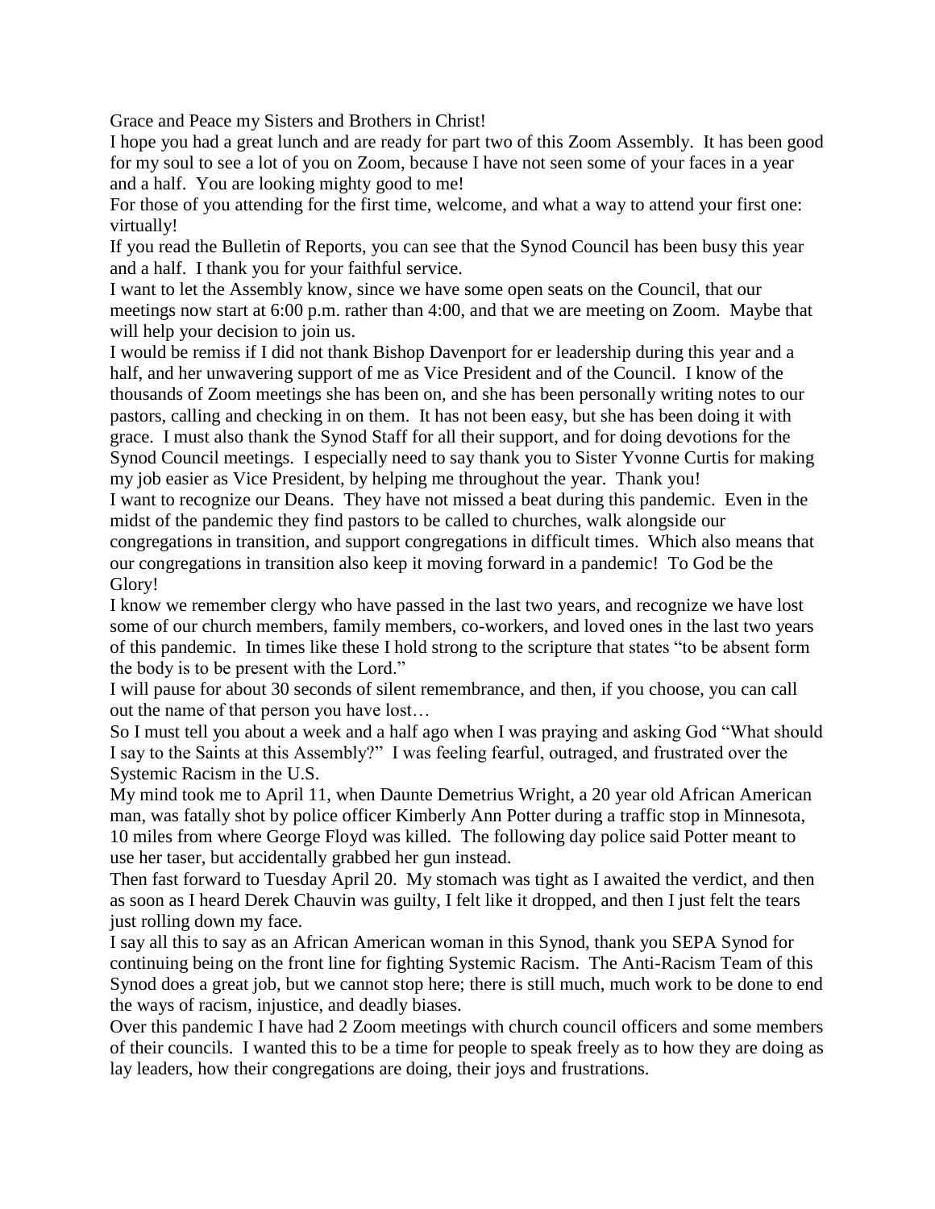Grace and Peace my Sisters and Brothers in Christ!

I hope you had a great lunch and are ready for part two of this Zoom Assembly. It has been good for my soul to see a lot of you on Zoom, because I have not seen some of your faces in a year and a half. You are looking mighty good to me!

For those of you attending for the first time, welcome, and what a way to attend your first one: virtually!

If you read the Bulletin of Reports, you can see that the Synod Council has been busy this year and a half. I thank you for your faithful service.

I want to let the Assembly know, since we have some open seats on the Council, that our meetings now start at 6:00 p.m. rather than 4:00, and that we are meeting on Zoom. Maybe that will help your decision to join us.

I would be remiss if I did not thank Bishop Davenport for er leadership during this year and a half, and her unwavering support of me as Vice President and of the Council. I know of the thousands of Zoom meetings she has been on, and she has been personally writing notes to our pastors, calling and checking in on them. It has not been easy, but she has been doing it with grace. I must also thank the Synod Staff for all their support, and for doing devotions for the Synod Council meetings. I especially need to say thank you to Sister Yvonne Curtis for making my job easier as Vice President, by helping me throughout the year. Thank you!

I want to recognize our Deans. They have not missed a beat during this pandemic. Even in the midst of the pandemic they find pastors to be called to churches, walk alongside our congregations in transition, and support congregations in difficult times. Which also means that our congregations in transition also keep it moving forward in a pandemic! To God be the Glory!

I know we remember clergy who have passed in the last two years, and recognize we have lost some of our church members, family members, co-workers, and loved ones in the last two years of this pandemic. In times like these I hold strong to the scripture that states "to be absent form the body is to be present with the Lord."

I will pause for about 30 seconds of silent remembrance, and then, if you choose, you can call out the name of that person you have lost…

So I must tell you about a week and a half ago when I was praying and asking God "What should I say to the Saints at this Assembly?" I was feeling fearful, outraged, and frustrated over the Systemic Racism in the U.S.

My mind took me to April 11, when Daunte Demetrius Wright, a 20 year old African American man, was fatally shot by police officer Kimberly Ann Potter during a traffic stop in Minnesota, 10 miles from where George Floyd was killed. The following day police said Potter meant to use her taser, but accidentally grabbed her gun instead.

Then fast forward to Tuesday April 20. My stomach was tight as I awaited the verdict, and then as soon as I heard Derek Chauvin was guilty, I felt like it dropped, and then I just felt the tears just rolling down my face.

I say all this to say as an African American woman in this Synod, thank you SEPA Synod for continuing being on the front line for fighting Systemic Racism. The Anti-Racism Team of this Synod does a great job, but we cannot stop here; there is still much, much work to be done to end the ways of racism, injustice, and deadly biases.

Over this pandemic I have had 2 Zoom meetings with church council officers and some members of their councils. I wanted this to be a time for people to speak freely as to how they are doing as lay leaders, how their congregations are doing, their joys and frustrations.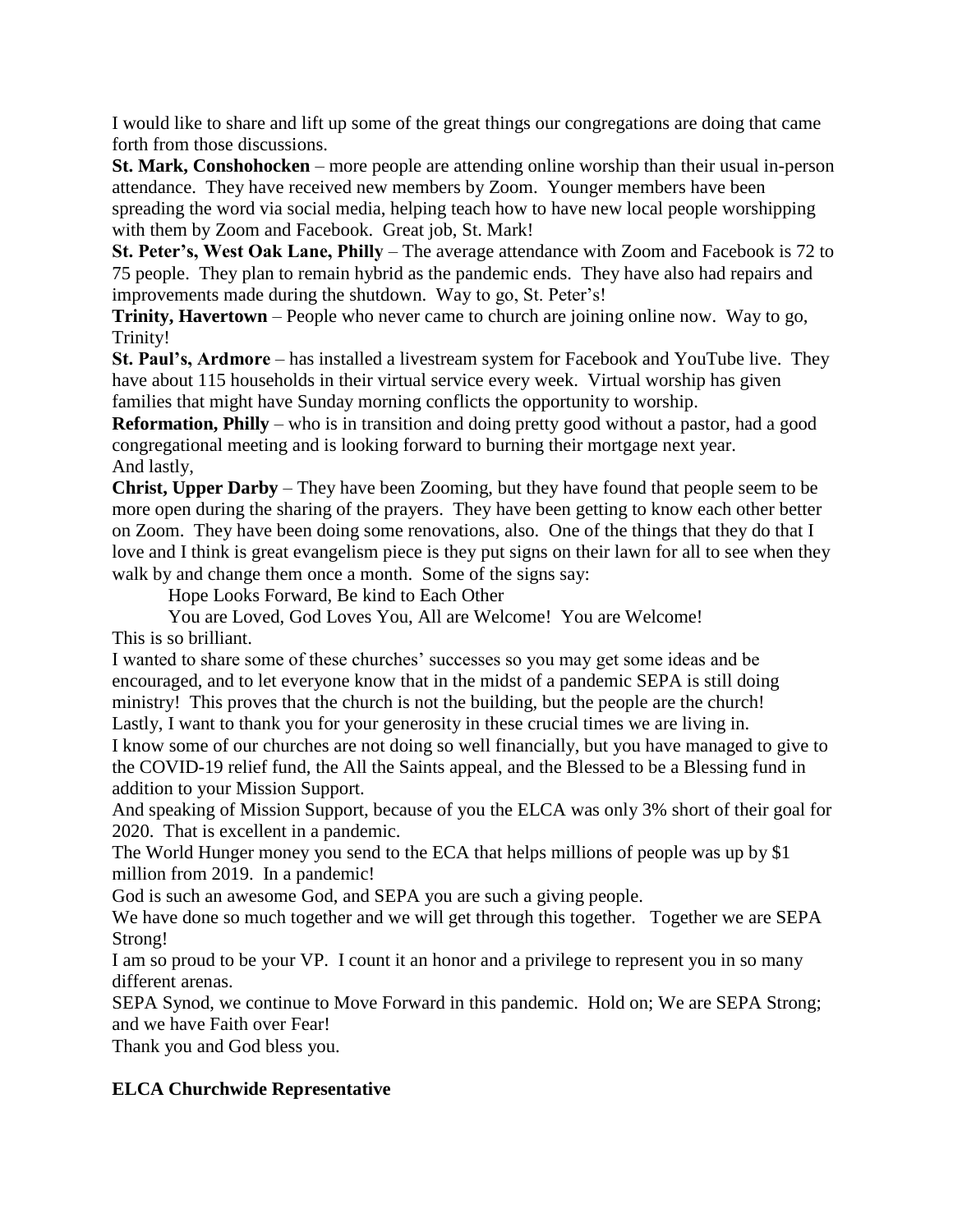I would like to share and lift up some of the great things our congregations are doing that came forth from those discussions.

**St. Mark, Conshohocken** – more people are attending online worship than their usual in-person attendance. They have received new members by Zoom. Younger members have been spreading the word via social media, helping teach how to have new local people worshipping with them by Zoom and Facebook. Great job, St. Mark!

**St. Peter's, West Oak Lane, Philly** – The average attendance with Zoom and Facebook is 72 to 75 people. They plan to remain hybrid as the pandemic ends. They have also had repairs and improvements made during the shutdown. Way to go, St. Peter's!

**Trinity, Havertown** – People who never came to church are joining online now. Way to go, Trinity!

**St. Paul's, Ardmore** – has installed a livestream system for Facebook and YouTube live. They have about 115 households in their virtual service every week. Virtual worship has given families that might have Sunday morning conflicts the opportunity to worship.

**Reformation, Philly** – who is in transition and doing pretty good without a pastor, had a good congregational meeting and is looking forward to burning their mortgage next year.

And lastly,

**Christ, Upper Darby** – They have been Zooming, but they have found that people seem to be more open during the sharing of the prayers. They have been getting to know each other better on Zoom. They have been doing some renovations, also. One of the things that they do that I love and I think is great evangelism piece is they put signs on their lawn for all to see when they walk by and change them once a month. Some of the signs say:

Hope Looks Forward, Be kind to Each Other

You are Loved, God Loves You, All are Welcome! You are Welcome!

This is so brilliant.

I wanted to share some of these churches' successes so you may get some ideas and be encouraged, and to let everyone know that in the midst of a pandemic SEPA is still doing ministry! This proves that the church is not the building, but the people are the church!

Lastly, I want to thank you for your generosity in these crucial times we are living in.

I know some of our churches are not doing so well financially, but you have managed to give to the COVID-19 relief fund, the All the Saints appeal, and the Blessed to be a Blessing fund in addition to your Mission Support.

And speaking of Mission Support, because of you the ELCA was only 3% short of their goal for 2020. That is excellent in a pandemic.

The World Hunger money you send to the ECA that helps millions of people was up by $1 million from 2019. In a pandemic!

God is such an awesome God, and SEPA you are such a giving people.

We have done so much together and we will get through this together. Together we are SEPA Strong!

I am so proud to be your VP. I count it an honor and a privilege to represent you in so many different arenas.

SEPA Synod, we continue to Move Forward in this pandemic. Hold on; We are SEPA Strong; and we have Faith over Fear!

Thank you and God bless you.

## ELCA Churchwide Representative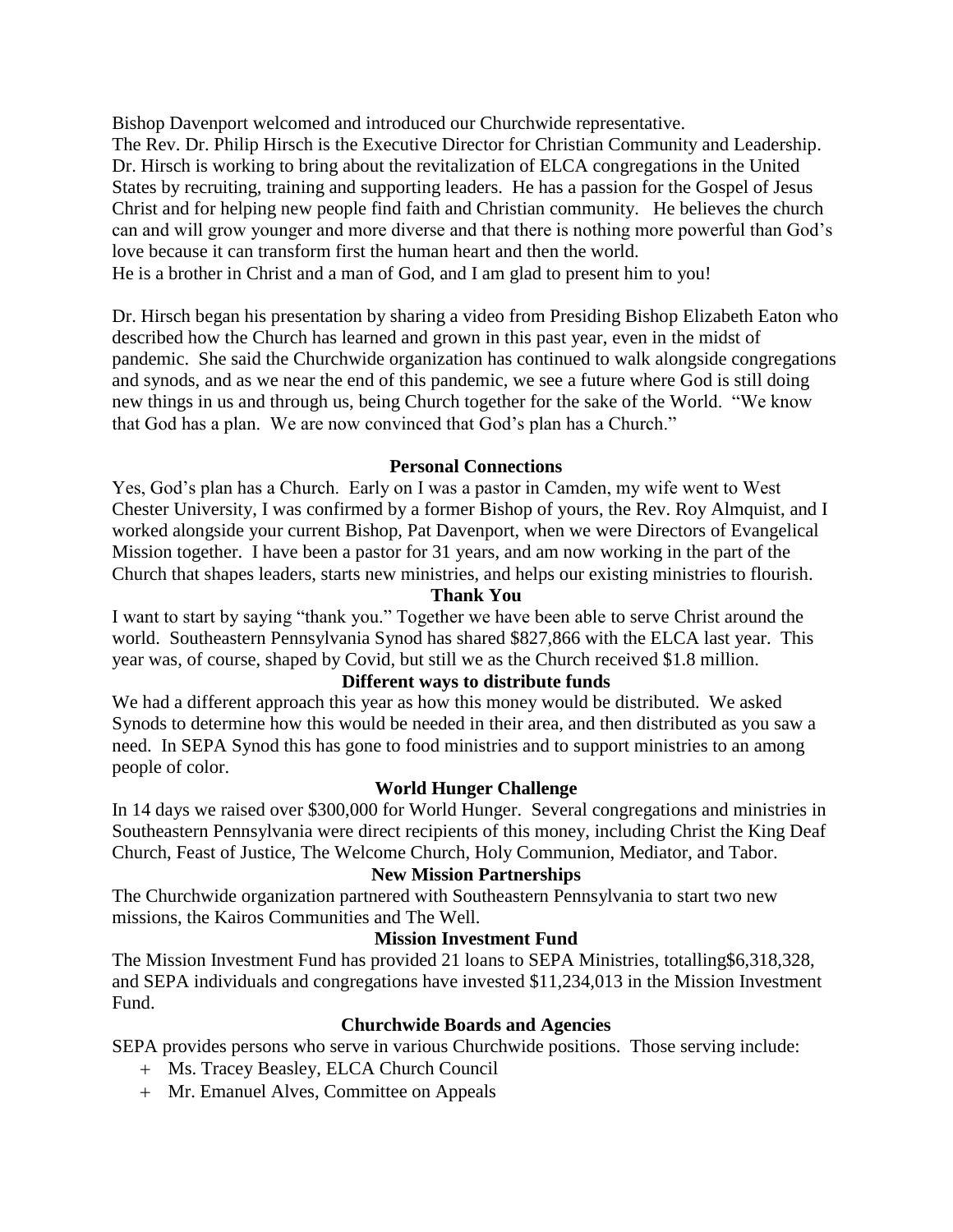Bishop Davenport welcomed and introduced our Churchwide representative.
The Rev. Dr. Philip Hirsch is the Executive Director for Christian Community and Leadership. Dr. Hirsch is working to bring about the revitalization of ELCA congregations in the United States by recruiting, training and supporting leaders. He has a passion for the Gospel of Jesus Christ and for helping new people find faith and Christian community. He believes the church can and will grow younger and more diverse and that there is nothing more powerful than God's love because it can transform first the human heart and then the world.
He is a brother in Christ and a man of God, and I am glad to present him to you!

Dr. Hirsch began his presentation by sharing a video from Presiding Bishop Elizabeth Eaton who described how the Church has learned and grown in this past year, even in the midst of pandemic. She said the Churchwide organization has continued to walk alongside congregations and synods, and as we near the end of this pandemic, we see a future where God is still doing new things in us and through us, being Church together for the sake of the World. "We know that God has a plan. We are now convinced that God's plan has a Church."

**Personal Connections**

Yes, God's plan has a Church. Early on I was a pastor in Camden, my wife went to West Chester University, I was confirmed by a former Bishop of yours, the Rev. Roy Almquist, and I worked alongside your current Bishop, Pat Davenport, when we were Directors of Evangelical Mission together. I have been a pastor for 31 years, and am now working in the part of the Church that shapes leaders, starts new ministries, and helps our existing ministries to flourish.

**Thank You**

I want to start by saying "thank you." Together we have been able to serve Christ around the world. Southeastern Pennsylvania Synod has shared $827,866 with the ELCA last year. This year was, of course, shaped by Covid, but still we as the Church received $1.8 million.

**Different ways to distribute funds**

We had a different approach this year as how this money would be distributed. We asked Synods to determine how this would be needed in their area, and then distributed as you saw a need. In SEPA Synod this has gone to food ministries and to support ministries to an among people of color.

**World Hunger Challenge**

In 14 days we raised over $300,000 for World Hunger. Several congregations and ministries in Southeastern Pennsylvania were direct recipients of this money, including Christ the King Deaf Church, Feast of Justice, The Welcome Church, Holy Communion, Mediator, and Tabor.

**New Mission Partnerships**

The Churchwide organization partnered with Southeastern Pennsylvania to start two new missions, the Kairos Communities and The Well.

**Mission Investment Fund**

The Mission Investment Fund has provided 21 loans to SEPA Ministries, totalling$6,318,328, and SEPA individuals and congregations have invested $11,234,013 in the Mission Investment Fund.

**Churchwide Boards and Agencies**

SEPA provides persons who serve in various Churchwide positions. Those serving include:

+ Ms. Tracey Beasley, ELCA Church Council
+ Mr. Emanuel Alves, Committee on Appeals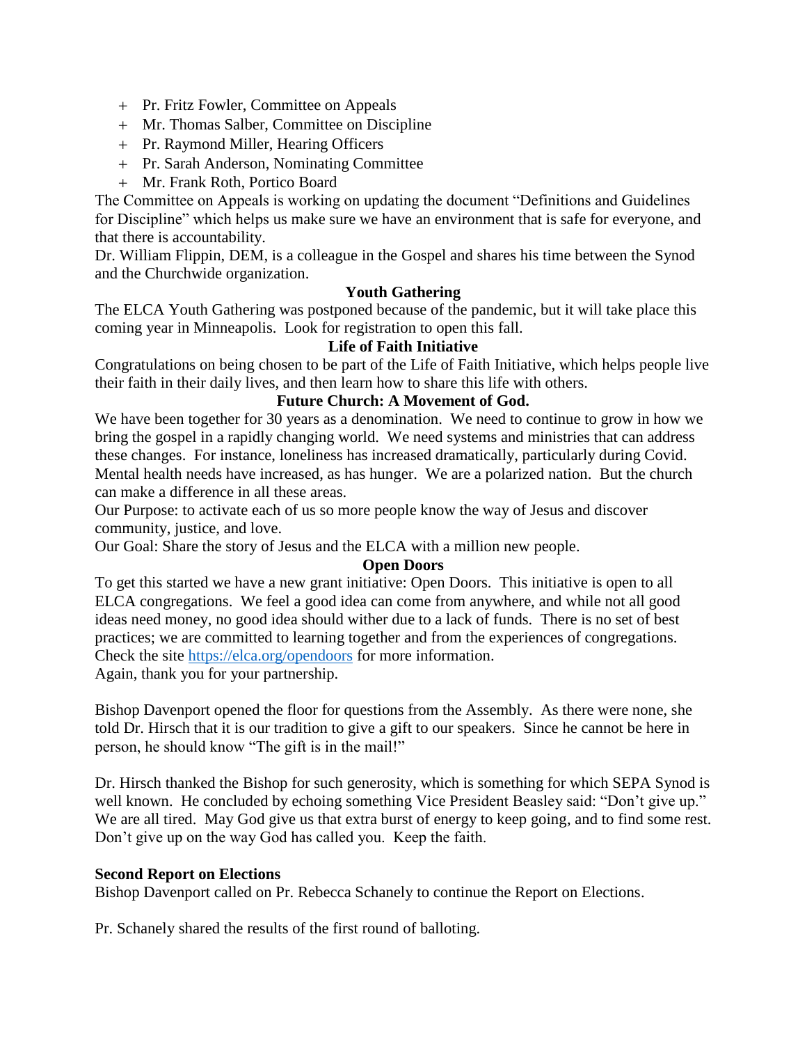+ Pr. Fritz Fowler, Committee on Appeals
+ Mr. Thomas Salber, Committee on Discipline
+ Pr. Raymond Miller, Hearing Officers
+ Pr. Sarah Anderson, Nominating Committee
+ Mr. Frank Roth, Portico Board

The Committee on Appeals is working on updating the document "Definitions and Guidelines for Discipline" which helps us make sure we have an environment that is safe for everyone, and that there is accountability.

Dr. William Flippin, DEM, is a colleague in the Gospel and shares his time between the Synod and the Churchwide organization.

**Youth Gathering**

The ELCA Youth Gathering was postponed because of the pandemic, but it will take place this coming year in Minneapolis. Look for registration to open this fall.

**Life of Faith Initiative**

Congratulations on being chosen to be part of the Life of Faith Initiative, which helps people live their faith in their daily lives, and then learn how to share this life with others.

**Future Church: A Movement of God.**

We have been together for 30 years as a denomination. We need to continue to grow in how we bring the gospel in a rapidly changing world. We need systems and ministries that can address these changes. For instance, loneliness has increased dramatically, particularly during Covid. Mental health needs have increased, as has hunger. We are a polarized nation. But the church can make a difference in all these areas.

Our Purpose: to activate each of us so more people know the way of Jesus and discover community, justice, and love.

Our Goal: Share the story of Jesus and the ELCA with a million new people.

**Open Doors**

To get this started we have a new grant initiative: Open Doors. This initiative is open to all ELCA congregations. We feel a good idea can come from anywhere, and while not all good ideas need money, no good idea should wither due to a lack of funds. There is no set of best practices; we are committed to learning together and from the experiences of congregations. Check the site https://elca.org/opendoors for more information.

Again, thank you for your partnership.

Bishop Davenport opened the floor for questions from the Assembly. As there were none, she told Dr. Hirsch that it is our tradition to give a gift to our speakers. Since he cannot be here in person, he should know "The gift is in the mail!"

Dr. Hirsch thanked the Bishop for such generosity, which is something for which SEPA Synod is well known. He concluded by echoing something Vice President Beasley said: "Don't give up." We are all tired. May God give us that extra burst of energy to keep going, and to find some rest. Don't give up on the way God has called you. Keep the faith.

**Second Report on Elections**

Bishop Davenport called on Pr. Rebecca Schanely to continue the Report on Elections.

Pr. Schanely shared the results of the first round of balloting.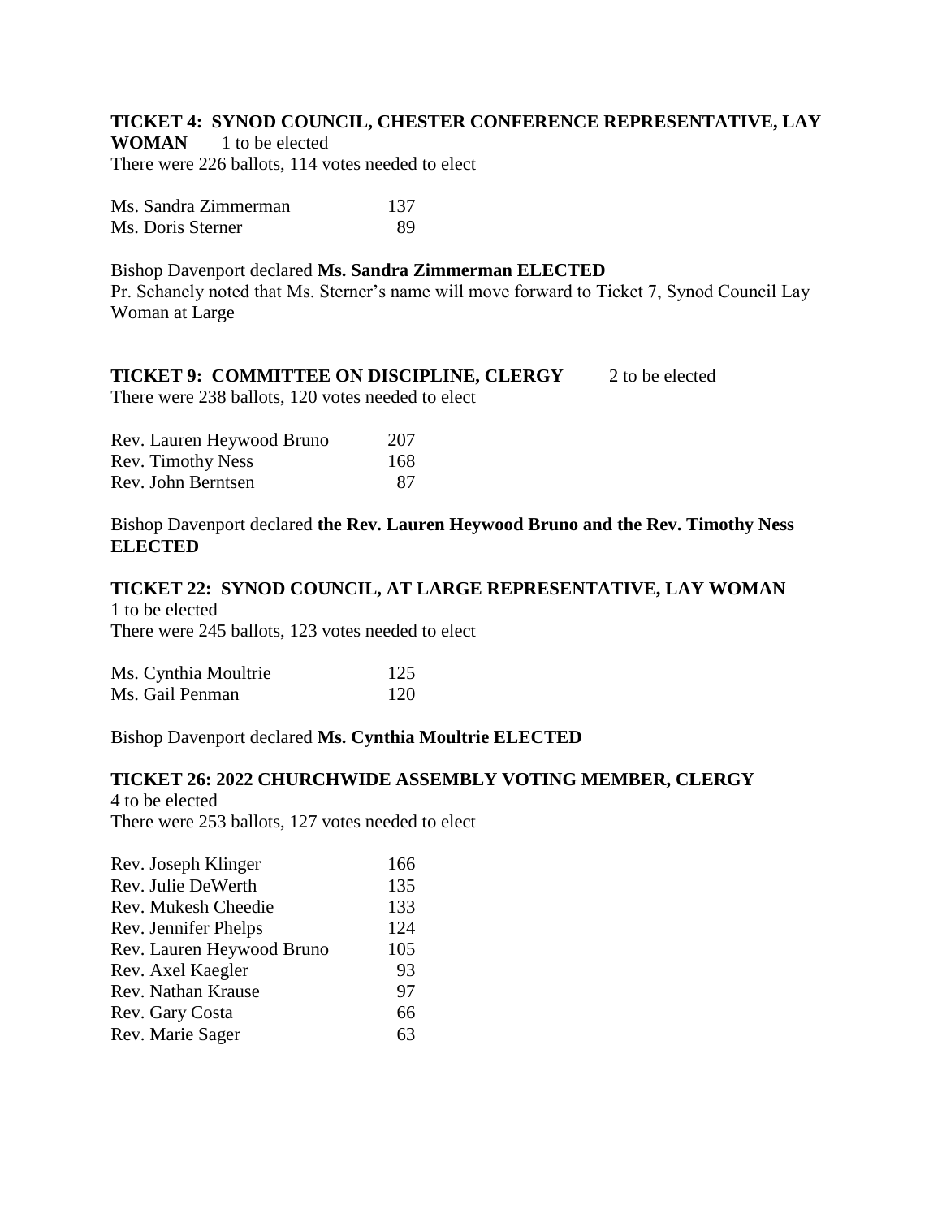**TICKET 4: SYNOD COUNCIL, CHESTER CONFERENCE REPRESENTATIVE, LAY WOMAN** 1 to be elected

There were 226 ballots, 114 votes needed to elect

| | |
|---|---|
| Ms. Sandra Zimmerman | 137 |
| Ms. Doris Sterner | 89 |

Bishop Davenport declared **Ms. Sandra Zimmerman ELECTED**

Pr. Schanely noted that Ms. Sterner's name will move forward to Ticket 7, Synod Council Lay Woman at Large

**TICKET 9: COMMITTEE ON DISCIPLINE, CLERGY** 2 to be elected

There were 238 ballots, 120 votes needed to elect

| | |
|---|---|
| Rev. Lauren Heywood Bruno | 207 |
| Rev. Timothy Ness | 168 |
| Rev. John Berntsen | 87 |

Bishop Davenport declared **the Rev. Lauren Heywood Bruno and the Rev. Timothy Ness ELECTED**

**TICKET 22: SYNOD COUNCIL, AT LARGE REPRESENTATIVE, LAY WOMAN**

1 to be elected

There were 245 ballots, 123 votes needed to elect

| | |
|---|---|
| Ms. Cynthia Moultrie | 125 |
| Ms. Gail Penman | 120 |

Bishop Davenport declared **Ms. Cynthia Moultrie ELECTED**

**TICKET 26: 2022 CHURCHWIDE ASSEMBLY VOTING MEMBER, CLERGY**

4 to be elected

There were 253 ballots, 127 votes needed to elect

| | |
|---|---|
| Rev. Joseph Klinger | 166 |
| Rev. Julie DeWerth | 135 |
| Rev. Mukesh Cheedie | 133 |
| Rev. Jennifer Phelps | 124 |
| Rev. Lauren Heywood Bruno | 105 |
| Rev. Axel Kaegler | 93 |
| Rev. Nathan Krause | 97 |
| Rev. Gary Costa | 66 |
| Rev. Marie Sager | 63 |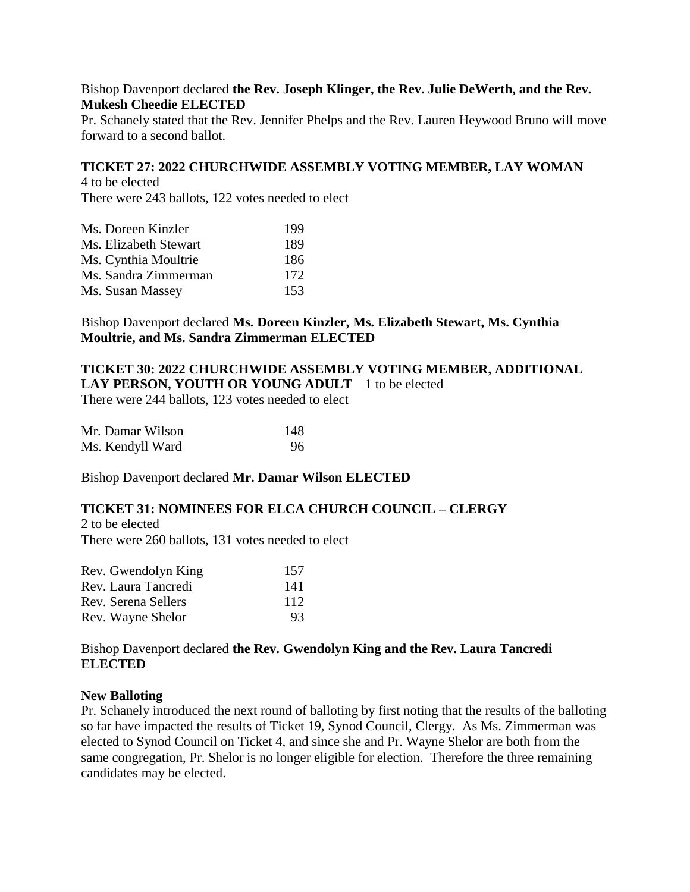Bishop Davenport declared **the Rev. Joseph Klinger, the Rev. Julie DeWerth, and the Rev. Mukesh Cheedie ELECTED**

Pr. Schanely stated that the Rev. Jennifer Phelps and the Rev. Lauren Heywood Bruno will move forward to a second ballot.

**TICKET 27: 2022 CHURCHWIDE ASSEMBLY VOTING MEMBER, LAY WOMAN**

4 to be elected

There were 243 ballots, 122 votes needed to elect

| | |
|---|---|
| Ms. Doreen Kinzler | 199 |
| Ms. Elizabeth Stewart | 189 |
| Ms. Cynthia Moultrie | 186 |
| Ms. Sandra Zimmerman | 172 |
| Ms. Susan Massey | 153 |

Bishop Davenport declared **Ms. Doreen Kinzler, Ms. Elizabeth Stewart, Ms. Cynthia Moultrie, and Ms. Sandra Zimmerman ELECTED**

**TICKET 30: 2022 CHURCHWIDE ASSEMBLY VOTING MEMBER, ADDITIONAL LAY PERSON, YOUTH OR YOUNG ADULT** 1 to be elected

There were 244 ballots, 123 votes needed to elect

| | |
|---|---|
| Mr. Damar Wilson | 148 |
| Ms. Kendyll Ward | 96 |

Bishop Davenport declared **Mr. Damar Wilson ELECTED**

**TICKET 31: NOMINEES FOR ELCA CHURCH COUNCIL – CLERGY**

2 to be elected

There were 260 ballots, 131 votes needed to elect

| | |
|---|---|
| Rev. Gwendolyn King | 157 |
| Rev. Laura Tancredi | 141 |
| Rev. Serena Sellers | 112 |
| Rev. Wayne Shelor | 93 |

Bishop Davenport declared **the Rev. Gwendolyn King and the Rev. Laura Tancredi ELECTED**

**New Balloting**

Pr. Schanely introduced the next round of balloting by first noting that the results of the balloting so far have impacted the results of Ticket 19, Synod Council, Clergy. As Ms. Zimmerman was elected to Synod Council on Ticket 4, and since she and Pr. Wayne Shelor are both from the same congregation, Pr. Shelor is no longer eligible for election. Therefore the three remaining candidates may be elected.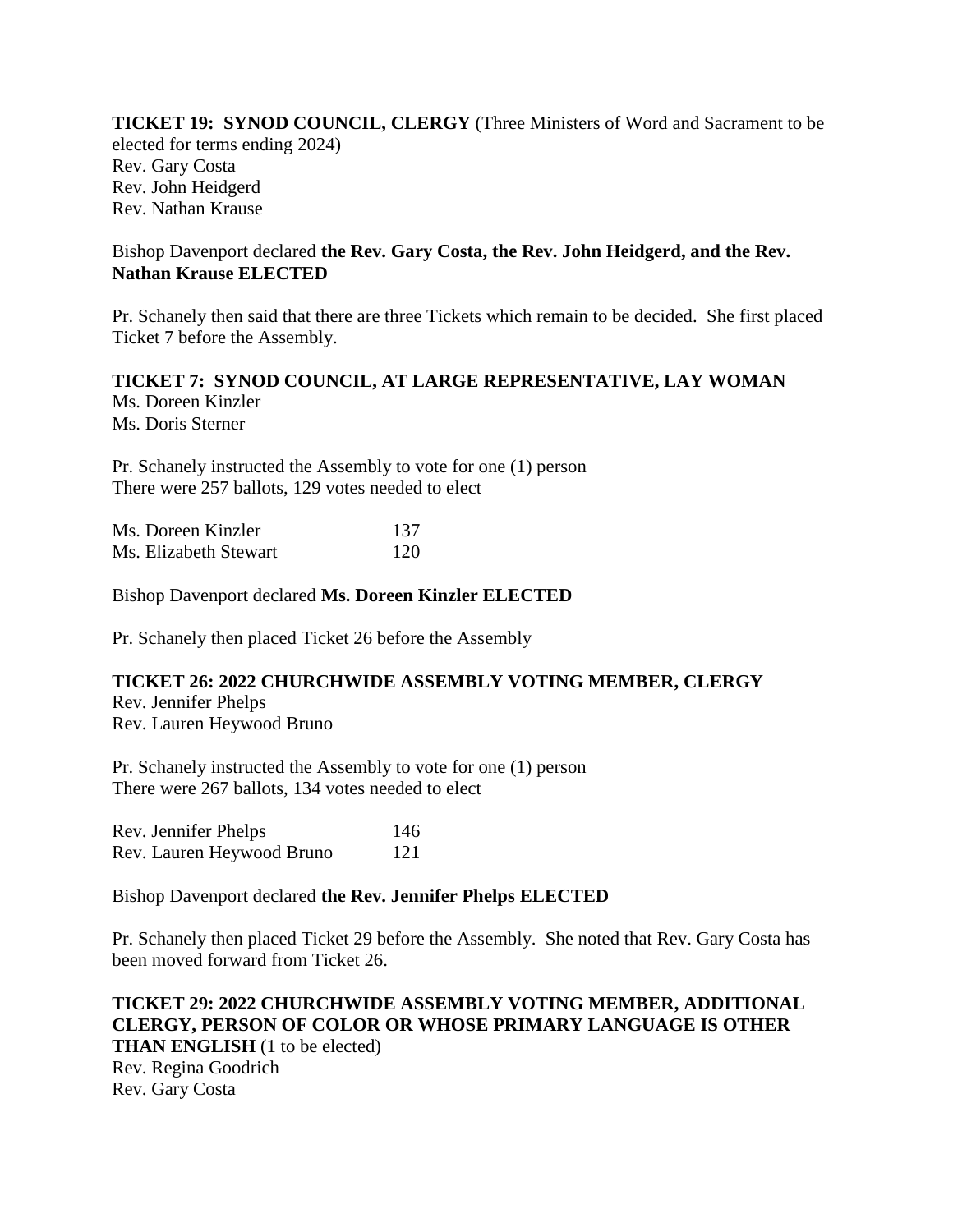**TICKET 19: SYNOD COUNCIL, CLERGY** (Three Ministers of Word and Sacrament to be elected for terms ending 2024)
Rev. Gary Costa
Rev. John Heidgerd
Rev. Nathan Krause

Bishop Davenport declared **the Rev. Gary Costa, the Rev. John Heidgerd, and the Rev. Nathan Krause ELECTED**

Pr. Schanely then said that there are three Tickets which remain to be decided. She first placed Ticket 7 before the Assembly.

**TICKET 7: SYNOD COUNCIL, AT LARGE REPRESENTATIVE, LAY WOMAN**
Ms. Doreen Kinzler
Ms. Doris Sterner

Pr. Schanely instructed the Assembly to vote for one (1) person
There were 257 ballots, 129 votes needed to elect

| | |
|---|---|
| Ms. Doreen Kinzler | 137 |
| Ms. Elizabeth Stewart | 120 |

Bishop Davenport declared **Ms. Doreen Kinzler ELECTED**

Pr. Schanely then placed Ticket 26 before the Assembly

**TICKET 26: 2022 CHURCHWIDE ASSEMBLY VOTING MEMBER, CLERGY**
Rev. Jennifer Phelps
Rev. Lauren Heywood Bruno

Pr. Schanely instructed the Assembly to vote for one (1) person
There were 267 ballots, 134 votes needed to elect

| | |
|---|---|
| Rev. Jennifer Phelps | 146 |
| Rev. Lauren Heywood Bruno | 121 |

Bishop Davenport declared **the Rev. Jennifer Phelps ELECTED**

Pr. Schanely then placed Ticket 29 before the Assembly. She noted that Rev. Gary Costa has been moved forward from Ticket 26.

**TICKET 29: 2022 CHURCHWIDE ASSEMBLY VOTING MEMBER, ADDITIONAL CLERGY, PERSON OF COLOR OR WHOSE PRIMARY LANGUAGE IS OTHER THAN ENGLISH** (1 to be elected)
Rev. Regina Goodrich
Rev. Gary Costa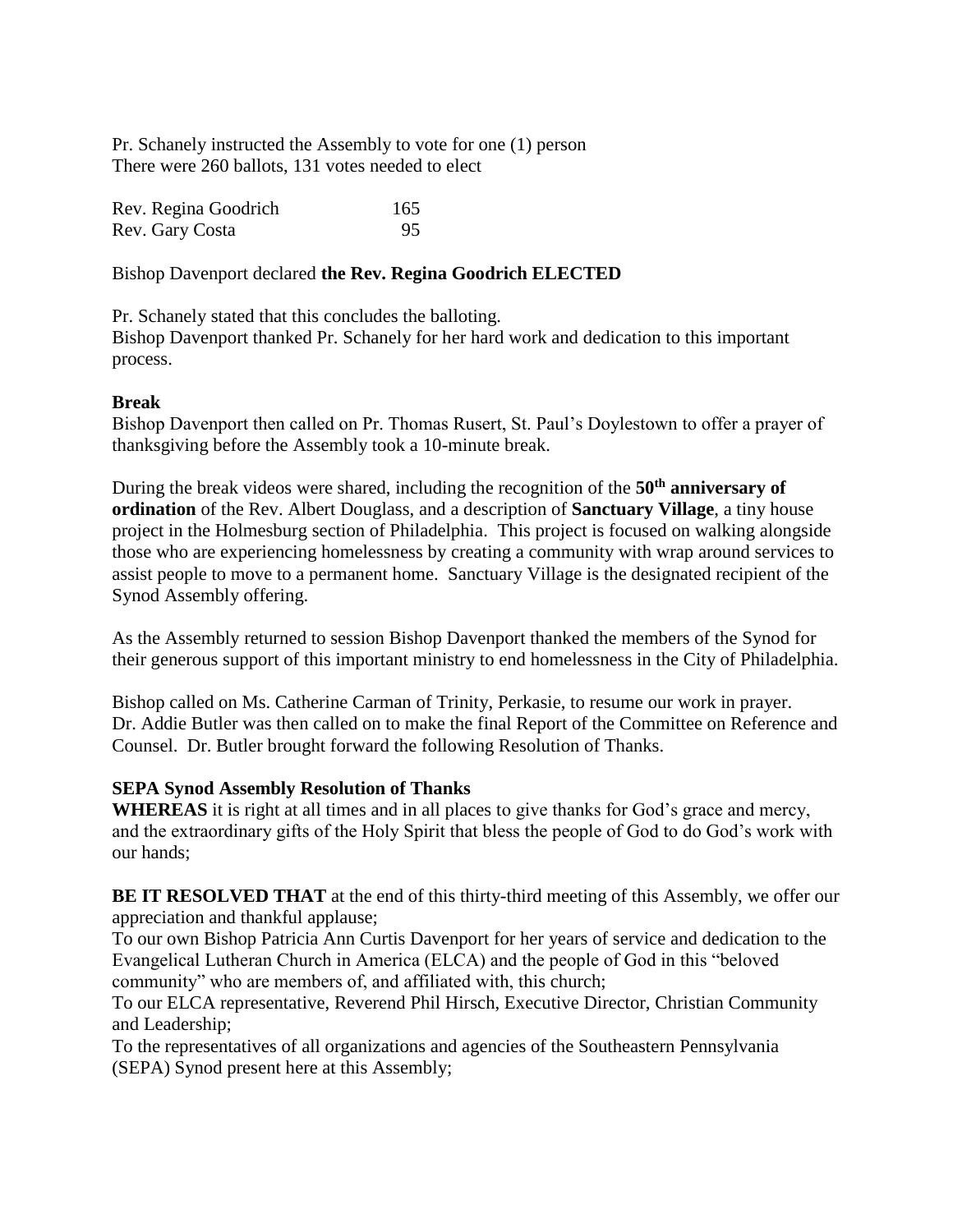Pr. Schanely instructed the Assembly to vote for one (1) person
There were 260 ballots, 131 votes needed to elect

| | |
|---|---|
| Rev. Regina Goodrich | 165 |
| Rev. Gary Costa | 95 |

Bishop Davenport declared **the Rev. Regina Goodrich ELECTED**

Pr. Schanely stated that this concludes the balloting.
Bishop Davenport thanked Pr. Schanely for her hard work and dedication to this important process.

**Break**
Bishop Davenport then called on Pr. Thomas Rusert, St. Paul's Doylestown to offer a prayer of thanksgiving before the Assembly took a 10-minute break.

During the break videos were shared, including the recognition of the **50th anniversary of ordination** of the Rev. Albert Douglass, and a description of **Sanctuary Village**, a tiny house project in the Holmesburg section of Philadelphia. This project is focused on walking alongside those who are experiencing homelessness by creating a community with wrap around services to assist people to move to a permanent home. Sanctuary Village is the designated recipient of the Synod Assembly offering.

As the Assembly returned to session Bishop Davenport thanked the members of the Synod for their generous support of this important ministry to end homelessness in the City of Philadelphia.

Bishop called on Ms. Catherine Carman of Trinity, Perkasie, to resume our work in prayer. Dr. Addie Butler was then called on to make the final Report of the Committee on Reference and Counsel. Dr. Butler brought forward the following Resolution of Thanks.

**SEPA Synod Assembly Resolution of Thanks**
**WHEREAS** it is right at all times and in all places to give thanks for God's grace and mercy, and the extraordinary gifts of the Holy Spirit that bless the people of God to do God's work with our hands;

**BE IT RESOLVED THAT** at the end of this thirty-third meeting of this Assembly, we offer our appreciation and thankful applause;
To our own Bishop Patricia Ann Curtis Davenport for her years of service and dedication to the Evangelical Lutheran Church in America (ELCA) and the people of God in this "beloved community" who are members of, and affiliated with, this church;
To our ELCA representative, Reverend Phil Hirsch, Executive Director, Christian Community and Leadership;
To the representatives of all organizations and agencies of the Southeastern Pennsylvania (SEPA) Synod present here at this Assembly;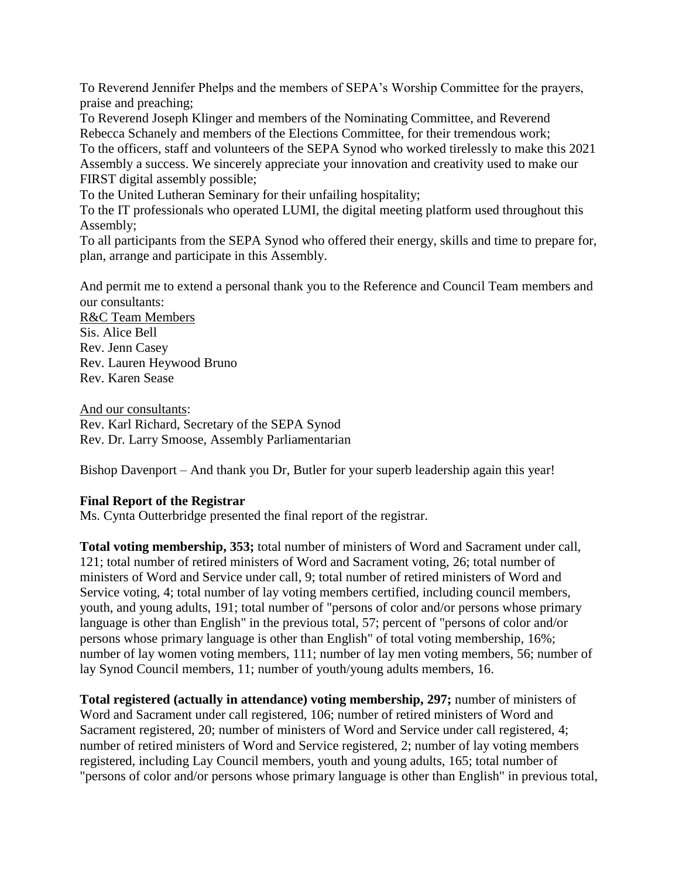To Reverend Jennifer Phelps and the members of SEPA's Worship Committee for the prayers, praise and preaching;

To Reverend Joseph Klinger and members of the Nominating Committee, and Reverend Rebecca Schanely and members of the Elections Committee, for their tremendous work;

To the officers, staff and volunteers of the SEPA Synod who worked tirelessly to make this 2021 Assembly a success. We sincerely appreciate your innovation and creativity used to make our FIRST digital assembly possible;

To the United Lutheran Seminary for their unfailing hospitality;

To the IT professionals who operated LUMI, the digital meeting platform used throughout this Assembly;

To all participants from the SEPA Synod who offered their energy, skills and time to prepare for, plan, arrange and participate in this Assembly.

And permit me to extend a personal thank you to the Reference and Council Team members and our consultants:

<u>R&C Team Members</u>
Sis. Alice Bell
Rev. Jenn Casey
Rev. Lauren Heywood Bruno
Rev. Karen Sease

<u>And our consultants</u>:
Rev. Karl Richard, Secretary of the SEPA Synod
Rev. Dr. Larry Smoose, Assembly Parliamentarian

Bishop Davenport – And thank you Dr, Butler for your superb leadership again this year!

**Final Report of the Registrar**

Ms. Cynta Outterbridge presented the final report of the registrar.

**Total voting membership, 353;** total number of ministers of Word and Sacrament under call, 121; total number of retired ministers of Word and Sacrament voting, 26; total number of ministers of Word and Service under call, 9; total number of retired ministers of Word and Service voting, 4; total number of lay voting members certified, including council members, youth, and young adults, 191; total number of "persons of color and/or persons whose primary language is other than English" in the previous total, 57; percent of "persons of color and/or persons whose primary language is other than English" of total voting membership, 16%; number of lay women voting members, 111; number of lay men voting members, 56; number of lay Synod Council members, 11; number of youth/young adults members, 16.

**Total registered (actually in attendance) voting membership, 297;** number of ministers of Word and Sacrament under call registered, 106; number of retired ministers of Word and Sacrament registered, 20; number of ministers of Word and Service under call registered, 4; number of retired ministers of Word and Service registered, 2; number of lay voting members registered, including Lay Council members, youth and young adults, 165; total number of "persons of color and/or persons whose primary language is other than English" in previous total,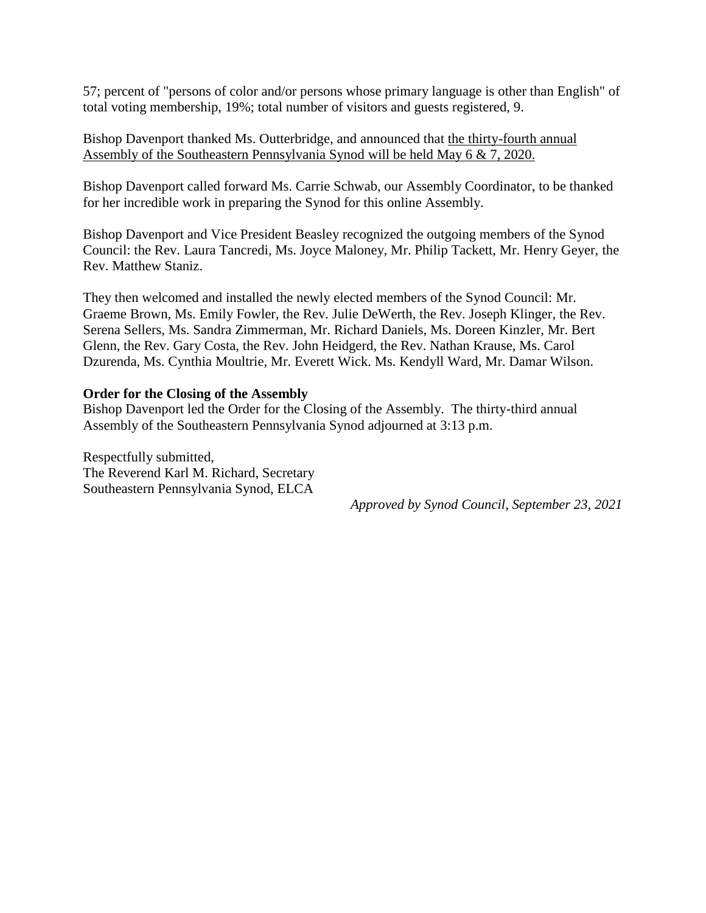57; percent of "persons of color and/or persons whose primary language is other than English" of total voting membership, 19%; total number of visitors and guests registered, 9.

Bishop Davenport thanked Ms. Outterbridge, and announced that the thirty-fourth annual Assembly of the Southeastern Pennsylvania Synod will be held May 6 & 7, 2020.

Bishop Davenport called forward Ms. Carrie Schwab, our Assembly Coordinator, to be thanked for her incredible work in preparing the Synod for this online Assembly.

Bishop Davenport and Vice President Beasley recognized the outgoing members of the Synod Council: the Rev. Laura Tancredi, Ms. Joyce Maloney, Mr. Philip Tackett, Mr. Henry Geyer, the Rev. Matthew Staniz.

They then welcomed and installed the newly elected members of the Synod Council: Mr. Graeme Brown, Ms. Emily Fowler, the Rev. Julie DeWerth, the Rev. Joseph Klinger, the Rev. Serena Sellers, Ms. Sandra Zimmerman, Mr. Richard Daniels, Ms. Doreen Kinzler, Mr. Bert Glenn, the Rev. Gary Costa, the Rev. John Heidgerd, the Rev. Nathan Krause, Ms. Carol Dzurenda, Ms. Cynthia Moultrie, Mr. Everett Wick. Ms. Kendyll Ward, Mr. Damar Wilson.

**Order for the Closing of the Assembly**

Bishop Davenport led the Order for the Closing of the Assembly. The thirty-third annual Assembly of the Southeastern Pennsylvania Synod adjourned at 3:13 p.m.

Respectfully submitted,
The Reverend Karl M. Richard, Secretary
Southeastern Pennsylvania Synod, ELCA

*Approved by Synod Council, September 23, 2021*